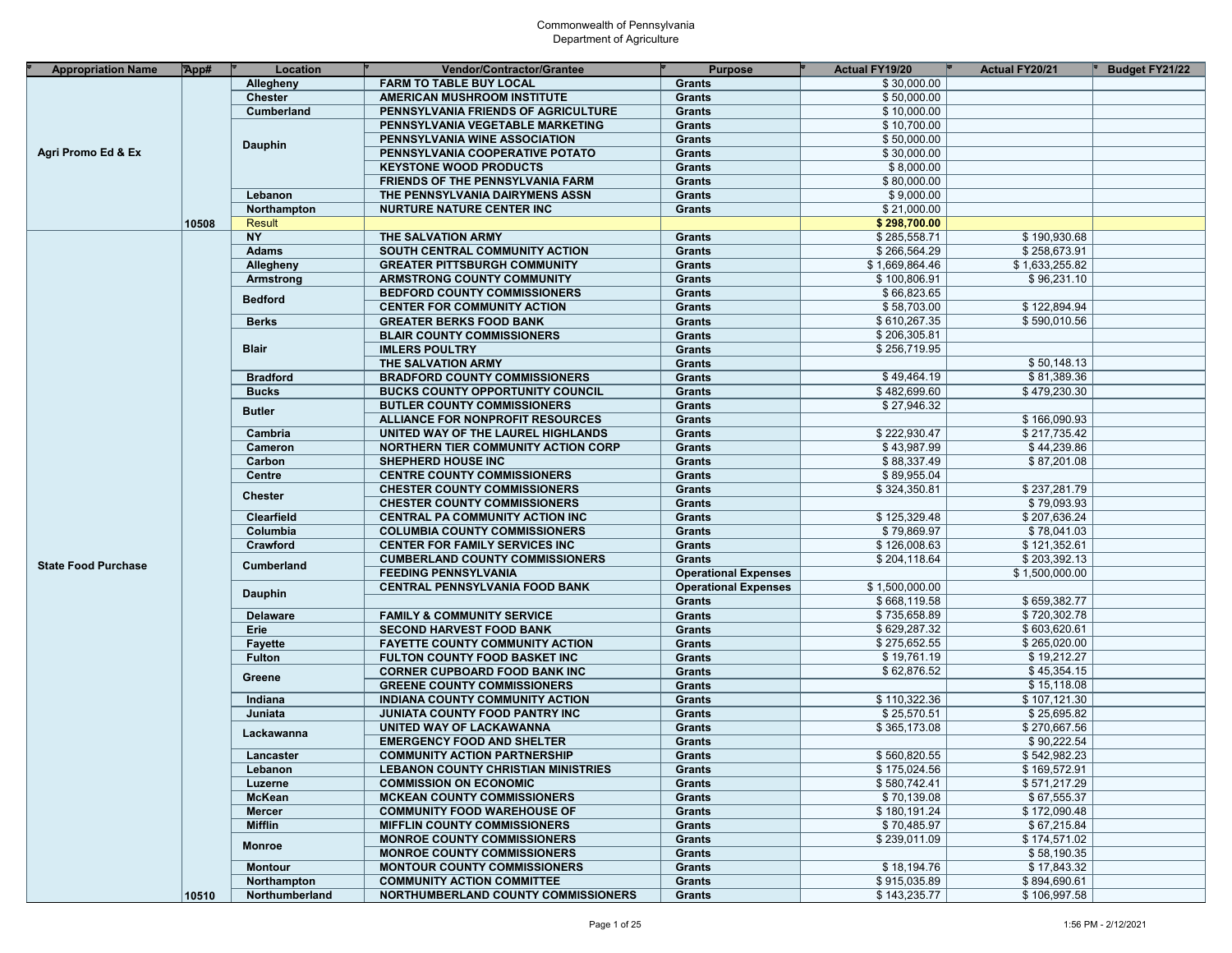Commonwealth of Pennsylvania
Department of Agriculture

| Appropriation Name | App# | Location | Vendor/Contractor/Grantee | Purpose | Actual FY19/20 | Actual FY20/21 | Budget FY21/22 |
|---|---|---|---|---|---|---|---|
| Agri Promo Ed & Ex | | Allegheny | FARM TO TABLE BUY LOCAL | Grants | $ 30,000.00 | | |
| | | Chester | AMERICAN MUSHROOM INSTITUTE | Grants | $ 50,000.00 | | |
| | | Cumberland | PENNSYLVANIA FRIENDS OF AGRICULTURE | Grants | $ 10,000.00 | | |
| | | Dauphin | PENNSYLVANIA VEGETABLE MARKETING | Grants | $ 10,700.00 | | |
| | | | PENNSYLVANIA WINE ASSOCIATION | Grants | $ 50,000.00 | | |
| | | | PENNSYLVANIA COOPERATIVE POTATO | Grants | $ 30,000.00 | | |
| | | | KEYSTONE WOOD PRODUCTS | Grants | $ 8,000.00 | | |
| | | | FRIENDS OF THE PENNSYLVANIA FARM | Grants | $ 80,000.00 | | |
| | | Lebanon | THE PENNSYLVANIA DAIRYMENS ASSN | Grants | $ 9,000.00 | | |
| | | Northampton | NURTURE NATURE CENTER INC | Grants | $ 21,000.00 | | |
| | 10508 | Result | | | **$ 298,700.00** | | |
| State Food Purchase | | NY | THE SALVATION ARMY | Grants | $ 285,558.71 | $ 190,930.68 | |
| | | Adams | SOUTH CENTRAL COMMUNITY ACTION | Grants | $ 266,564.29 | $ 258,673.91 | |
| | | Allegheny | GREATER PITTSBURGH COMMUNITY | Grants | $ 1,669,864.46 | $ 1,633,255.82 | |
| | | Armstrong | ARMSTRONG COUNTY COMMUNITY | Grants | $ 100,806.91 | $ 96,231.10 | |
| | | Bedford | BEDFORD COUNTY COMMISSIONERS | Grants | $ 66,823.65 | | |
| | | | CENTER FOR COMMUNITY ACTION | Grants | $ 58,703.00 | $ 122,894.94 | |
| | | Berks | GREATER BERKS FOOD BANK | Grants | $ 610,267.35 | $ 590,010.56 | |
| | | Blair | BLAIR COUNTY COMMISSIONERS | Grants | $ 206,305.81 | | |
| | | | IMLERS POULTRY | Grants | $ 256,719.95 | | |
| | | | THE SALVATION ARMY | Grants | | $ 50,148.13 | |
| | | Bradford | BRADFORD COUNTY COMMISSIONERS | Grants | $ 49,464.19 | $ 81,389.36 | |
| | | Bucks | BUCKS COUNTY OPPORTUNITY COUNCIL | Grants | $ 482,699.60 | $ 479,230.30 | |
| | | Butler | BUTLER COUNTY COMMISSIONERS | Grants | $ 27,946.32 | | |
| | | | ALLIANCE FOR NONPROFIT RESOURCES | Grants | | $ 166,090.93 | |
| | | Cambria | UNITED WAY OF THE LAUREL HIGHLANDS | Grants | $ 222,930.47 | $ 217,735.42 | |
| | | Cameron | NORTHERN TIER COMMUNITY ACTION CORP | Grants | $ 43,987.99 | $ 44,239.86 | |
| | | Carbon | SHEPHERD HOUSE INC | Grants | $ 88,337.49 | $ 87,201.08 | |
| | | Centre | CENTRE COUNTY COMMISSIONERS | Grants | $ 89,955.04 | | |
| | | Chester | CHESTER COUNTY COMMISSIONERS | Grants | $ 324,350.81 | $ 237,281.79 | |
| | | | CHESTER COUNTY COMMISSIONERS | Grants | | $ 79,093.93 | |
| | | Clearfield | CENTRAL PA COMMUNITY ACTION INC | Grants | $ 125,329.48 | $ 207,636.24 | |
| | | Columbia | COLUMBIA COUNTY COMMISSIONERS | Grants | $ 79,869.97 | $ 78,041.03 | |
| | | Crawford | CENTER FOR FAMILY SERVICES INC | Grants | $ 126,008.63 | $ 121,352.61 | |
| | | Cumberland | CUMBERLAND COUNTY COMMISSIONERS | Grants | $ 204,118.64 | $ 203,392.13 | |
| | | | FEEDING PENNSYLVANIA | Operational Expenses | | $ 1,500,000.00 | |
| | | Dauphin | CENTRAL PENNSYLVANIA FOOD BANK | Operational Expenses | $ 1,500,000.00 | | |
| | | | | Grants | $ 668,119.58 | $ 659,382.77 | |
| | | Delaware | FAMILY & COMMUNITY SERVICE | Grants | $ 735,658.89 | $ 720,302.78 | |
| | | Erie | SECOND HARVEST FOOD BANK | Grants | $ 629,287.32 | $ 603,620.61 | |
| | | Fayette | FAYETTE COUNTY COMMUNITY ACTION | Grants | $ 275,652.55 | $ 265,020.00 | |
| | | Fulton | FULTON COUNTY FOOD BASKET INC | Grants | $ 19,761.19 | $ 19,212.27 | |
| | | Greene | CORNER CUPBOARD FOOD BANK INC | Grants | $ 62,876.52 | $ 45,354.15 | |
| | | | GREENE COUNTY COMMISSIONERS | Grants | | $ 15,118.08 | |
| | | Indiana | INDIANA COUNTY COMMUNITY ACTION | Grants | $ 110,322.36 | $ 107,121.30 | |
| | | Juniata | JUNIATA COUNTY FOOD PANTRY INC | Grants | $ 25,570.51 | $ 25,695.82 | |
| | | Lackawanna | UNITED WAY OF LACKAWANNA | Grants | $ 365,173.08 | $ 270,667.56 | |
| | | | EMERGENCY FOOD AND SHELTER | Grants | | $ 90,222.54 | |
| | | Lancaster | COMMUNITY ACTION PARTNERSHIP | Grants | $ 560,820.55 | $ 542,982.23 | |
| | | Lebanon | LEBANON COUNTY CHRISTIAN MINISTRIES | Grants | $ 175,024.56 | $ 169,572.91 | |
| | | Luzerne | COMMISSION ON ECONOMIC | Grants | $ 580,742.41 | $ 571,217.29 | |
| | | McKean | MCKEAN COUNTY COMMISSIONERS | Grants | $ 70,139.08 | $ 67,555.37 | |
| | | Mercer | COMMUNITY FOOD WAREHOUSE OF | Grants | $ 180,191.24 | $ 172,090.48 | |
| | | Mifflin | MIFFLIN COUNTY COMMISSIONERS | Grants | $ 70,485.97 | $ 67,215.84 | |
| | | Monroe | MONROE COUNTY COMMISSIONERS | Grants | $ 239,011.09 | $ 174,571.02 | |
| | | | MONROE COUNTY COMMISSIONERS | Grants | | $ 58,190.35 | |
| | | Montour | MONTOUR COUNTY COMMISSIONERS | Grants | $ 18,194.76 | $ 17,843.32 | |
| | | Northampton | COMMUNITY ACTION COMMITTEE | Grants | $ 915,035.89 | $ 894,690.61 | |
| | 10510 | Northumberland | NORTHUMBERLAND COUNTY COMMISSIONERS | Grants | $ 143,235.77 | $ 106,997.58 | |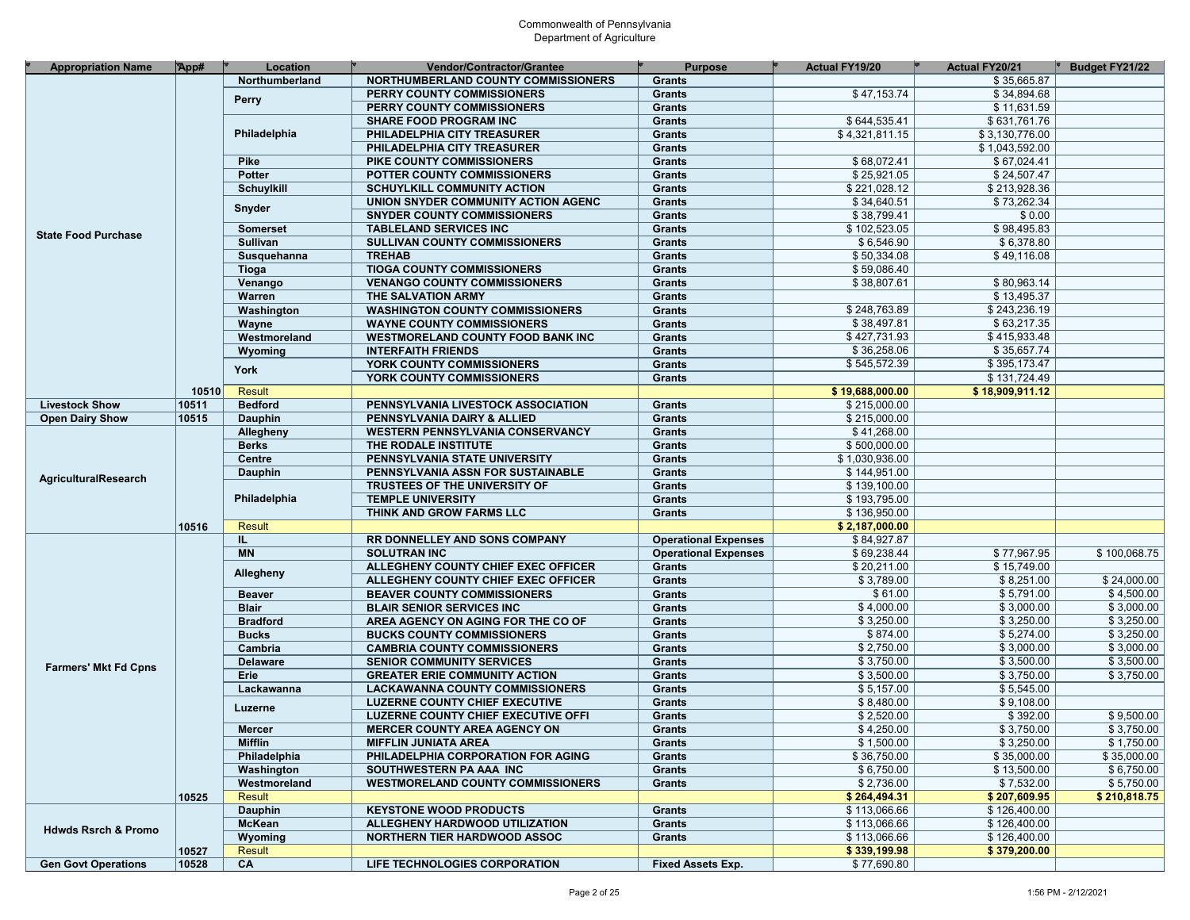Commonwealth of Pennsylvania
Department of Agriculture

| Appropriation Name | App# | Location | Vendor/Contractor/Grantee | Purpose | Actual FY19/20 | Actual FY20/21 | Budget FY21/22 |
|---|---|---|---|---|---|---|---|
| State Food Purchase | | Northumberland | NORTHUMBERLAND COUNTY COMMISSIONERS | Grants | | $ 35,665.87 | |
| | | Perry | PERRY COUNTY COMMISSIONERS | Grants | $ 47,153.74 | $ 34,894.68 | |
| | | | PERRY COUNTY COMMISSIONERS | Grants | | $ 11,631.59 | |
| | | Philadelphia | SHARE FOOD PROGRAM INC | Grants | $ 644,535.41 | $ 631,761.76 | |
| | | | PHILADELPHIA CITY TREASURER | Grants | $ 4,321,811.15 | $ 3,130,776.00 | |
| | | | PHILADELPHIA CITY TREASURER | Grants | | $ 1,043,592.00 | |
| | | Pike | PIKE COUNTY COMMISSIONERS | Grants | $ 68,072.41 | $ 67,024.41 | |
| | | Potter | POTTER COUNTY COMMISSIONERS | Grants | $ 25,921.05 | $ 24,507.47 | |
| | | Schuylkill | SCHUYLKILL COMMUNITY ACTION | Grants | $ 221,028.12 | $ 213,928.36 | |
| | | Snyder | UNION SNYDER COMMUNITY ACTION AGENC | Grants | $ 34,640.51 | $ 73,262.34 | |
| | | | SNYDER COUNTY COMMISSIONERS | Grants | $ 38,799.41 | $ 0.00 | |
| | | Somerset | TABLELAND SERVICES INC | Grants | $ 102,523.05 | $ 98,495.83 | |
| | | Sullivan | SULLIVAN COUNTY COMMISSIONERS | Grants | $ 6,546.90 | $ 6,378.80 | |
| | | Susquehanna | TREHAB | Grants | $ 50,334.08 | $ 49,116.08 | |
| | | Tioga | TIOGA COUNTY COMMISSIONERS | Grants | $ 59,086.40 | | |
| | | Venango | VENANGO COUNTY COMMISSIONERS | Grants | $ 38,807.61 | $ 80,963.14 | |
| | | Warren | THE SALVATION ARMY | Grants | | $ 13,495.37 | |
| | | Washington | WASHINGTON COUNTY COMMISSIONERS | Grants | $ 248,763.89 | $ 243,236.19 | |
| | | Wayne | WAYNE COUNTY COMMISSIONERS | Grants | $ 38,497.81 | $ 63,217.35 | |
| | | Westmoreland | WESTMORELAND COUNTY FOOD BANK INC | Grants | $ 427,731.93 | $ 415,933.48 | |
| | | Wyoming | INTERFAITH FRIENDS | Grants | $ 36,258.06 | $ 35,657.74 | |
| | | York | YORK COUNTY COMMISSIONERS | Grants | $ 545,572.39 | $ 395,173.47 | |
| | | | YORK COUNTY COMMISSIONERS | Grants | | $ 131,724.49 | |
| | 10510 | Result | | | **$ 19,688,000.00** | **$ 18,909,911.12** | |
| Livestock Show | 10511 | Bedford | PENNSYLVANIA LIVESTOCK ASSOCIATION | Grants | $ 215,000.00 | | |
| Open Dairy Show | 10515 | Dauphin | PENNSYLVANIA DAIRY & ALLIED | Grants | $ 215,000.00 | | |
| AgriculturalResearch | | Allegheny | WESTERN PENNSYLVANIA CONSERVANCY | Grants | $ 41,268.00 | | |
| | | Berks | THE RODALE INSTITUTE | Grants | $ 500,000.00 | | |
| | | Centre | PENNSYLVANIA STATE UNIVERSITY | Grants | $ 1,030,936.00 | | |
| | | Dauphin | PENNSYLVANIA ASSN FOR SUSTAINABLE | Grants | $ 144,951.00 | | |
| | | Philadelphia | TRUSTEES OF THE UNIVERSITY OF | Grants | $ 139,100.00 | | |
| | | | TEMPLE UNIVERSITY | Grants | $ 193,795.00 | | |
| | | | THINK AND GROW FARMS LLC | Grants | $ 136,950.00 | | |
| | 10516 | Result | | | **$ 2,187,000.00** | | |
| Farmers' Mkt Fd Cpns | | IL | RR DONNELLEY AND SONS COMPANY | Operational Expenses | $ 84,927.87 | | |
| | | MN | SOLUTRAN INC | Operational Expenses | $ 69,238.44 | $ 77,967.95 | $ 100,068.75 |
| | | Allegheny | ALLEGHENY COUNTY CHIEF EXEC OFFICER | Grants | $ 20,211.00 | $ 15,749.00 | |
| | | | ALLEGHENY COUNTY CHIEF EXEC OFFICER | Grants | $ 3,789.00 | $ 8,251.00 | $ 24,000.00 |
| | | Beaver | BEAVER COUNTY COMMISSIONERS | Grants | $ 61.00 | $ 5,791.00 | $ 4,500.00 |
| | | Blair | BLAIR SENIOR SERVICES INC | Grants | $ 4,000.00 | $ 3,000.00 | $ 3,000.00 |
| | | Bradford | AREA AGENCY ON AGING FOR THE CO OF | Grants | $ 3,250.00 | $ 3,250.00 | $ 3,250.00 |
| | | Bucks | BUCKS COUNTY COMMISSIONERS | Grants | $ 874.00 | $ 5,274.00 | $ 3,250.00 |
| | | Cambria | CAMBRIA COUNTY COMMISSIONERS | Grants | $ 2,750.00 | $ 3,000.00 | $ 3,000.00 |
| | | Delaware | SENIOR COMMUNITY SERVICES | Grants | $ 3,750.00 | $ 3,500.00 | $ 3,500.00 |
| | | Erie | GREATER ERIE COMMUNITY ACTION | Grants | $ 3,500.00 | $ 3,750.00 | $ 3,750.00 |
| | | Lackawanna | LACKAWANNA COUNTY COMMISSIONERS | Grants | $ 5,157.00 | $ 5,545.00 | |
| | | Luzerne | LUZERNE COUNTY CHIEF EXECUTIVE | Grants | $ 8,480.00 | $ 9,108.00 | |
| | | | LUZERNE COUNTY CHIEF EXECUTIVE OFFI | Grants | $ 2,520.00 | $ 392.00 | $ 9,500.00 |
| | | Mercer | MERCER COUNTY AREA AGENCY ON | Grants | $ 4,250.00 | $ 3,750.00 | $ 3,750.00 |
| | | Mifflin | MIFFLIN JUNIATA AREA | Grants | $ 1,500.00 | $ 3,250.00 | $ 1,750.00 |
| | | Philadelphia | PHILADELPHIA CORPORATION FOR AGING | Grants | $ 36,750.00 | $ 35,000.00 | $ 35,000.00 |
| | | Washington | SOUTHWESTERN PA AAA INC | Grants | $ 6,750.00 | $ 13,500.00 | $ 6,750.00 |
| | | Westmoreland | WESTMORELAND COUNTY COMMISSIONERS | Grants | $ 2,736.00 | $ 7,532.00 | $ 5,750.00 |
| | 10525 | Result | | | **$ 264,494.31** | **$ 207,609.95** | **$ 210,818.75** |
| Hdwds Rsrch & Promo | | Dauphin | KEYSTONE WOOD PRODUCTS | Grants | $ 113,066.66 | $ 126,400.00 | |
| | | McKean | ALLEGHENY HARDWOOD UTILIZATION | Grants | $ 113,066.66 | $ 126,400.00 | |
| | | Wyoming | NORTHERN TIER HARDWOOD ASSOC | Grants | $ 113,066.66 | $ 126,400.00 | |
| | 10527 | Result | | | **$ 339,199.98** | **$ 379,200.00** | |
| Gen Govt Operations | 10528 | CA | LIFE TECHNOLOGIES CORPORATION | Fixed Assets Exp. | $ 77,690.80 | | |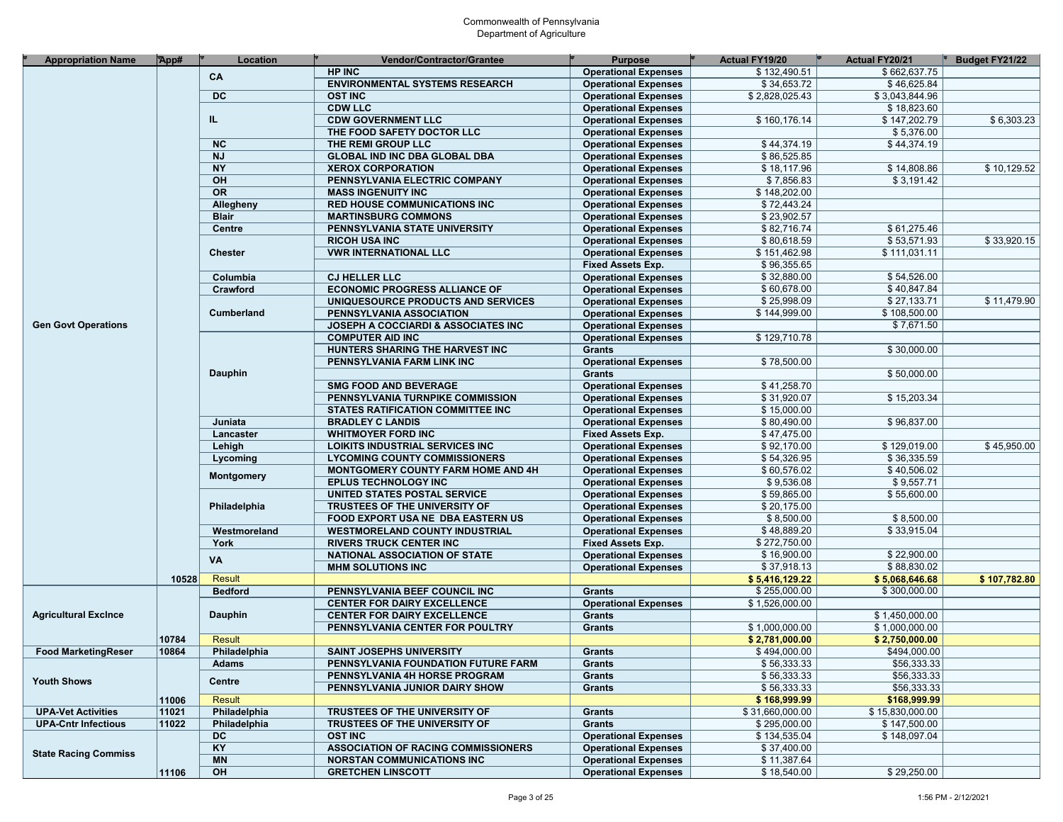Commonwealth of Pennsylvania
Department of Agriculture

| Appropriation Name | App# | Location | Vendor/Contractor/Grantee | Purpose | Actual FY19/20 | Actual FY20/21 | Budget FY21/22 |
|---|---|---|---|---|---|---|---|
| Gen Govt Operations | | CA | HP INC | Operational Expenses | $ 132,490.51 | $ 662,637.75 | |
| | | | ENVIRONMENTAL SYSTEMS RESEARCH | Operational Expenses | $ 34,653.72 | $ 46,625.84 | |
| | | DC | OST INC | Operational Expenses | $ 2,828,025.43 | $ 3,043,844.96 | |
| | | IL | CDW LLC | Operational Expenses | | $ 18,823.60 | |
| | | | CDW GOVERNMENT LLC | Operational Expenses | $ 160,176.14 | $ 147,202.79 | $ 6,303.23 |
| | | | THE FOOD SAFETY DOCTOR LLC | Operational Expenses | | $ 5,376.00 | |
| | | NC | THE REMI GROUP LLC | Operational Expenses | $ 44,374.19 | $ 44,374.19 | |
| | | NJ | GLOBAL IND INC DBA GLOBAL DBA | Operational Expenses | $ 86,525.85 | | |
| | | NY | XEROX CORPORATION | Operational Expenses | $ 18,117.96 | $ 14,808.86 | $ 10,129.52 |
| | | OH | PENNSYLVANIA ELECTRIC COMPANY | Operational Expenses | $ 7,856.83 | $ 3,191.42 | |
| | | OR | MASS INGENUITY INC | Operational Expenses | $ 148,202.00 | | |
| | | Allegheny | RED HOUSE COMMUNICATIONS INC | Operational Expenses | $ 72,443.24 | | |
| | | Blair | MARTINSBURG COMMONS | Operational Expenses | $ 23,902.57 | | |
| | | Centre | PENNSYLVANIA STATE UNIVERSITY | Operational Expenses | $ 82,716.74 | $ 61,275.46 | |
| | | Chester | RICOH USA INC | Operational Expenses | $ 80,618.59 | $ 53,571.93 | $ 33,920.15 |
| | | | VWR INTERNATIONAL LLC | Operational Expenses | $ 151,462.98 | $ 111,031.11 | |
| | | | | Fixed Assets Exp. | $ 96,355.65 | | |
| | | Columbia | CJ HELLER LLC | Operational Expenses | $ 32,880.00 | $ 54,526.00 | |
| | | Crawford | ECONOMIC PROGRESS ALLIANCE OF | Operational Expenses | $ 60,678.00 | $ 40,847.84 | |
| | | Cumberland | UNIQUESOURCE PRODUCTS AND SERVICES | Operational Expenses | $ 25,998.09 | $ 27,133.71 | $ 11,479.90 |
| | | | PENNSYLVANIA ASSOCIATION | Operational Expenses | $ 144,999.00 | $ 108,500.00 | |
| | | | JOSEPH A COCCIARDI & ASSOCIATES INC | Operational Expenses | | $ 7,671.50 | |
| | | Dauphin | COMPUTER AID INC | Operational Expenses | $ 129,710.78 | | |
| | | | HUNTERS SHARING THE HARVEST INC | Grants | | $ 30,000.00 | |
| | | | PENNSYLVANIA FARM LINK INC | Operational Expenses | $ 78,500.00 | | |
| | | | | Grants | | $ 50,000.00 | |
| | | | SMG FOOD AND BEVERAGE | Operational Expenses | $ 41,258.70 | | |
| | | | PENNSYLVANIA TURNPIKE COMMISSION | Operational Expenses | $ 31,920.07 | $ 15,203.34 | |
| | | | STATES RATIFICATION COMMITTEE INC | Operational Expenses | $ 15,000.00 | | |
| | | Juniata | BRADLEY C LANDIS | Operational Expenses | $ 80,490.00 | $ 96,837.00 | |
| | | Lancaster | WHITMOYER FORD INC | Fixed Assets Exp. | $ 47,475.00 | | |
| | | Lehigh | LOIKITS INDUSTRIAL SERVICES INC | Operational Expenses | $ 92,170.00 | $ 129,019.00 | $ 45,950.00 |
| | | Lycoming | LYCOMING COUNTY COMMISSIONERS | Operational Expenses | $ 54,326.95 | $ 36,335.59 | |
| | | Montgomery | MONTGOMERY COUNTY FARM HOME AND 4H | Operational Expenses | $ 60,576.02 | $ 40,506.02 | |
| | | | EPLUS TECHNOLOGY INC | Operational Expenses | $ 9,536.08 | $ 9,557.71 | |
| | | Philadelphia | UNITED STATES POSTAL SERVICE | Operational Expenses | $ 59,865.00 | $ 55,600.00 | |
| | | | TRUSTEES OF THE UNIVERSITY OF | Operational Expenses | $ 20,175.00 | | |
| | | | FOOD EXPORT USA NE DBA EASTERN US | Operational Expenses | $ 8,500.00 | $ 8,500.00 | |
| | | Westmoreland | WESTMORELAND COUNTY INDUSTRIAL | Operational Expenses | $ 48,889.20 | $ 33,915.04 | |
| | | York | RIVERS TRUCK CENTER INC | Fixed Assets Exp. | $ 272,750.00 | | |
| | | VA | NATIONAL ASSOCIATION OF STATE | Operational Expenses | $ 16,900.00 | $ 22,900.00 | |
| | | | MHM SOLUTIONS INC | Operational Expenses | $ 37,918.13 | $ 88,830.02 | |
| | 10528 | Result | | | **$ 5,416,129.22** | **$ 5,068,646.68** | **$ 107,782.80** |
| Agricultural Exclnce | | Bedford | PENNSYLVANIA BEEF COUNCIL INC | Grants | $ 255,000.00 | $ 300,000.00 | |
| | | Dauphin | CENTER FOR DAIRY EXCELLENCE | Operational Expenses | $ 1,526,000.00 | | |
| | | | CENTER FOR DAIRY EXCELLENCE | Grants | | $ 1,450,000.00 | |
| | | | PENNSYLVANIA CENTER FOR POULTRY | Grants | $ 1,000,000.00 | $ 1,000,000.00 | |
| | 10784 | Result | | | **$ 2,781,000.00** | **$ 2,750,000.00** | |
| Food MarketingReser | 10864 | Philadelphia | SAINT JOSEPHS UNIVERSITY | Grants | $ 494,000.00 | $494,000.00 | |
| Youth Shows | | Adams | PENNSYLVANIA FOUNDATION FUTURE FARM | Grants | $ 56,333.33 | $56,333.33 | |
| | | Centre | PENNSYLVANIA 4H HORSE PROGRAM | Grants | $ 56,333.33 | $56,333.33 | |
| | | | PENNSYLVANIA JUNIOR DAIRY SHOW | Grants | $ 56,333.33 | $56,333.33 | |
| | 11006 | Result | | | **$ 168,999.99** | **$168,999.99** | |
| UPA-Vet Activities | 11021 | Philadelphia | TRUSTEES OF THE UNIVERSITY OF | Grants | $ 31,660,000.00 | $ 15,830,000.00 | |
| UPA-Cntr Infectious | 11022 | Philadelphia | TRUSTEES OF THE UNIVERSITY OF | Grants | $ 295,000.00 | $ 147,500.00 | |
| State Racing Commiss | | DC | OST INC | Operational Expenses | $ 134,535.04 | $ 148,097.04 | |
| | | KY | ASSOCIATION OF RACING COMMISSIONERS | Operational Expenses | $ 37,400.00 | | |
| | | MN | NORSTAN COMMUNICATIONS INC | Operational Expenses | $ 11,387.64 | | |
| | 11106 | OH | GRETCHEN LINSCOTT | Operational Expenses | $ 18,540.00 | $ 29,250.00 | |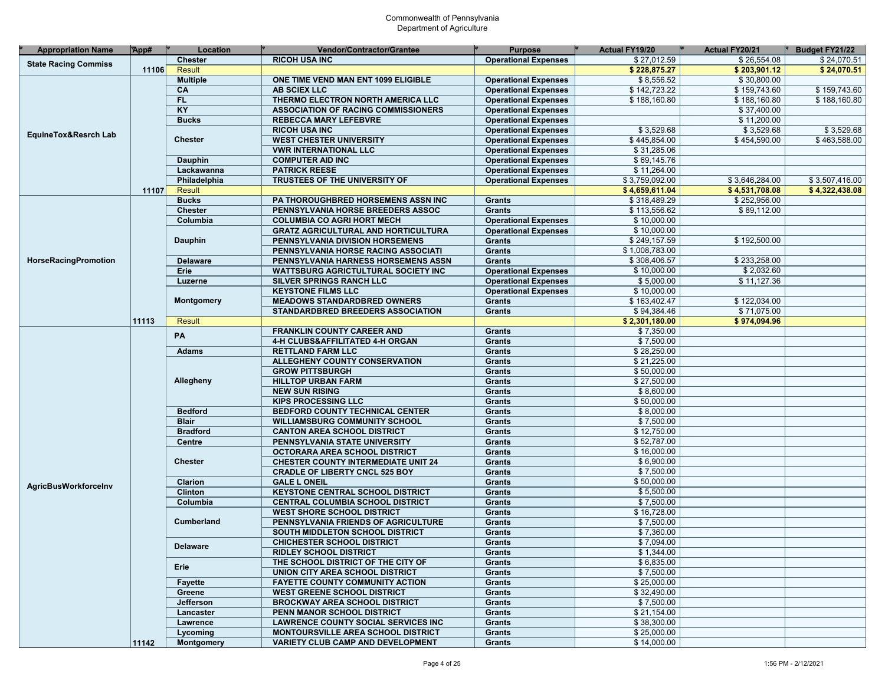Commonwealth of Pennsylvania
Department of Agriculture

| Appropriation Name | App# | Location | Vendor/Contractor/Grantee | Purpose | Actual FY19/20 | Actual FY20/21 | Budget FY21/22 |
|---|---|---|---|---|---|---|---|
| State Racing Commiss | | Chester | RICOH USA INC | Operational Expenses | $ 27,012.59 | $ 26,554.08 | $ 24,070.51 |
| | 11106 | Result | | | $ 228,875.27 | $ 203,901.12 | $ 24,070.51 |
| EquineTox&Resrch Lab | | Multiple | ONE TIME VEND MAN ENT 1099 ELIGIBLE | Operational Expenses | $ 8,556.52 | $ 30,800.00 | |
| | | CA | AB SCIEX LLC | Operational Expenses | $ 142,723.22 | $ 159,743.60 | $ 159,743.60 |
| | | FL | THERMO ELECTRON NORTH AMERICA LLC | Operational Expenses | $ 188,160.80 | $ 188,160.80 | $ 188,160.80 |
| | | KY | ASSOCIATION OF RACING COMMISSIONERS | Operational Expenses | | $ 37,400.00 | |
| | | Bucks | REBECCA MARY LEFEBVRE | Operational Expenses | | $ 11,200.00 | |
| | | Chester | RICOH USA INC | Operational Expenses | $ 3,529.68 | $ 3,529.68 | $ 3,529.68 |
| | | | WEST CHESTER UNIVERSITY | Operational Expenses | $ 445,854.00 | $ 454,590.00 | $ 463,588.00 |
| | | | VWR INTERNATIONAL LLC | Operational Expenses | $ 31,285.06 | | |
| | | Dauphin | COMPUTER AID INC | Operational Expenses | $ 69,145.76 | | |
| | | Lackawanna | PATRICK REESE | Operational Expenses | $ 11,264.00 | | |
| | | Philadelphia | TRUSTEES OF THE UNIVERSITY OF | Operational Expenses | $ 3,759,092.00 | $ 3,646,284.00 | $ 3,507,416.00 |
| | 11107 | Result | | | $ 4,659,611.04 | $ 4,531,708.08 | $ 4,322,438.08 |
| HorseRacingPromotion | | Bucks | PA THOROUGHBRED HORSEMENS ASSN INC | Grants | $ 318,489.29 | $ 252,956.00 | |
| | | Chester | PENNSYLVANIA HORSE BREEDERS ASSOC | Grants | $ 113,556.62 | $ 89,112.00 | |
| | | Columbia | COLUMBIA CO AGRI HORT MECH | Operational Expenses | $ 10,000.00 | | |
| | | Dauphin | GRATZ AGRICULTURAL AND HORTICULTURA | Operational Expenses | $ 10,000.00 | | |
| | | | PENNSYLVANIA DIVISION HORSEMENS | Grants | $ 249,157.59 | $ 192,500.00 | |
| | | | PENNSYLVANIA HORSE RACING ASSOCIATI | Grants | $ 1,008,783.00 | | |
| | | Delaware | PENNSYLVANIA HARNESS HORSEMENS ASSN | Grants | $ 308,406.57 | $ 233,258.00 | |
| | | Erie | WATTSBURG AGRICTULTURAL SOCIETY INC | Operational Expenses | $ 10,000.00 | $ 2,032.60 | |
| | | Luzerne | SILVER SPRINGS RANCH LLC | Operational Expenses | $ 5,000.00 | $ 11,127.36 | |
| | | Montgomery | KEYSTONE FILMS LLC | Operational Expenses | $ 10,000.00 | | |
| | | | MEADOWS STANDARDBRED OWNERS | Grants | $ 163,402.47 | $ 122,034.00 | |
| | | | STANDARDBRED BREEDERS ASSOCIATION | Grants | $ 94,384.46 | $ 71,075.00 | |
| | 11113 | Result | | | $ 2,301,180.00 | $ 974,094.96 | |
| AgricBusWorkforceInv | | PA | FRANKLIN COUNTY CAREER AND | Grants | $ 7,350.00 | | |
| | | | 4-H CLUBS&AFFILITATED 4-H ORGAN | Grants | $ 7,500.00 | | |
| | | Adams | RETTLAND FARM LLC | Grants | $ 28,250.00 | | |
| | | Allegheny | ALLEGHENY COUNTY CONSERVATION | Grants | $ 21,225.00 | | |
| | | | GROW PITTSBURGH | Grants | $ 50,000.00 | | |
| | | | HILLTOP URBAN FARM | Grants | $ 27,500.00 | | |
| | | | NEW SUN RISING | Grants | $ 8,600.00 | | |
| | | | KIPS PROCESSING LLC | Grants | $ 50,000.00 | | |
| | | Bedford | BEDFORD COUNTY TECHNICAL CENTER | Grants | $ 8,000.00 | | |
| | | Blair | WILLIAMSBURG COMMUNITY SCHOOL | Grants | $ 7,500.00 | | |
| | | Bradford | CANTON AREA SCHOOL DISTRICT | Grants | $ 12,750.00 | | |
| | | Centre | PENNSYLVANIA STATE UNIVERSITY | Grants | $ 52,787.00 | | |
| | | Chester | OCTORARA AREA SCHOOL DISTRICT | Grants | $ 16,000.00 | | |
| | | | CHESTER COUNTY INTERMEDIATE UNIT 24 | Grants | $ 6,900.00 | | |
| | | | CRADLE OF LIBERTY CNCL 525 BOY | Grants | $ 7,500.00 | | |
| | | Clarion | GALE L ONEIL | Grants | $ 50,000.00 | | |
| | | Clinton | KEYSTONE CENTRAL SCHOOL DISTRICT | Grants | $ 5,500.00 | | |
| | | Columbia | CENTRAL COLUMBIA SCHOOL DISTRICT | Grants | $ 7,500.00 | | |
| | | Cumberland | WEST SHORE SCHOOL DISTRICT | Grants | $ 16,728.00 | | |
| | | | PENNSYLVANIA FRIENDS OF AGRICULTURE | Grants | $ 7,500.00 | | |
| | | | SOUTH MIDDLETON SCHOOL DISTRICT | Grants | $ 7,360.00 | | |
| | | Delaware | CHICHESTER SCHOOL DISTRICT | Grants | $ 7,094.00 | | |
| | | | RIDLEY SCHOOL DISTRICT | Grants | $ 1,344.00 | | |
| | | Erie | THE SCHOOL DISTRICT OF THE CITY OF | Grants | $ 6,835.00 | | |
| | | | UNION CITY AREA SCHOOL DISTRICT | Grants | $ 7,500.00 | | |
| | | Fayette | FAYETTE COUNTY COMMUNITY ACTION | Grants | $ 25,000.00 | | |
| | | Greene | WEST GREENE SCHOOL DISTRICT | Grants | $ 32,490.00 | | |
| | | Jefferson | BROCKWAY AREA SCHOOL DISTRICT | Grants | $ 7,500.00 | | |
| | | Lancaster | PENN MANOR SCHOOL DISTRICT | Grants | $ 21,154.00 | | |
| | | Lawrence | LAWRENCE COUNTY SOCIAL SERVICES INC | Grants | $ 38,300.00 | | |
| | | Lycoming | MONTOURSVILLE AREA SCHOOL DISTRICT | Grants | $ 25,000.00 | | |
| | 11142 | Montgomery | VARIETY CLUB CAMP AND DEVELOPMENT | Grants | $ 14,000.00 | | |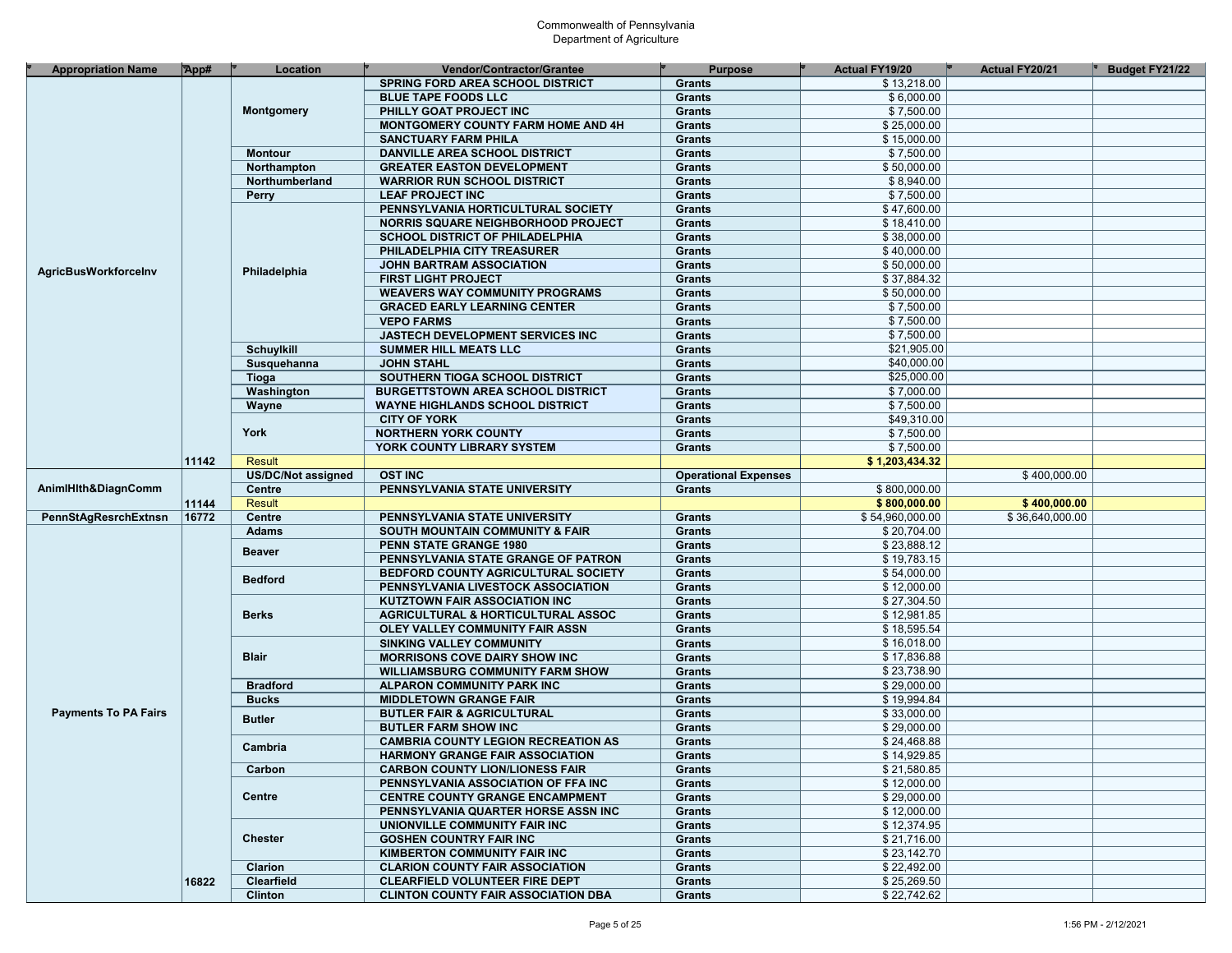Commonwealth of Pennsylvania
Department of Agriculture

| Appropriation Name | App# | Location | Vendor/Contractor/Grantee | Purpose | Actual FY19/20 | Actual FY20/21 | Budget FY21/22 |
|---|---|---|---|---|---|---|---|
| AgricBusWorkforceInv | | Montgomery | SPRING FORD AREA SCHOOL DISTRICT | Grants | $ 13,218.00 | | |
| | | | BLUE TAPE FOODS LLC | Grants | $ 6,000.00 | | |
| | | | PHILLY GOAT PROJECT INC | Grants | $ 7,500.00 | | |
| | | | MONTGOMERY COUNTY FARM HOME AND 4H | Grants | $ 25,000.00 | | |
| | | | SANCTUARY FARM PHILA | Grants | $ 15,000.00 | | |
| | | Montour | DANVILLE AREA SCHOOL DISTRICT | Grants | $ 7,500.00 | | |
| | | Northampton | GREATER EASTON DEVELOPMENT | Grants | $ 50,000.00 | | |
| | | Northumberland | WARRIOR RUN SCHOOL DISTRICT | Grants | $ 8,940.00 | | |
| | | Perry | LEAF PROJECT INC | Grants | $ 7,500.00 | | |
| | | Philadelphia | PENNSYLVANIA HORTICULTURAL SOCIETY | Grants | $ 47,600.00 | | |
| | | | NORRIS SQUARE NEIGHBORHOOD PROJECT | Grants | $ 18,410.00 | | |
| | | | SCHOOL DISTRICT OF PHILADELPHIA | Grants | $ 38,000.00 | | |
| | | | PHILADELPHIA CITY TREASURER | Grants | $ 40,000.00 | | |
| | | | JOHN BARTRAM ASSOCIATION | Grants | $ 50,000.00 | | |
| | | | FIRST LIGHT PROJECT | Grants | $ 37,884.32 | | |
| | | | WEAVERS WAY COMMUNITY PROGRAMS | Grants | $ 50,000.00 | | |
| | | | GRACED EARLY LEARNING CENTER | Grants | $ 7,500.00 | | |
| | | | VEPO FARMS | Grants | $ 7,500.00 | | |
| | | | JASTECH DEVELOPMENT SERVICES INC | Grants | $ 7,500.00 | | |
| | | Schuylkill | SUMMER HILL MEATS LLC | Grants | $21,905.00 | | |
| | | Susquehanna | JOHN STAHL | Grants | $40,000.00 | | |
| | | Tioga | SOUTHERN TIOGA SCHOOL DISTRICT | Grants | $25,000.00 | | |
| | | Washington | BURGETTSTOWN AREA SCHOOL DISTRICT | Grants | $ 7,000.00 | | |
| | | Wayne | WAYNE HIGHLANDS SCHOOL DISTRICT | Grants | $ 7,500.00 | | |
| | | York | CITY OF YORK | Grants | $49,310.00 | | |
| | | | NORTHERN YORK COUNTY | Grants | $ 7,500.00 | | |
| | | | YORK COUNTY LIBRARY SYSTEM | Grants | $ 7,500.00 | | |
| | 11142 | Result | | | **$ 1,203,434.32** | | |
| AnimlHlth&DiagnComm | | US/DC/Not assigned | OST INC | Operational Expenses | | $ 400,000.00 | |
| | | Centre | PENNSYLVANIA STATE UNIVERSITY | Grants | $ 800,000.00 | | |
| | 11144 | Result | | | **$ 800,000.00** | **$ 400,000.00** | |
| PennStAgResrchExtnsn | 16772 | Centre | PENNSYLVANIA STATE UNIVERSITY | Grants | $ 54,960,000.00 | $ 36,640,000.00 | |
| Payments To PA Fairs | | Adams | SOUTH MOUNTAIN COMMUNITY & FAIR | Grants | $ 20,704.00 | | |
| | | Beaver | PENN STATE GRANGE 1980 | Grants | $ 23,888.12 | | |
| | | | PENNSYLVANIA STATE GRANGE OF PATRON | Grants | $ 19,783.15 | | |
| | | Bedford | BEDFORD COUNTY AGRICULTURAL SOCIETY | Grants | $ 54,000.00 | | |
| | | | PENNSYLVANIA LIVESTOCK ASSOCIATION | Grants | $ 12,000.00 | | |
| | | Berks | KUTZTOWN FAIR ASSOCIATION INC | Grants | $ 27,304.50 | | |
| | | | AGRICULTURAL & HORTICULTURAL ASSOC | Grants | $ 12,981.85 | | |
| | | | OLEY VALLEY COMMUNITY FAIR ASSN | Grants | $ 18,595.54 | | |
| | | Blair | SINKING VALLEY COMMUNITY | Grants | $ 16,018.00 | | |
| | | | MORRISONS COVE DAIRY SHOW INC | Grants | $ 17,836.88 | | |
| | | | WILLIAMSBURG COMMUNITY FARM SHOW | Grants | $ 23,738.90 | | |
| | | Bradford | ALPARON COMMUNITY PARK INC | Grants | $ 29,000.00 | | |
| | | Bucks | MIDDLETOWN GRANGE FAIR | Grants | $ 19,994.84 | | |
| | | Butler | BUTLER FAIR & AGRICULTURAL | Grants | $ 33,000.00 | | |
| | | | BUTLER FARM SHOW INC | Grants | $ 29,000.00 | | |
| | | Cambria | CAMBRIA COUNTY LEGION RECREATION AS | Grants | $ 24,468.88 | | |
| | | | HARMONY GRANGE FAIR ASSOCIATION | Grants | $ 14,929.85 | | |
| | | Carbon | CARBON COUNTY LION/LIONESS FAIR | Grants | $ 21,580.85 | | |
| | | Centre | PENNSYLVANIA ASSOCIATION OF FFA INC | Grants | $ 12,000.00 | | |
| | | | CENTRE COUNTY GRANGE ENCAMPMENT | Grants | $ 29,000.00 | | |
| | | | PENNSYLVANIA QUARTER HORSE ASSN INC | Grants | $ 12,000.00 | | |
| | | Chester | UNIONVILLE COMMUNITY FAIR INC | Grants | $ 12,374.95 | | |
| | | | GOSHEN COUNTRY FAIR INC | Grants | $ 21,716.00 | | |
| | | | KIMBERTON COMMUNITY FAIR INC | Grants | $ 23,142.70 | | |
| | | Clarion | CLARION COUNTY FAIR ASSOCIATION | Grants | $ 22,492.00 | | |
| | 16822 | Clearfield | CLEARFIELD VOLUNTEER FIRE DEPT | Grants | $ 25,269.50 | | |
| | | Clinton | CLINTON COUNTY FAIR ASSOCIATION DBA | Grants | $ 22,742.62 | | |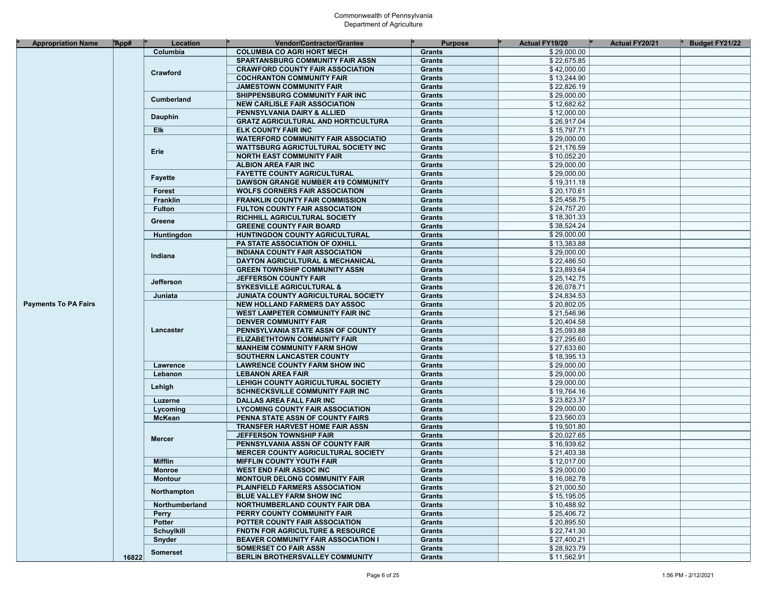Commonwealth of Pennsylvania
Department of Agriculture

| Appropriation Name | App# | Location | Vendor/Contractor/Grantee | Purpose | Actual FY19/20 | Actual FY20/21 | Budget FY21/22 |
|---|---|---|---|---|---|---|---|
| Payments To PA Fairs | 16822 | Columbia | COLUMBIA CO AGRI HORT MECH | Grants | $ 29,000.00 | | |
| | | Crawford | SPARTANSBURG COMMUNITY FAIR ASSN | Grants | $ 22,675.85 | | |
| | | | CRAWFORD COUNTY FAIR ASSOCIATION | Grants | $ 42,000.00 | | |
| | | | COCHRANTON COMMUNITY FAIR | Grants | $ 13,244.90 | | |
| | | | JAMESTOWN COMMUNITY FAIR | Grants | $ 22,826.19 | | |
| | | Cumberland | SHIPPENSBURG COMMUNITY FAIR INC | Grants | $ 29,000.00 | | |
| | | | NEW CARLISLE FAIR ASSOCIATION | Grants | $ 12,682.62 | | |
| | | Dauphin | PENNSYLVANIA DAIRY & ALLIED | Grants | $ 12,000.00 | | |
| | | | GRATZ AGRICULTURAL AND HORTICULTURA | Grants | $ 26,917.04 | | |
| | | Elk | ELK COUNTY FAIR INC | Grants | $ 15,797.71 | | |
| | | Erie | WATERFORD COMMUNITY FAIR ASSOCIATIO | Grants | $ 29,000.00 | | |
| | | | WATTSBURG AGRICTULTURAL SOCIETY INC | Grants | $ 21,176.59 | | |
| | | | NORTH EAST COMMUNITY FAIR | Grants | $ 10,052.20 | | |
| | | | ALBION AREA FAIR INC | Grants | $ 29,000.00 | | |
| | | Fayette | FAYETTE COUNTY AGRICULTURAL | Grants | $ 29,000.00 | | |
| | | | DAWSON GRANGE NUMBER 419 COMMUNITY | Grants | $ 19,311.18 | | |
| | | Forest | WOLFS CORNERS FAIR ASSOCIATION | Grants | $ 20,170.61 | | |
| | | Franklin | FRANKLIN COUNTY FAIR COMMISSION | Grants | $ 25,458.75 | | |
| | | Fulton | FULTON COUNTY FAIR ASSOCIATION | Grants | $ 24,757.20 | | |
| | | Greene | RICHHILL AGRICULTURAL SOCIETY | Grants | $ 18,301.33 | | |
| | | | GREENE COUNTY FAIR BOARD | Grants | $ 38,524.24 | | |
| | | Huntingdon | HUNTINGDON COUNTY AGRICULTURAL | Grants | $ 29,000.00 | | |
| | | Indiana | PA STATE ASSOCIATION OF OXHILL | Grants | $ 13,383.88 | | |
| | | | INDIANA COUNTY FAIR ASSOCIATION | Grants | $ 29,000.00 | | |
| | | | DAYTON AGRICULTURAL & MECHANICAL | Grants | $ 22,486.50 | | |
| | | | GREEN TOWNSHIP COMMUNITY ASSN | Grants | $ 23,893.64 | | |
| | | Jefferson | JEFFERSON COUNTY FAIR | Grants | $ 25,142.75 | | |
| | | | SYKESVILLE AGRICULTURAL & | Grants | $ 26,078.71 | | |
| | | Juniata | JUNIATA COUNTY AGRICULTURAL SOCIETY | Grants | $ 24,834.53 | | |
| | | Lancaster | NEW HOLLAND FARMERS DAY ASSOC | Grants | $ 20,802.05 | | |
| | | | WEST LAMPETER COMMUNITY FAIR INC | Grants | $ 21,546.96 | | |
| | | | DENVER COMMUNITY FAIR | Grants | $ 20,404.58 | | |
| | | | PENNSYLVANIA STATE ASSN OF COUNTY | Grants | $ 25,093.88 | | |
| | | | ELIZABETHTOWN COMMUNITY FAIR | Grants | $ 27,295.60 | | |
| | | | MANHEIM COMMUNITY FARM SHOW | Grants | $ 27,633.60 | | |
| | | | SOUTHERN LANCASTER COUNTY | Grants | $ 18,395.13 | | |
| | | Lawrence | LAWRENCE COUNTY FARM SHOW INC | Grants | $ 29,000.00 | | |
| | | Lebanon | LEBANON AREA FAIR | Grants | $ 29,000.00 | | |
| | | Lehigh | LEHIGH COUNTY AGRICULTURAL SOCIETY | Grants | $ 29,000.00 | | |
| | | | SCHNECKSVILLE COMMUNITY FAIR INC | Grants | $ 19,764.16 | | |
| | | Luzerne | DALLAS AREA FALL FAIR INC | Grants | $ 23,823.37 | | |
| | | Lycoming | LYCOMING COUNTY FAIR ASSOCIATION | Grants | $ 29,000.00 | | |
| | | McKean | PENNA STATE ASSN OF COUNTY FAIRS | Grants | $ 23,560.03 | | |
| | | Mercer | TRANSFER HARVEST HOME FAIR ASSN | Grants | $ 19,501.80 | | |
| | | | JEFFERSON TOWNSHIP FAIR | Grants | $ 20,027.65 | | |
| | | | PENNSYLVANIA ASSN OF COUNTY FAIR | Grants | $ 16,939.62 | | |
| | | | MERCER COUNTY AGRICULTURAL SOCIETY | Grants | $ 21,403.38 | | |
| | | Mifflin | MIFFLIN COUNTY YOUTH FAIR | Grants | $ 12,017.00 | | |
| | | Monroe | WEST END FAIR ASSOC INC | Grants | $ 29,000.00 | | |
| | | Montour | MONTOUR DELONG COMMUNITY FAIR | Grants | $ 16,082.78 | | |
| | | Northampton | PLAINFIELD FARMERS ASSOCIATION | Grants | $ 21,000.50 | | |
| | | | BLUE VALLEY FARM SHOW INC | Grants | $ 15,195.05 | | |
| | | Northumberland | NORTHUMBERLAND COUNTY FAIR DBA | Grants | $ 10,488.92 | | |
| | | Perry | PERRY COUNTY COMMUNITY FAIR | Grants | $ 25,406.72 | | |
| | | Potter | POTTER COUNTY FAIR ASSOCIATION | Grants | $ 20,895.50 | | |
| | | Schuylkill | FNDTN FOR AGRICULTURE & RESOURCE | Grants | $ 22,741.30 | | |
| | | Snyder | BEAVER COMMUNITY FAIR ASSOCIATION I | Grants | $ 27,400.21 | | |
| | | Somerset | SOMERSET CO FAIR ASSN | Grants | $ 28,923.79 | | |
| | | | BERLIN BROTHERSVALLEY COMMUNITY | Grants | $ 11,562.91 | | |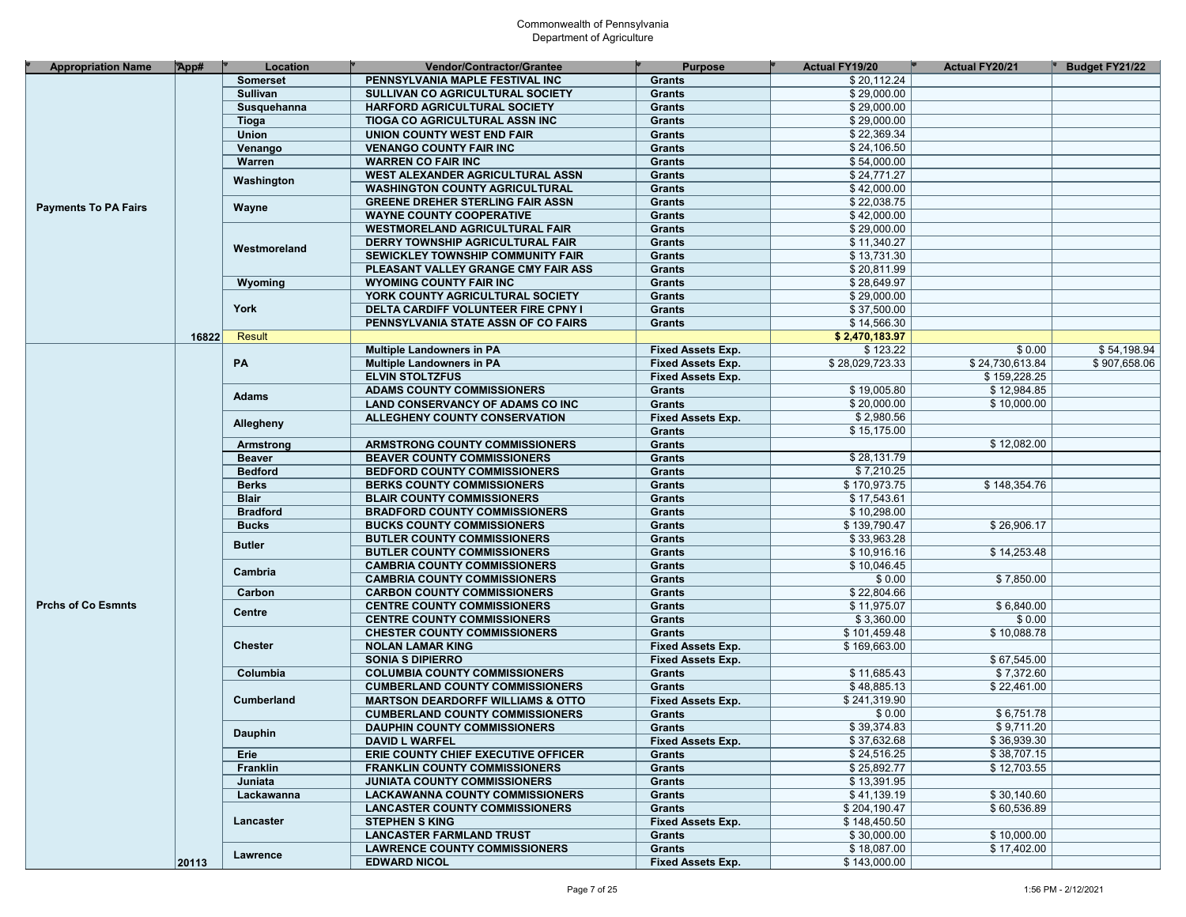Commonwealth of Pennsylvania
Department of Agriculture

| Appropriation Name | App# | Location | Vendor/Contractor/Grantee | Purpose | Actual FY19/20 | Actual FY20/21 | Budget FY21/22 |
|---|---|---|---|---|---|---|---|
| Payments To PA Fairs | | Somerset | PENNSYLVANIA MAPLE FESTIVAL INC | Grants | $ 20,112.24 | | |
| | | Sullivan | SULLIVAN CO AGRICULTURAL SOCIETY | Grants | $ 29,000.00 | | |
| | | Susquehanna | HARFORD AGRICULTURAL SOCIETY | Grants | $ 29,000.00 | | |
| | | Tioga | TIOGA CO AGRICULTURAL ASSN INC | Grants | $ 29,000.00 | | |
| | | Union | UNION COUNTY WEST END FAIR | Grants | $ 22,369.34 | | |
| | | Venango | VENANGO COUNTY FAIR INC | Grants | $ 24,106.50 | | |
| | | Warren | WARREN CO FAIR INC | Grants | $ 54,000.00 | | |
| | | Washington | WEST ALEXANDER AGRICULTURAL ASSN | Grants | $ 24,771.27 | | |
| | | | WASHINGTON COUNTY AGRICULTURAL | Grants | $ 42,000.00 | | |
| | | Wayne | GREENE DREHER STERLING FAIR ASSN | Grants | $ 22,038.75 | | |
| | | | WAYNE COUNTY COOPERATIVE | Grants | $ 42,000.00 | | |
| | | Westmoreland | WESTMORELAND AGRICULTURAL FAIR | Grants | $ 29,000.00 | | |
| | | | DERRY TOWNSHIP AGRICULTURAL FAIR | Grants | $ 11,340.27 | | |
| | | | SEWICKLEY TOWNSHIP COMMUNITY FAIR | Grants | $ 13,731.30 | | |
| | | | PLEASANT VALLEY GRANGE CMY FAIR ASS | Grants | $ 20,811.99 | | |
| | | Wyoming | WYOMING COUNTY FAIR INC | Grants | $ 28,649.97 | | |
| | | York | YORK COUNTY AGRICULTURAL SOCIETY | Grants | $ 29,000.00 | | |
| | | | DELTA CARDIFF VOLUNTEER FIRE CPNY I | Grants | $ 37,500.00 | | |
| | | | PENNSYLVANIA STATE ASSN OF CO FAIRS | Grants | $ 14,566.30 | | |
| | 16822 | Result | | | **$ 2,470,183.97** | | |
| Prchs of Co Esmnts | | PA | Multiple Landowners in PA | Fixed Assets Exp. | $ 123.22 | $ 0.00 | $ 54,198.94 |
| | | | Multiple Landowners in PA | Fixed Assets Exp. | $ 28,029,723.33 | $ 24,730,613.84 | $ 907,658.06 |
| | | | ELVIN STOLTZFUS | Fixed Assets Exp. | | $ 159,228.25 | |
| | | Adams | ADAMS COUNTY COMMISSIONERS | Grants | $ 19,005.80 | $ 12,984.85 | |
| | | | LAND CONSERVANCY OF ADAMS CO INC | Grants | $ 20,000.00 | $ 10,000.00 | |
| | | Allegheny | ALLEGHENY COUNTY CONSERVATION | Fixed Assets Exp. | $ 2,980.56 | | |
| | | | | Grants | $ 15,175.00 | | |
| | | Armstrong | ARMSTRONG COUNTY COMMISSIONERS | Grants | | $ 12,082.00 | |
| | | Beaver | BEAVER COUNTY COMMISSIONERS | Grants | $ 28,131.79 | | |
| | | Bedford | BEDFORD COUNTY COMMISSIONERS | Grants | $ 7,210.25 | | |
| | | Berks | BERKS COUNTY COMMISSIONERS | Grants | $ 170,973.75 | $ 148,354.76 | |
| | | Blair | BLAIR COUNTY COMMISSIONERS | Grants | $ 17,543.61 | | |
| | | Bradford | BRADFORD COUNTY COMMISSIONERS | Grants | $ 10,298.00 | | |
| | | Bucks | BUCKS COUNTY COMMISSIONERS | Grants | $ 139,790.47 | $ 26,906.17 | |
| | | Butler | BUTLER COUNTY COMMISSIONERS | Grants | $ 33,963.28 | | |
| | | | BUTLER COUNTY COMMISSIONERS | Grants | $ 10,916.16 | $ 14,253.48 | |
| | | Cambria | CAMBRIA COUNTY COMMISSIONERS | Grants | $ 10,046.45 | | |
| | | | CAMBRIA COUNTY COMMISSIONERS | Grants | $ 0.00 | $ 7,850.00 | |
| | | Carbon | CARBON COUNTY COMMISSIONERS | Grants | $ 22,804.66 | | |
| | | Centre | CENTRE COUNTY COMMISSIONERS | Grants | $ 11,975.07 | $ 6,840.00 | |
| | | | CENTRE COUNTY COMMISSIONERS | Grants | $ 3,360.00 | $ 0.00 | |
| | | Chester | CHESTER COUNTY COMMISSIONERS | Grants | $ 101,459.48 | $ 10,088.78 | |
| | | | NOLAN LAMAR KING | Fixed Assets Exp. | $ 169,663.00 | | |
| | | | SONIA S DIPIERRO | Fixed Assets Exp. | | $ 67,545.00 | |
| | | Columbia | COLUMBIA COUNTY COMMISSIONERS | Grants | $ 11,685.43 | $ 7,372.60 | |
| | | Cumberland | CUMBERLAND COUNTY COMMISSIONERS | Grants | $ 48,885.13 | $ 22,461.00 | |
| | | | MARTSON DEARDORFF WILLIAMS & OTTO | Fixed Assets Exp. | $ 241,319.90 | | |
| | | | CUMBERLAND COUNTY COMMISSIONERS | Grants | $ 0.00 | $ 6,751.78 | |
| | | Dauphin | DAUPHIN COUNTY COMMISSIONERS | Grants | $ 39,374.83 | $ 9,711.20 | |
| | | | DAVID L WARFEL | Fixed Assets Exp. | $ 37,632.68 | $ 36,939.30 | |
| | | Erie | ERIE COUNTY CHIEF EXECUTIVE OFFICER | Grants | $ 24,516.25 | $ 38,707.15 | |
| | | Franklin | FRANKLIN COUNTY COMMISSIONERS | Grants | $ 25,892.77 | $ 12,703.55 | |
| | | Juniata | JUNIATA COUNTY COMMISSIONERS | Grants | $ 13,391.95 | | |
| | | Lackawanna | LACKAWANNA COUNTY COMMISSIONERS | Grants | $ 41,139.19 | $ 30,140.60 | |
| | | Lancaster | LANCASTER COUNTY COMMISSIONERS | Grants | $ 204,190.47 | $ 60,536.89 | |
| | | | STEPHEN S KING | Fixed Assets Exp. | $ 148,450.50 | | |
| | | | LANCASTER FARMLAND TRUST | Grants | $ 30,000.00 | $ 10,000.00 | |
| | | Lawrence | LAWRENCE COUNTY COMMISSIONERS | Grants | $ 18,087.00 | $ 17,402.00 | |
| | 20113 | | EDWARD NICOL | Fixed Assets Exp. | $ 143,000.00 | | |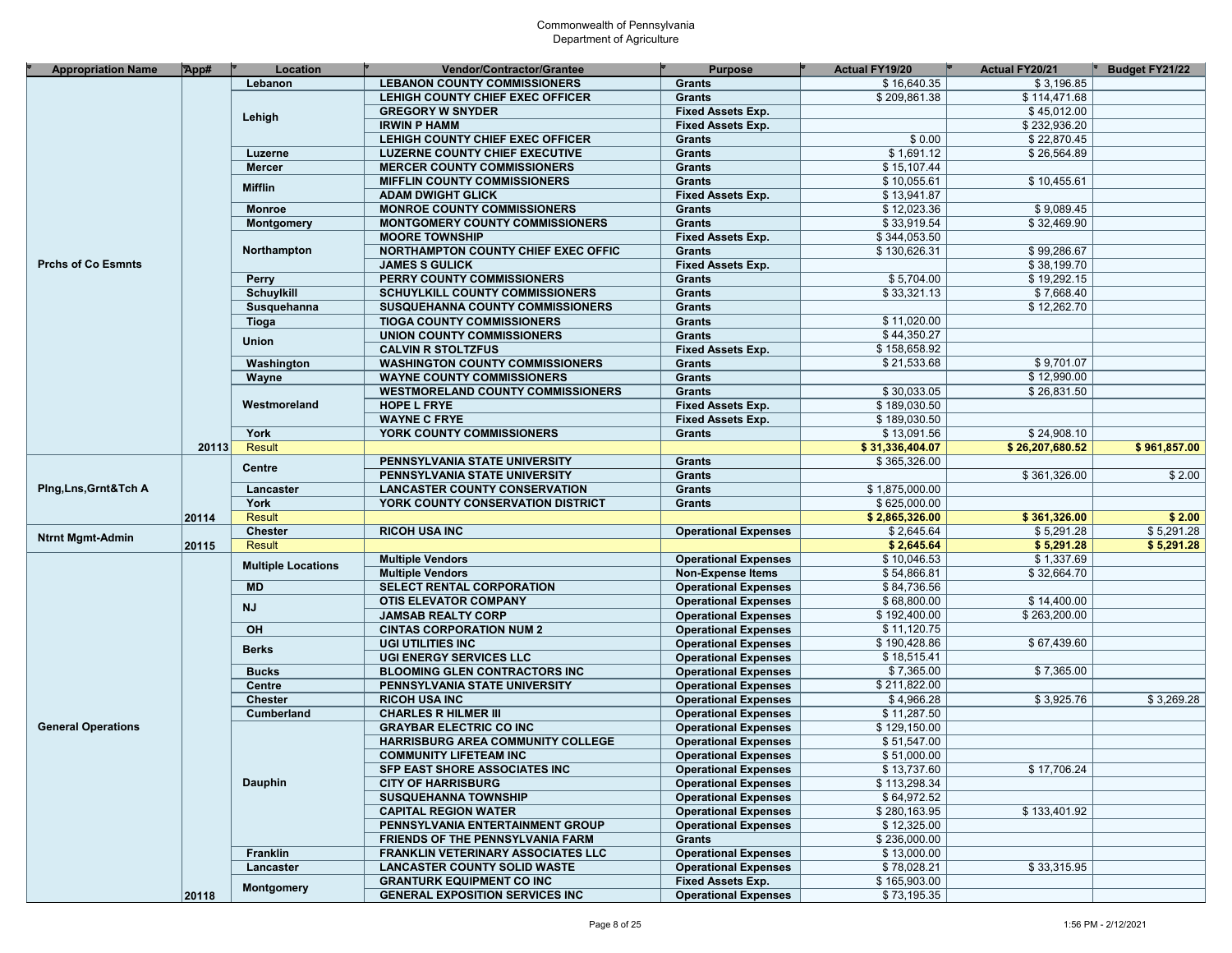Commonwealth of Pennsylvania
Department of Agriculture

| Appropriation Name | App# | Location | Vendor/Contractor/Grantee | Purpose | Actual FY19/20 | Actual FY20/21 | Budget FY21/22 |
|---|---|---|---|---|---|---|---|
| Prchs of Co Esmnts | | Lebanon | LEBANON COUNTY COMMISSIONERS | Grants | $ 16,640.35 | $ 3,196.85 | |
| | | Lehigh | LEHIGH COUNTY CHIEF EXEC OFFICER | Grants | $ 209,861.38 | $ 114,471.68 | |
| | | | GREGORY W SNYDER | Fixed Assets Exp. | | $ 45,012.00 | |
| | | | IRWIN P HAMM | Fixed Assets Exp. | | $ 232,936.20 | |
| | | | LEHIGH COUNTY CHIEF EXEC OFFICER | Grants | $ 0.00 | $ 22,870.45 | |
| | | Luzerne | LUZERNE COUNTY CHIEF EXECUTIVE | Grants | $ 1,691.12 | $ 26,564.89 | |
| | | Mercer | MERCER COUNTY COMMISSIONERS | Grants | $ 15,107.44 | | |
| | | Mifflin | MIFFLIN COUNTY COMMISSIONERS | Grants | $ 10,055.61 | $ 10,455.61 | |
| | | | ADAM DWIGHT GLICK | Fixed Assets Exp. | $ 13,941.87 | | |
| | | Monroe | MONROE COUNTY COMMISSIONERS | Grants | $ 12,023.36 | $ 9,089.45 | |
| | | Montgomery | MONTGOMERY COUNTY COMMISSIONERS | Grants | $ 33,919.54 | $ 32,469.90 | |
| | | Northampton | MOORE TOWNSHIP | Fixed Assets Exp. | $ 344,053.50 | | |
| | | | NORTHAMPTON COUNTY CHIEF EXEC OFFIC | Grants | $ 130,626.31 | $ 99,286.67 | |
| | | | JAMES S GULICK | Fixed Assets Exp. | | $ 38,199.70 | |
| | | Perry | PERRY COUNTY COMMISSIONERS | Grants | $ 5,704.00 | $ 19,292.15 | |
| | | Schuylkill | SCHUYLKILL COUNTY COMMISSIONERS | Grants | $ 33,321.13 | $ 7,668.40 | |
| | | Susquehanna | SUSQUEHANNA COUNTY COMMISSIONERS | Grants | | $ 12,262.70 | |
| | | Tioga | TIOGA COUNTY COMMISSIONERS | Grants | $ 11,020.00 | | |
| | | Union | UNION COUNTY COMMISSIONERS | Grants | $ 44,350.27 | | |
| | | | CALVIN R STOLTZFUS | Fixed Assets Exp. | $ 158,658.92 | | |
| | | Washington | WASHINGTON COUNTY COMMISSIONERS | Grants | $ 21,533.68 | $ 9,701.07 | |
| | | Wayne | WAYNE COUNTY COMMISSIONERS | Grants | | $ 12,990.00 | |
| | | Westmoreland | WESTMORELAND COUNTY COMMISSIONERS | Grants | $ 30,033.05 | $ 26,831.50 | |
| | | | HOPE L FRYE | Fixed Assets Exp. | $ 189,030.50 | | |
| | | | WAYNE C FRYE | Fixed Assets Exp. | $ 189,030.50 | | |
| | | York | YORK COUNTY COMMISSIONERS | Grants | $ 13,091.56 | $ 24,908.10 | |
| | 20113 | Result | | | **$ 31,336,404.07** | **$ 26,207,680.52** | **$ 961,857.00** |
| Plng,Lns,Grnt&Tch A | | Centre | PENNSYLVANIA STATE UNIVERSITY | Grants | $ 365,326.00 | | |
| | | | PENNSYLVANIA STATE UNIVERSITY | Grants | | $ 361,326.00 | $ 2.00 |
| | | Lancaster | LANCASTER COUNTY CONSERVATION | Grants | $ 1,875,000.00 | | |
| | | York | YORK COUNTY CONSERVATION DISTRICT | Grants | $ 625,000.00 | | |
| | 20114 | Result | | | **$ 2,865,326.00** | **$ 361,326.00** | **$ 2.00** |
| Ntrnt Mgmt-Admin | | Chester | RICOH USA INC | Operational Expenses | $ 2,645.64 | $ 5,291.28 | $ 5,291.28 |
| | 20115 | Result | | | **$ 2,645.64** | **$ 5,291.28** | **$ 5,291.28** |
| General Operations | | Multiple Locations | Multiple Vendors | Operational Expenses | $ 10,046.53 | $ 1,337.69 | |
| | | | Multiple Vendors | Non-Expense Items | $ 54,866.81 | $ 32,664.70 | |
| | | MD | SELECT RENTAL CORPORATION | Operational Expenses | $ 84,736.56 | | |
| | | NJ | OTIS ELEVATOR COMPANY | Operational Expenses | $ 68,800.00 | $ 14,400.00 | |
| | | | JAMSAB REALTY CORP | Operational Expenses | $ 192,400.00 | $ 263,200.00 | |
| | | OH | CINTAS CORPORATION NUM 2 | Operational Expenses | $ 11,120.75 | | |
| | | Berks | UGI UTILITIES INC | Operational Expenses | $ 190,428.86 | $ 67,439.60 | |
| | | | UGI ENERGY SERVICES LLC | Operational Expenses | $ 18,515.41 | | |
| | | Bucks | BLOOMING GLEN CONTRACTORS INC | Operational Expenses | $ 7,365.00 | $ 7,365.00 | |
| | | Centre | PENNSYLVANIA STATE UNIVERSITY | Operational Expenses | $ 211,822.00 | | |
| | | Chester | RICOH USA INC | Operational Expenses | $ 4,966.28 | $ 3,925.76 | $ 3,269.28 |
| | | Cumberland | CHARLES R HILMER III | Operational Expenses | $ 11,287.50 | | |
| | | Dauphin | GRAYBAR ELECTRIC CO INC | Operational Expenses | $ 129,150.00 | | |
| | | | HARRISBURG AREA COMMUNITY COLLEGE | Operational Expenses | $ 51,547.00 | | |
| | | | COMMUNITY LIFETEAM INC | Operational Expenses | $ 51,000.00 | | |
| | | | SFP EAST SHORE ASSOCIATES INC | Operational Expenses | $ 13,737.60 | $ 17,706.24 | |
| | | | CITY OF HARRISBURG | Operational Expenses | $ 113,298.34 | | |
| | | | SUSQUEHANNA TOWNSHIP | Operational Expenses | $ 64,972.52 | | |
| | | | CAPITAL REGION WATER | Operational Expenses | $ 280,163.95 | $ 133,401.92 | |
| | | | PENNSYLVANIA ENTERTAINMENT GROUP | Operational Expenses | $ 12,325.00 | | |
| | | | FRIENDS OF THE PENNSYLVANIA FARM | Grants | $ 236,000.00 | | |
| | | Franklin | FRANKLIN VETERINARY ASSOCIATES LLC | Operational Expenses | $ 13,000.00 | | |
| | | Lancaster | LANCASTER COUNTY SOLID WASTE | Operational Expenses | $ 78,028.21 | $ 33,315.95 | |
| | | Montgomery | GRANTURK EQUIPMENT CO INC | Fixed Assets Exp. | $ 165,903.00 | | |
| | 20118 | | GENERAL EXPOSITION SERVICES INC | Operational Expenses | $ 73,195.35 | | |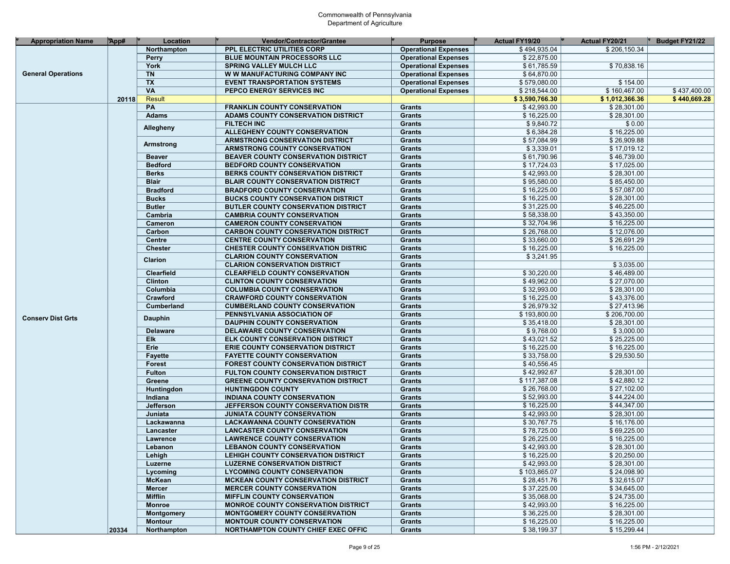Commonwealth of Pennsylvania
Department of Agriculture

| Appropriation Name | App# | Location | Vendor/Contractor/Grantee | Purpose | Actual FY19/20 | Actual FY20/21 | Budget FY21/22 |
|---|---|---|---|---|---|---|---|
| General Operations | | Northampton | PPL ELECTRIC UTILITIES CORP | Operational Expenses | $ 494,935.04 | $ 206,150.34 | |
| | | Perry | BLUE MOUNTAIN PROCESSORS LLC | Operational Expenses | $ 22,875.00 | | |
| | | York | SPRING VALLEY MULCH LLC | Operational Expenses | $ 61,785.59 | $ 70,838.16 | |
| | | TN | W W MANUFACTURING COMPANY INC | Operational Expenses | $ 64,870.00 | | |
| | | TX | EVENT TRANSPORTATION SYSTEMS | Operational Expenses | $ 579,080.00 | $ 154.00 | |
| | | VA | PEPCO ENERGY SERVICES INC | Operational Expenses | $ 218,544.00 | $ 160,467.00 | $ 437,400.00 |
| | 20118 | Result | | | $ 3,590,766.30 | $ 1,012,366.36 | $ 440,669.28 |
| Conserv Dist Grts | | PA | FRANKLIN COUNTY CONSERVATION | Grants | $ 42,993.00 | $ 28,301.00 | |
| | | Adams | ADAMS COUNTY CONSERVATION DISTRICT | Grants | $ 16,225.00 | $ 28,301.00 | |
| | | Allegheny | FILTECH INC | Grants | $ 9,840.72 | $ 0.00 | |
| | | | ALLEGHENY COUNTY CONSERVATION | Grants | $ 6,384.28 | $ 16,225.00 | |
| | | Armstrong | ARMSTRONG CONSERVATION DISTRICT | Grants | $ 57,084.99 | $ 26,909.88 | |
| | | | ARMSTRONG COUNTY CONSERVATION | Grants | $ 3,339.01 | $ 17,019.12 | |
| | | Beaver | BEAVER COUNTY CONSERVATION DISTRICT | Grants | $ 61,790.96 | $ 46,739.00 | |
| | | Bedford | BEDFORD COUNTY CONSERVATION | Grants | $ 17,724.03 | $ 17,025.00 | |
| | | Berks | BERKS COUNTY CONSERVATION DISTRICT | Grants | $ 42,993.00 | $ 28,301.00 | |
| | | Blair | BLAIR COUNTY CONSERVATION DISTRICT | Grants | $ 95,580.00 | $ 85,450.00 | |
| | | Bradford | BRADFORD COUNTY CONSERVATION | Grants | $ 16,225.00 | $ 57,087.00 | |
| | | Bucks | BUCKS COUNTY CONSERVATION DISTRICT | Grants | $ 16,225.00 | $ 28,301.00 | |
| | | Butler | BUTLER COUNTY CONSERVATION DISTRICT | Grants | $ 31,225.00 | $ 46,225.00 | |
| | | Cambria | CAMBRIA COUNTY CONSERVATION | Grants | $ 58,338.00 | $ 43,350.00 | |
| | | Cameron | CAMERON COUNTY CONSERVATION | Grants | $ 32,704.96 | $ 16,225.00 | |
| | | Carbon | CARBON COUNTY CONSERVATION DISTRICT | Grants | $ 26,768.00 | $ 12,076.00 | |
| | | Centre | CENTRE COUNTY CONSERVATION | Grants | $ 33,660.00 | $ 26,691.29 | |
| | | Chester | CHESTER COUNTY CONSERVATION DISTRIC | Grants | $ 16,225.00 | $ 16,225.00 | |
| | | Clarion | CLARION COUNTY CONSERVATION | Grants | $ 3,241.95 | | |
| | | | CLARION CONSERVATION DISTRICT | Grants | | $ 3,035.00 | |
| | | Clearfield | CLEARFIELD COUNTY CONSERVATION | Grants | $ 30,220.00 | $ 46,489.00 | |
| | | Clinton | CLINTON COUNTY CONSERVATION | Grants | $ 49,962.00 | $ 27,070.00 | |
| | | Columbia | COLUMBIA COUNTY CONSERVATION | Grants | $ 32,993.00 | $ 28,301.00 | |
| | | Crawford | CRAWFORD COUNTY CONSERVATION | Grants | $ 16,225.00 | $ 43,376.00 | |
| | | Cumberland | CUMBERLAND COUNTY CONSERVATION | Grants | $ 26,979.32 | $ 27,413.96 | |
| | | Dauphin | PENNSYLVANIA ASSOCIATION OF | Grants | $ 193,800.00 | $ 206,700.00 | |
| | | | DAUPHIN COUNTY CONSERVATION | Grants | $ 35,418.00 | $ 28,301.00 | |
| | | Delaware | DELAWARE COUNTY CONSERVATION | Grants | $ 9,768.00 | $ 3,000.00 | |
| | | Elk | ELK COUNTY CONSERVATION DISTRICT | Grants | $ 43,021.52 | $ 25,225.00 | |
| | | Erie | ERIE COUNTY CONSERVATION DISTRICT | Grants | $ 16,225.00 | $ 16,225.00 | |
| | | Fayette | FAYETTE COUNTY CONSERVATION | Grants | $ 33,758.00 | $ 29,530.50 | |
| | | Forest | FOREST COUNTY CONSERVATION DISTRICT | Grants | $ 40,556.45 | | |
| | | Fulton | FULTON COUNTY CONSERVATION DISTRICT | Grants | $ 42,992.67 | $ 28,301.00 | |
| | | Greene | GREENE COUNTY CONSERVATION DISTRICT | Grants | $ 117,387.08 | $ 42,880.12 | |
| | | Huntingdon | HUNTINGDON COUNTY | Grants | $ 26,768.00 | $ 27,102.00 | |
| | | Indiana | INDIANA COUNTY CONSERVATION | Grants | $ 52,993.00 | $ 44,224.00 | |
| | | Jefferson | JEFFERSON COUNTY CONSERVATION DISTR | Grants | $ 16,225.00 | $ 44,347.00 | |
| | | Juniata | JUNIATA COUNTY CONSERVATION | Grants | $ 42,993.00 | $ 28,301.00 | |
| | | Lackawanna | LACKAWANNA COUNTY CONSERVATION | Grants | $ 30,767.75 | $ 16,176.00 | |
| | | Lancaster | LANCASTER COUNTY CONSERVATION | Grants | $ 78,725.00 | $ 69,225.00 | |
| | | Lawrence | LAWRENCE COUNTY CONSERVATION | Grants | $ 26,225.00 | $ 16,225.00 | |
| | | Lebanon | LEBANON COUNTY CONSERVATION | Grants | $ 42,993.00 | $ 28,301.00 | |
| | | Lehigh | LEHIGH COUNTY CONSERVATION DISTRICT | Grants | $ 16,225.00 | $ 20,250.00 | |
| | | Luzerne | LUZERNE CONSERVATION DISTRICT | Grants | $ 42,993.00 | $ 28,301.00 | |
| | | Lycoming | LYCOMING COUNTY CONSERVATION | Grants | $ 103,865.07 | $ 24,098.90 | |
| | | McKean | MCKEAN COUNTY CONSERVATION DISTRICT | Grants | $ 28,451.76 | $ 32,615.07 | |
| | | Mercer | MERCER COUNTY CONSERVATION | Grants | $ 37,225.00 | $ 34,645.00 | |
| | | Mifflin | MIFFLIN COUNTY CONSERVATION | Grants | $ 35,068.00 | $ 24,735.00 | |
| | | Monroe | MONROE COUNTY CONSERVATION DISTRICT | Grants | $ 42,993.00 | $ 16,225.00 | |
| | | Montgomery | MONTGOMERY COUNTY CONSERVATION | Grants | $ 36,225.00 | $ 28,301.00 | |
| | | Montour | MONTOUR COUNTY CONSERVATION | Grants | $ 16,225.00 | $ 16,225.00 | |
| | 20334 | Northampton | NORTHAMPTON COUNTY CHIEF EXEC OFFIC | Grants | $ 38,199.37 | $ 15,299.44 | |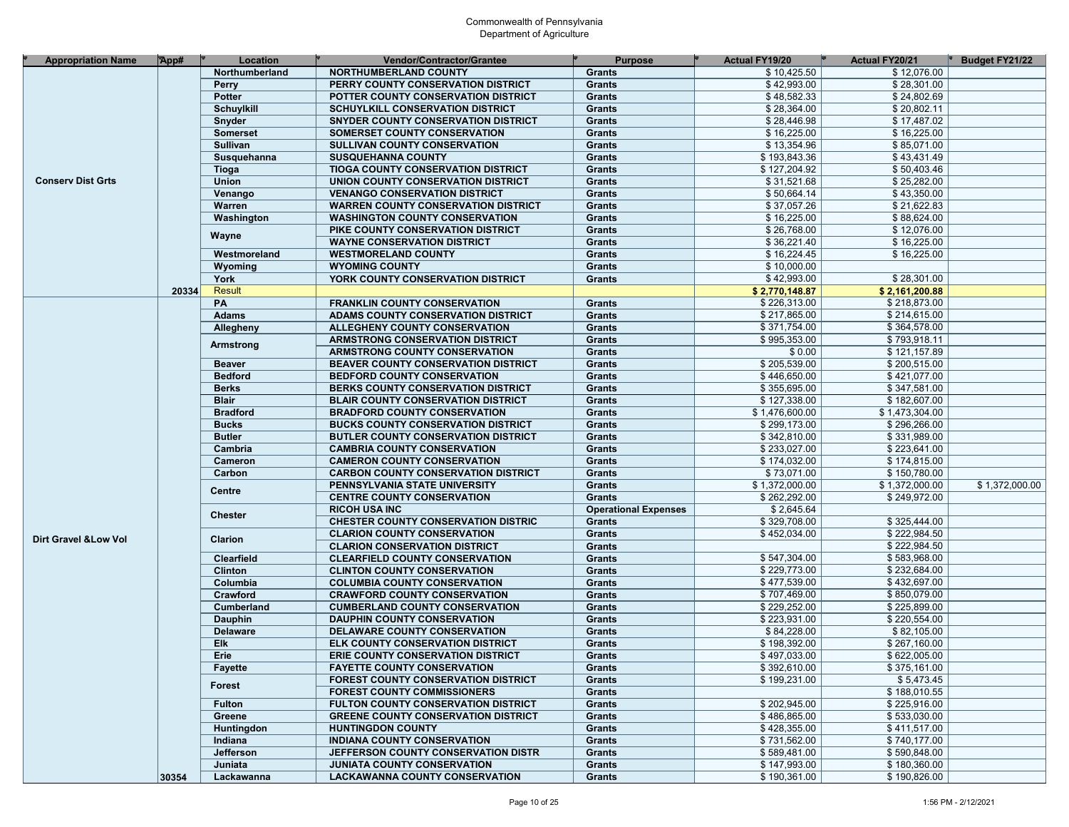Commonwealth of Pennsylvania
Department of Agriculture

| Appropriation Name | App# | Location | Vendor/Contractor/Grantee | Purpose | Actual FY19/20 | Actual FY20/21 | Budget FY21/22 |
|---|---|---|---|---|---|---|---|
| Conserv Dist Grts | | Northumberland | NORTHUMBERLAND COUNTY | Grants | $ 10,425.50 | $ 12,076.00 | |
| | | Perry | PERRY COUNTY CONSERVATION DISTRICT | Grants | $ 42,993.00 | $ 28,301.00 | |
| | | Potter | POTTER COUNTY CONSERVATION DISTRICT | Grants | $ 48,582.33 | $ 24,802.69 | |
| | | Schuylkill | SCHUYLKILL CONSERVATION DISTRICT | Grants | $ 28,364.00 | $ 20,802.11 | |
| | | Snyder | SNYDER COUNTY CONSERVATION DISTRICT | Grants | $ 28,446.98 | $ 17,487.02 | |
| | | Somerset | SOMERSET COUNTY CONSERVATION | Grants | $ 16,225.00 | $ 16,225.00 | |
| | | Sullivan | SULLIVAN COUNTY CONSERVATION | Grants | $ 13,354.96 | $ 85,071.00 | |
| | | Susquehanna | SUSQUEHANNA COUNTY | Grants | $ 193,843.36 | $ 43,431.49 | |
| | | Tioga | TIOGA COUNTY CONSERVATION DISTRICT | Grants | $ 127,204.92 | $ 50,403.46 | |
| | | Union | UNION COUNTY CONSERVATION DISTRICT | Grants | $ 31,521.68 | $ 25,282.00 | |
| | | Venango | VENANGO CONSERVATION DISTRICT | Grants | $ 50,664.14 | $ 43,350.00 | |
| | | Warren | WARREN COUNTY CONSERVATION DISTRICT | Grants | $ 37,057.26 | $ 21,622.83 | |
| | | Washington | WASHINGTON COUNTY CONSERVATION | Grants | $ 16,225.00 | $ 88,624.00 | |
| | | Wayne | PIKE COUNTY CONSERVATION DISTRICT | Grants | $ 26,768.00 | $ 12,076.00 | |
| | | | WAYNE CONSERVATION DISTRICT | Grants | $ 36,221.40 | $ 16,225.00 | |
| | | Westmoreland | WESTMORELAND COUNTY | Grants | $ 16,224.45 | $ 16,225.00 | |
| | | Wyoming | WYOMING COUNTY | Grants | $ 10,000.00 | | |
| | | York | YORK COUNTY CONSERVATION DISTRICT | Grants | $ 42,993.00 | $ 28,301.00 | |
| | 20334 | Result | | | **$ 2,770,148.87** | **$ 2,161,200.88** | |
| Dirt Gravel &Low Vol | | PA | FRANKLIN COUNTY CONSERVATION | Grants | $ 226,313.00 | $ 218,873.00 | |
| | | Adams | ADAMS COUNTY CONSERVATION DISTRICT | Grants | $ 217,865.00 | $ 214,615.00 | |
| | | Allegheny | ALLEGHENY COUNTY CONSERVATION | Grants | $ 371,754.00 | $ 364,578.00 | |
| | | Armstrong | ARMSTRONG CONSERVATION DISTRICT | Grants | $ 995,353.00 | $ 793,918.11 | |
| | | | ARMSTRONG COUNTY CONSERVATION | Grants | $ 0.00 | $ 121,157.89 | |
| | | Beaver | BEAVER COUNTY CONSERVATION DISTRICT | Grants | $ 205,539.00 | $ 200,515.00 | |
| | | Bedford | BEDFORD COUNTY CONSERVATION | Grants | $ 446,650.00 | $ 421,077.00 | |
| | | Berks | BERKS COUNTY CONSERVATION DISTRICT | Grants | $ 355,695.00 | $ 347,581.00 | |
| | | Blair | BLAIR COUNTY CONSERVATION DISTRICT | Grants | $ 127,338.00 | $ 182,607.00 | |
| | | Bradford | BRADFORD COUNTY CONSERVATION | Grants | $ 1,476,600.00 | $ 1,473,304.00 | |
| | | Bucks | BUCKS COUNTY CONSERVATION DISTRICT | Grants | $ 299,173.00 | $ 296,266.00 | |
| | | Butler | BUTLER COUNTY CONSERVATION DISTRICT | Grants | $ 342,810.00 | $ 331,989.00 | |
| | | Cambria | CAMBRIA COUNTY CONSERVATION | Grants | $ 233,027.00 | $ 223,641.00 | |
| | | Cameron | CAMERON COUNTY CONSERVATION | Grants | $ 174,032.00 | $ 174,815.00 | |
| | | Carbon | CARBON COUNTY CONSERVATION DISTRICT | Grants | $ 73,071.00 | $ 150,780.00 | |
| | | Centre | PENNSYLVANIA STATE UNIVERSITY | Grants | $ 1,372,000.00 | $ 1,372,000.00 | $ 1,372,000.00 |
| | | | CENTRE COUNTY CONSERVATION | Grants | $ 262,292.00 | $ 249,972.00 | |
| | | Chester | RICOH USA INC | Operational Expenses | $ 2,645.64 | | |
| | | | CHESTER COUNTY CONSERVATION DISTRIC | Grants | $ 329,708.00 | $ 325,444.00 | |
| | | Clarion | CLARION COUNTY CONSERVATION | Grants | $ 452,034.00 | $ 222,984.50 | |
| | | | CLARION CONSERVATION DISTRICT | Grants | | $ 222,984.50 | |
| | | Clearfield | CLEARFIELD COUNTY CONSERVATION | Grants | $ 547,304.00 | $ 583,968.00 | |
| | | Clinton | CLINTON COUNTY CONSERVATION | Grants | $ 229,773.00 | $ 232,684.00 | |
| | | Columbia | COLUMBIA COUNTY CONSERVATION | Grants | $ 477,539.00 | $ 432,697.00 | |
| | | Crawford | CRAWFORD COUNTY CONSERVATION | Grants | $ 707,469.00 | $ 850,079.00 | |
| | | Cumberland | CUMBERLAND COUNTY CONSERVATION | Grants | $ 229,252.00 | $ 225,899.00 | |
| | | Dauphin | DAUPHIN COUNTY CONSERVATION | Grants | $ 223,931.00 | $ 220,554.00 | |
| | | Delaware | DELAWARE COUNTY CONSERVATION | Grants | $ 84,228.00 | $ 82,105.00 | |
| | | Elk | ELK COUNTY CONSERVATION DISTRICT | Grants | $ 198,392.00 | $ 267,160.00 | |
| | | Erie | ERIE COUNTY CONSERVATION DISTRICT | Grants | $ 497,033.00 | $ 622,005.00 | |
| | | Fayette | FAYETTE COUNTY CONSERVATION | Grants | $ 392,610.00 | $ 375,161.00 | |
| | | Forest | FOREST COUNTY CONSERVATION DISTRICT | Grants | $ 199,231.00 | $ 5,473.45 | |
| | | | FOREST COUNTY COMMISSIONERS | Grants | | $ 188,010.55 | |
| | | Fulton | FULTON COUNTY CONSERVATION DISTRICT | Grants | $ 202,945.00 | $ 225,916.00 | |
| | | Greene | GREENE COUNTY CONSERVATION DISTRICT | Grants | $ 486,865.00 | $ 533,030.00 | |
| | | Huntingdon | HUNTINGDON COUNTY | Grants | $ 428,355.00 | $ 411,517.00 | |
| | | Indiana | INDIANA COUNTY CONSERVATION | Grants | $ 731,562.00 | $ 740,177.00 | |
| | | Jefferson | JEFFERSON COUNTY CONSERVATION DISTR | Grants | $ 589,481.00 | $ 590,848.00 | |
| | | Juniata | JUNIATA COUNTY CONSERVATION | Grants | $ 147,993.00 | $ 180,360.00 | |
| | 30354 | Lackawanna | LACKAWANNA COUNTY CONSERVATION | Grants | $ 190,361.00 | $ 190,826.00 | |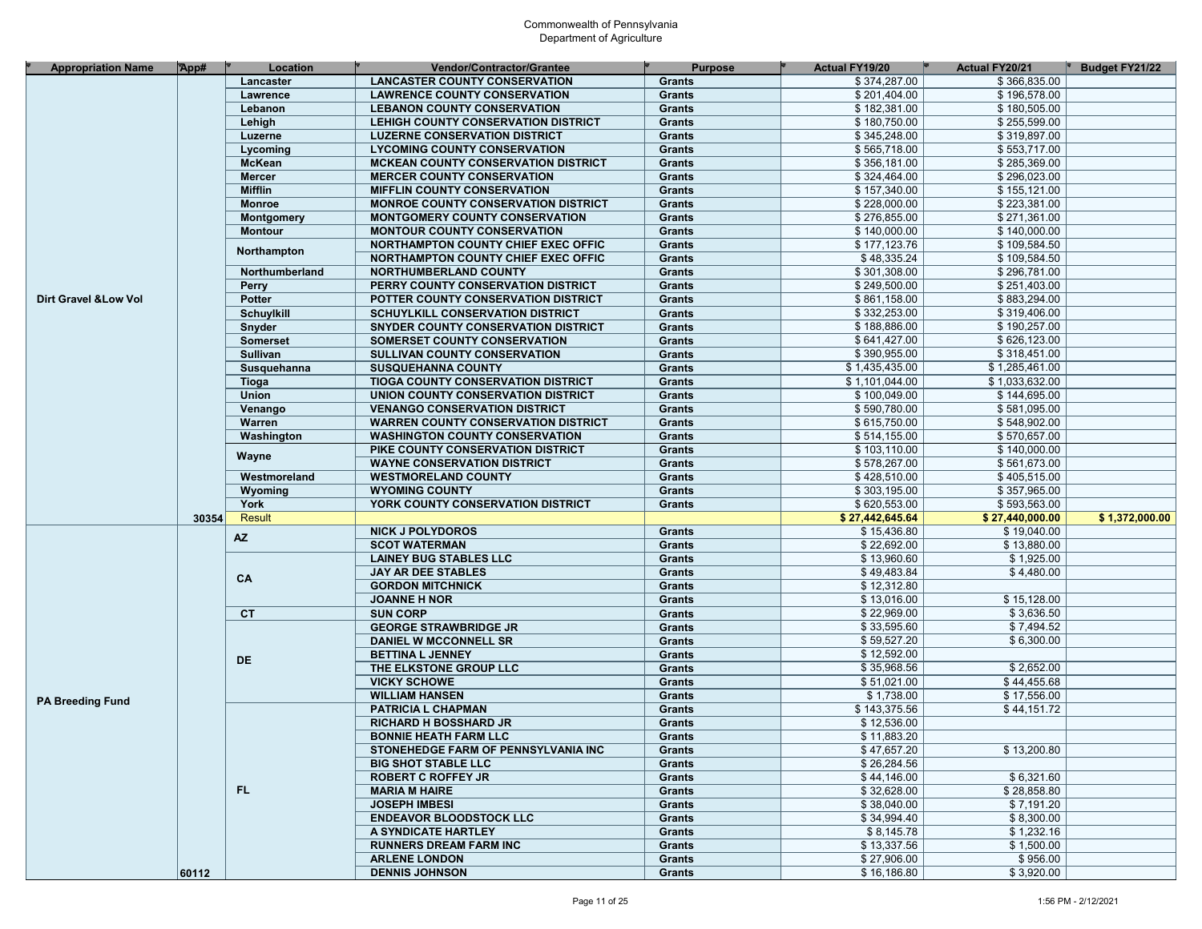Commonwealth of Pennsylvania
Department of Agriculture

| Appropriation Name | App# | Location | Vendor/Contractor/Grantee | Purpose | Actual FY19/20 | Actual FY20/21 | Budget FY21/22 |
|---|---|---|---|---|---|---|---|
| Dirt Gravel &Low Vol | | Lancaster | LANCASTER COUNTY CONSERVATION | Grants | $ 374,287.00 | $ 366,835.00 | |
| | | Lawrence | LAWRENCE COUNTY CONSERVATION | Grants | $ 201,404.00 | $ 196,578.00 | |
| | | Lebanon | LEBANON COUNTY CONSERVATION | Grants | $ 182,381.00 | $ 180,505.00 | |
| | | Lehigh | LEHIGH COUNTY CONSERVATION DISTRICT | Grants | $ 180,750.00 | $ 255,599.00 | |
| | | Luzerne | LUZERNE CONSERVATION DISTRICT | Grants | $ 345,248.00 | $ 319,897.00 | |
| | | Lycoming | LYCOMING COUNTY CONSERVATION | Grants | $ 565,718.00 | $ 553,717.00 | |
| | | McKean | MCKEAN COUNTY CONSERVATION DISTRICT | Grants | $ 356,181.00 | $ 285,369.00 | |
| | | Mercer | MERCER COUNTY CONSERVATION | Grants | $ 324,464.00 | $ 296,023.00 | |
| | | Mifflin | MIFFLIN COUNTY CONSERVATION | Grants | $ 157,340.00 | $ 155,121.00 | |
| | | Monroe | MONROE COUNTY CONSERVATION DISTRICT | Grants | $ 228,000.00 | $ 223,381.00 | |
| | | Montgomery | MONTGOMERY COUNTY CONSERVATION | Grants | $ 276,855.00 | $ 271,361.00 | |
| | | Montour | MONTOUR COUNTY CONSERVATION | Grants | $ 140,000.00 | $ 140,000.00 | |
| | | Northampton | NORTHAMPTON COUNTY CHIEF EXEC OFFIC | Grants | $ 177,123.76 | $ 109,584.50 | |
| | | | NORTHAMPTON COUNTY CHIEF EXEC OFFIC | Grants | $ 48,335.24 | $ 109,584.50 | |
| | | Northumberland | NORTHUMBERLAND COUNTY | Grants | $ 301,308.00 | $ 296,781.00 | |
| | | Perry | PERRY COUNTY CONSERVATION DISTRICT | Grants | $ 249,500.00 | $ 251,403.00 | |
| | | Potter | POTTER COUNTY CONSERVATION DISTRICT | Grants | $ 861,158.00 | $ 883,294.00 | |
| | | Schuylkill | SCHUYLKILL CONSERVATION DISTRICT | Grants | $ 332,253.00 | $ 319,406.00 | |
| | | Snyder | SNYDER COUNTY CONSERVATION DISTRICT | Grants | $ 188,886.00 | $ 190,257.00 | |
| | | Somerset | SOMERSET COUNTY CONSERVATION | Grants | $ 641,427.00 | $ 626,123.00 | |
| | | Sullivan | SULLIVAN COUNTY CONSERVATION | Grants | $ 390,955.00 | $ 318,451.00 | |
| | | Susquehanna | SUSQUEHANNA COUNTY | Grants | $ 1,435,435.00 | $ 1,285,461.00 | |
| | | Tioga | TIOGA COUNTY CONSERVATION DISTRICT | Grants | $ 1,101,044.00 | $ 1,033,632.00 | |
| | | Union | UNION COUNTY CONSERVATION DISTRICT | Grants | $ 100,049.00 | $ 144,695.00 | |
| | | Venango | VENANGO CONSERVATION DISTRICT | Grants | $ 590,780.00 | $ 581,095.00 | |
| | | Warren | WARREN COUNTY CONSERVATION DISTRICT | Grants | $ 615,750.00 | $ 548,902.00 | |
| | | Washington | WASHINGTON COUNTY CONSERVATION | Grants | $ 514,155.00 | $ 570,657.00 | |
| | | Wayne | PIKE COUNTY CONSERVATION DISTRICT | Grants | $ 103,110.00 | $ 140,000.00 | |
| | | | WAYNE CONSERVATION DISTRICT | Grants | $ 578,267.00 | $ 561,673.00 | |
| | | Westmoreland | WESTMORELAND COUNTY | Grants | $ 428,510.00 | $ 405,515.00 | |
| | | Wyoming | WYOMING COUNTY | Grants | $ 303,195.00 | $ 357,965.00 | |
| | | York | YORK COUNTY CONSERVATION DISTRICT | Grants | $ 620,553.00 | $ 593,563.00 | |
| | 30354 | Result | | | $ 27,442,645.64 | $ 27,440,000.00 | $ 1,372,000.00 |
| PA Breeding Fund | | AZ | NICK J POLYDOROS | Grants | $ 15,436.80 | $ 19,040.00 | |
| | | | SCOT WATERMAN | Grants | $ 22,692.00 | $ 13,880.00 | |
| | | CA | LAINEY BUG STABLES LLC | Grants | $ 13,960.60 | $ 1,925.00 | |
| | | | JAY AR DEE STABLES | Grants | $ 49,483.84 | $ 4,480.00 | |
| | | | GORDON MITCHNICK | Grants | $ 12,312.80 | | |
| | | | JOANNE H NOR | Grants | $ 13,016.00 | $ 15,128.00 | |
| | | CT | SUN CORP | Grants | $ 22,969.00 | $ 3,636.50 | |
| | | DE | GEORGE STRAWBRIDGE JR | Grants | $ 33,595.60 | $ 7,494.52 | |
| | | | DANIEL W MCCONNELL SR | Grants | $ 59,527.20 | $ 6,300.00 | |
| | | | BETTINA L JENNEY | Grants | $ 12,592.00 | | |
| | | | THE ELKSTONE GROUP LLC | Grants | $ 35,968.56 | $ 2,652.00 | |
| | | | VICKY SCHOWE | Grants | $ 51,021.00 | $ 44,455.68 | |
| | | | WILLIAM HANSEN | Grants | $ 1,738.00 | $ 17,556.00 | |
| | | FL | PATRICIA L CHAPMAN | Grants | $ 143,375.56 | $ 44,151.72 | |
| | | | RICHARD H BOSSHARD JR | Grants | $ 12,536.00 | | |
| | | | BONNIE HEATH FARM LLC | Grants | $ 11,883.20 | | |
| | | | STONEHEDGE FARM OF PENNSYLVANIA INC | Grants | $ 47,657.20 | $ 13,200.80 | |
| | | | BIG SHOT STABLE LLC | Grants | $ 26,284.56 | | |
| | | | ROBERT C ROFFEY JR | Grants | $ 44,146.00 | $ 6,321.60 | |
| | | | MARIA M HAIRE | Grants | $ 32,628.00 | $ 28,858.80 | |
| | | | JOSEPH IMBESI | Grants | $ 38,040.00 | $ 7,191.20 | |
| | | | ENDEAVOR BLOODSTOCK LLC | Grants | $ 34,994.40 | $ 8,300.00 | |
| | | | A SYNDICATE HARTLEY | Grants | $ 8,145.78 | $ 1,232.16 | |
| | | | RUNNERS DREAM FARM INC | Grants | $ 13,337.56 | $ 1,500.00 | |
| | | | ARLENE LONDON | Grants | $ 27,906.00 | $ 956.00 | |
| | 60112 | | DENNIS JOHNSON | Grants | $ 16,186.80 | $ 3,920.00 | |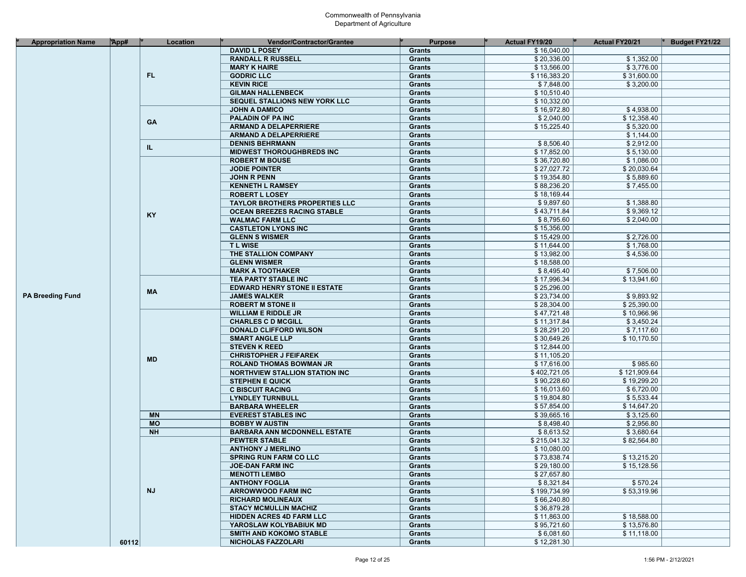Commonwealth of Pennsylvania
Department of Agriculture

| Appropriation Name | App# | Location | Vendor/Contractor/Grantee | Purpose | Actual FY19/20 | Actual FY20/21 | Budget FY21/22 |
|---|---|---|---|---|---|---|---|
| PA Breeding Fund | 60112 | FL | DAVID L POSEY | Grants | $ 16,040.00 | | |
| | | | RANDALL R RUSSELL | Grants | $ 20,336.00 | $ 1,352.00 | |
| | | | MARY K HAIRE | Grants | $ 13,566.00 | $ 3,776.00 | |
| | | | GODRIC LLC | Grants | $ 116,383.20 | $ 31,600.00 | |
| | | | KEVIN RICE | Grants | $ 7,848.00 | $ 3,200.00 | |
| | | | GILMAN HALLENBECK | Grants | $ 10,510.40 | | |
| | | | SEQUEL STALLIONS NEW YORK LLC | Grants | $ 10,332.00 | | |
| | | GA | JOHN A DAMICO | Grants | $ 16,972.80 | $ 4,938.00 | |
| | | | PALADIN OF PA INC | Grants | $ 2,040.00 | $ 12,358.40 | |
| | | | ARMAND A DELAPERRIERE | Grants | $ 15,225.40 | $ 5,320.00 | |
| | | | ARMAND A DELAPERRIERE | Grants | | $ 1,144.00 | |
| | | IL | DENNIS BEHRMANN | Grants | $ 8,506.40 | $ 2,912.00 | |
| | | | MIDWEST THOROUGHBREDS INC | Grants | $ 17,852.00 | $ 5,130.00 | |
| | | KY | ROBERT M BOUSE | Grants | $ 36,720.80 | $ 1,086.00 | |
| | | | JODIE POINTER | Grants | $ 27,027.72 | $ 20,030.64 | |
| | | | JOHN R PENN | Grants | $ 19,354.80 | $ 5,889.60 | |
| | | | KENNETH L RAMSEY | Grants | $ 88,236.20 | $ 7,455.00 | |
| | | | ROBERT L LOSEY | Grants | $ 18,169.44 | | |
| | | | TAYLOR BROTHERS PROPERTIES LLC | Grants | $ 9,897.60 | $ 1,388.80 | |
| | | | OCEAN BREEZES RACING STABLE | Grants | $ 43,711.84 | $ 9,369.12 | |
| | | | WALMAC FARM LLC | Grants | $ 8,795.60 | $ 2,040.00 | |
| | | | CASTLETON LYONS INC | Grants | $ 15,356.00 | | |
| | | | GLENN S WISMER | Grants | $ 15,429.00 | $ 2,726.00 | |
| | | | T L WISE | Grants | $ 11,644.00 | $ 1,768.00 | |
| | | | THE STALLION COMPANY | Grants | $ 13,982.00 | $ 4,536.00 | |
| | | | GLENN WISMER | Grants | $ 18,588.00 | | |
| | | | MARK A TOOTHAKER | Grants | $ 8,495.40 | $ 7,506.00 | |
| | | MA | TEA PARTY STABLE INC | Grants | $ 17,996.34 | $ 13,941.60 | |
| | | | EDWARD HENRY STONE II ESTATE | Grants | $ 25,296.00 | | |
| | | | JAMES WALKER | Grants | $ 23,734.00 | $ 9,893.92 | |
| | | | ROBERT M STONE II | Grants | $ 28,304.00 | $ 25,390.00 | |
| | | MD | WILLIAM E RIDDLE JR | Grants | $ 47,721.48 | $ 10,966.96 | |
| | | | CHARLES C D MCGILL | Grants | $ 11,317.84 | $ 3,450.24 | |
| | | | DONALD CLIFFORD WILSON | Grants | $ 28,291.20 | $ 7,117.60 | |
| | | | SMART ANGLE LLP | Grants | $ 30,649.26 | $ 10,170.50 | |
| | | | STEVEN K REED | Grants | $ 12,844.00 | | |
| | | | CHRISTOPHER J FEIFAREK | Grants | $ 11,105.20 | | |
| | | | ROLAND THOMAS BOWMAN JR | Grants | $ 17,616.00 | $ 985.60 | |
| | | | NORTHVIEW STALLION STATION INC | Grants | $ 402,721.05 | $ 121,909.64 | |
| | | | STEPHEN E QUICK | Grants | $ 90,228.60 | $ 19,299.20 | |
| | | | C BISCUIT RACING | Grants | $ 16,013.60 | $ 6,720.00 | |
| | | | LYNDLEY TURNBULL | Grants | $ 19,804.80 | $ 5,533.44 | |
| | | | BARBARA WHEELER | Grants | $ 57,854.00 | $ 14,647.20 | |
| | | MN | EVEREST STABLES INC | Grants | $ 39,665.16 | $ 3,125.60 | |
| | | MO | BOBBY W AUSTIN | Grants | $ 8,498.40 | $ 2,956.80 | |
| | | NH | BARBARA ANN MCDONNELL ESTATE | Grants | $ 8,613.52 | $ 3,680.64 | |
| | | NJ | PEWTER STABLE | Grants | $ 215,041.32 | $ 82,564.80 | |
| | | | ANTHONY J MERLINO | Grants | $ 10,080.00 | | |
| | | | SPRING RUN FARM CO LLC | Grants | $ 73,838.74 | $ 13,215.20 | |
| | | | JOE-DAN FARM INC | Grants | $ 29,180.00 | $ 15,128.56 | |
| | | | MENOTTI LEMBO | Grants | $ 27,657.80 | | |
| | | | ANTHONY FOGLIA | Grants | $ 8,321.84 | $ 570.24 | |
| | | | ARROWWOOD FARM INC | Grants | $ 199,734.99 | $ 53,319.96 | |
| | | | RICHARD MOLINEAUX | Grants | $ 66,240.80 | | |
| | | | STACY MCMULLIN MACHIZ | Grants | $ 36,879.28 | | |
| | | | HIDDEN ACRES 4D FARM LLC | Grants | $ 11,863.00 | $ 18,588.00 | |
| | | | YAROSLAW KOLYBABIUK MD | Grants | $ 95,721.60 | $ 13,576.80 | |
| | | | SMITH AND KOKOMO STABLE | Grants | $ 6,081.60 | $ 11,118.00 | |
| | | | NICHOLAS FAZZOLARI | Grants | $ 12,281.30 | | |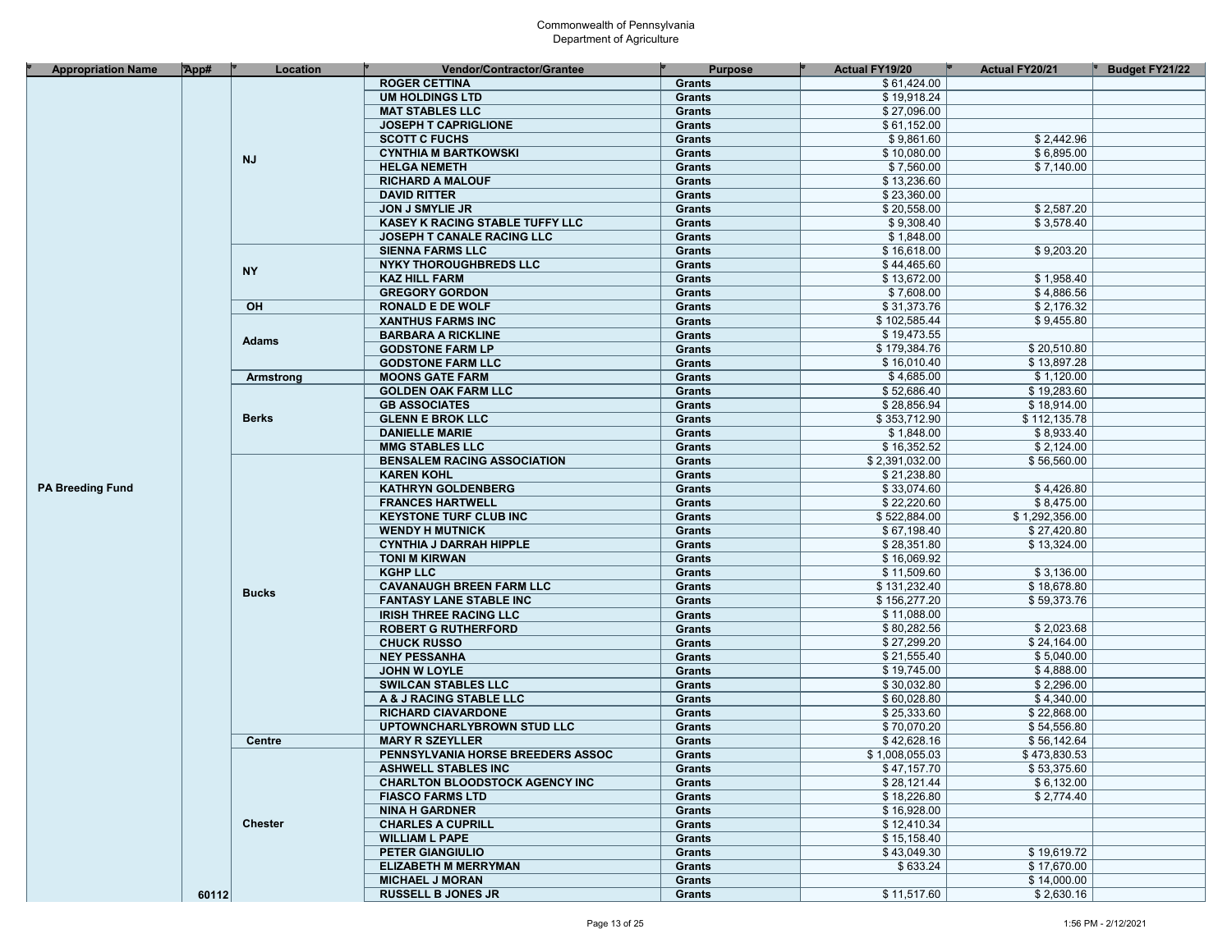Commonwealth of Pennsylvania
Department of Agriculture

| Appropriation Name | App# | Location | Vendor/Contractor/Grantee | Purpose | Actual FY19/20 | Actual FY20/21 | Budget FY21/22 |
|---|---|---|---|---|---|---|---|
| PA Breeding Fund | 60112 | NJ | ROGER CETTINA | Grants | $ 61,424.00 | | |
| | | | UM HOLDINGS LTD | Grants | $ 19,918.24 | | |
| | | | MAT STABLES LLC | Grants | $ 27,096.00 | | |
| | | | JOSEPH T CAPRIGLIONE | Grants | $ 61,152.00 | | |
| | | | SCOTT C FUCHS | Grants | $ 9,861.60 | $ 2,442.96 | |
| | | | CYNTHIA M BARTKOWSKI | Grants | $ 10,080.00 | $ 6,895.00 | |
| | | | HELGA NEMETH | Grants | $ 7,560.00 | $ 7,140.00 | |
| | | | RICHARD A MALOUF | Grants | $ 13,236.60 | | |
| | | | DAVID RITTER | Grants | $ 23,360.00 | | |
| | | | JON J SMYLIE JR | Grants | $ 20,558.00 | $ 2,587.20 | |
| | | | KASEY K RACING STABLE TUFFY LLC | Grants | $ 9,308.40 | $ 3,578.40 | |
| | | | JOSEPH T CANALE RACING LLC | Grants | $ 1,848.00 | | |
| | | NY | SIENNA FARMS LLC | Grants | $ 16,618.00 | $ 9,203.20 | |
| | | | NYKY THOROUGHBREDS LLC | Grants | $ 44,465.60 | | |
| | | | KAZ HILL FARM | Grants | $ 13,672.00 | $ 1,958.40 | |
| | | | GREGORY GORDON | Grants | $ 7,608.00 | $ 4,886.56 | |
| | | OH | RONALD E DE WOLF | Grants | $ 31,373.76 | $ 2,176.32 | |
| | | Adams | XANTHUS FARMS INC | Grants | $ 102,585.44 | $ 9,455.80 | |
| | | | BARBARA A RICKLINE | Grants | $ 19,473.55 | | |
| | | | GODSTONE FARM LP | Grants | $ 179,384.76 | $ 20,510.80 | |
| | | | GODSTONE FARM LLC | Grants | $ 16,010.40 | $ 13,897.28 | |
| | | Armstrong | MOONS GATE FARM | Grants | $ 4,685.00 | $ 1,120.00 | |
| | | Berks | GOLDEN OAK FARM LLC | Grants | $ 52,686.40 | $ 19,283.60 | |
| | | | GB ASSOCIATES | Grants | $ 28,856.94 | $ 18,914.00 | |
| | | | GLENN E BROK LLC | Grants | $ 353,712.90 | $ 112,135.78 | |
| | | | DANIELLE MARIE | Grants | $ 1,848.00 | $ 8,933.40 | |
| | | | MMG STABLES LLC | Grants | $ 16,352.52 | $ 2,124.00 | |
| | | Bucks | BENSALEM RACING ASSOCIATION | Grants | $ 2,391,032.00 | $ 56,560.00 | |
| | | | KAREN KOHL | Grants | $ 21,238.80 | | |
| | | | KATHRYN GOLDENBERG | Grants | $ 33,074.60 | $ 4,426.80 | |
| | | | FRANCES HARTWELL | Grants | $ 22,220.60 | $ 8,475.00 | |
| | | | KEYSTONE TURF CLUB INC | Grants | $ 522,884.00 | $ 1,292,356.00 | |
| | | | WENDY H MUTNICK | Grants | $ 67,198.40 | $ 27,420.80 | |
| | | | CYNTHIA J DARRAH HIPPLE | Grants | $ 28,351.80 | $ 13,324.00 | |
| | | | TONI M KIRWAN | Grants | $ 16,069.92 | | |
| | | | KGHP LLC | Grants | $ 11,509.60 | $ 3,136.00 | |
| | | | CAVANAUGH BREEN FARM LLC | Grants | $ 131,232.40 | $ 18,678.80 | |
| | | | FANTASY LANE STABLE INC | Grants | $ 156,277.20 | $ 59,373.76 | |
| | | | IRISH THREE RACING LLC | Grants | $ 11,088.00 | | |
| | | | ROBERT G RUTHERFORD | Grants | $ 80,282.56 | $ 2,023.68 | |
| | | | CHUCK RUSSO | Grants | $ 27,299.20 | $ 24,164.00 | |
| | | | NEY PESSANHA | Grants | $ 21,555.40 | $ 5,040.00 | |
| | | | JOHN W LOYLE | Grants | $ 19,745.00 | $ 4,888.00 | |
| | | | SWILCAN STABLES LLC | Grants | $ 30,032.80 | $ 2,296.00 | |
| | | | A & J RACING STABLE LLC | Grants | $ 60,028.80 | $ 4,340.00 | |
| | | | RICHARD CIAVARDONE | Grants | $ 25,333.60 | $ 22,868.00 | |
| | | | UPTOWNCHARLYBROWN STUD LLC | Grants | $ 70,070.20 | $ 54,556.80 | |
| | | Centre | MARY R SZEYLLER | Grants | $ 42,628.16 | $ 56,142.64 | |
| | | Chester | PENNSYLVANIA HORSE BREEDERS ASSOC | Grants | $ 1,008,055.03 | $ 473,830.53 | |
| | | | ASHWELL STABLES INC | Grants | $ 47,157.70 | $ 53,375.60 | |
| | | | CHARLTON BLOODSTOCK AGENCY INC | Grants | $ 28,121.44 | $ 6,132.00 | |
| | | | FIASCO FARMS LTD | Grants | $ 18,226.80 | $ 2,774.40 | |
| | | | NINA H GARDNER | Grants | $ 16,928.00 | | |
| | | | CHARLES A CUPRILL | Grants | $ 12,410.34 | | |
| | | | WILLIAM L PAPE | Grants | $ 15,158.40 | | |
| | | | PETER GIANGIULIO | Grants | $ 43,049.30 | $ 19,619.72 | |
| | | | ELIZABETH M MERRYMAN | Grants | $ 633.24 | $ 17,670.00 | |
| | | | MICHAEL J MORAN | Grants | | $ 14,000.00 | |
| | | | RUSSELL B JONES JR | Grants | $ 11,517.60 | $ 2,630.16 | |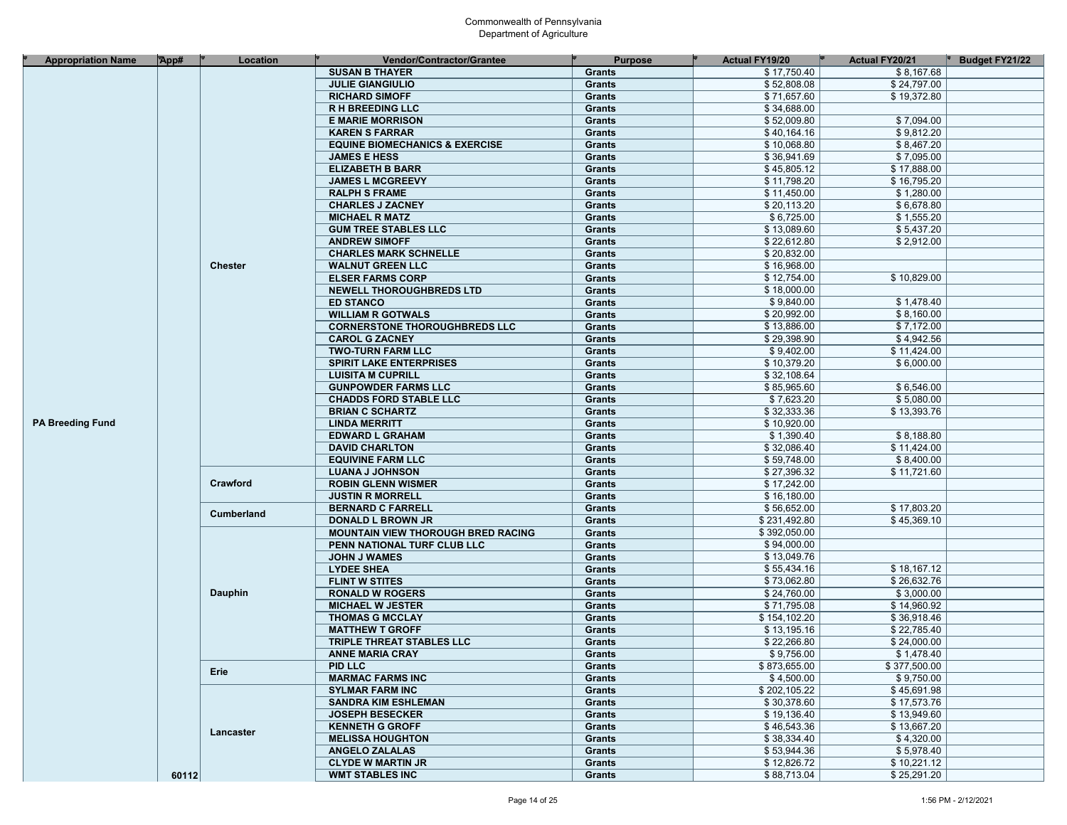Commonwealth of Pennsylvania
Department of Agriculture

| Appropriation Name | App# | Location | Vendor/Contractor/Grantee | Purpose | Actual FY19/20 | Actual FY20/21 | Budget FY21/22 |
|---|---|---|---|---|---|---|---|
| PA Breeding Fund | 60112 | Chester | SUSAN B THAYER | Grants | $ 17,750.40 | $ 8,167.68 | |
| | | | JULIE GIANGIULIO | Grants | $ 52,808.08 | $ 24,797.00 | |
| | | | RICHARD SIMOFF | Grants | $ 71,657.60 | $ 19,372.80 | |
| | | | R H BREEDING LLC | Grants | $ 34,688.00 | | |
| | | | E MARIE MORRISON | Grants | $ 52,009.80 | $ 7,094.00 | |
| | | | KAREN S FARRAR | Grants | $ 40,164.16 | $ 9,812.20 | |
| | | | EQUINE BIOMECHANICS & EXERCISE | Grants | $ 10,068.80 | $ 8,467.20 | |
| | | | JAMES E HESS | Grants | $ 36,941.69 | $ 7,095.00 | |
| | | | ELIZABETH B BARR | Grants | $ 45,805.12 | $ 17,888.00 | |
| | | | JAMES L MCGREEVY | Grants | $ 11,798.20 | $ 16,795.20 | |
| | | | RALPH S FRAME | Grants | $ 11,450.00 | $ 1,280.00 | |
| | | | CHARLES J ZACNEY | Grants | $ 20,113.20 | $ 6,678.80 | |
| | | | MICHAEL R MATZ | Grants | $ 6,725.00 | $ 1,555.20 | |
| | | | GUM TREE STABLES LLC | Grants | $ 13,089.60 | $ 5,437.20 | |
| | | | ANDREW SIMOFF | Grants | $ 22,612.80 | $ 2,912.00 | |
| | | | CHARLES MARK SCHNELLE | Grants | $ 20,832.00 | | |
| | | | WALNUT GREEN LLC | Grants | $ 16,968.00 | | |
| | | | ELSER FARMS CORP | Grants | $ 12,754.00 | $ 10,829.00 | |
| | | | NEWELL THOROUGHBREDS LTD | Grants | $ 18,000.00 | | |
| | | | ED STANCO | Grants | $ 9,840.00 | $ 1,478.40 | |
| | | | WILLIAM R GOTWALS | Grants | $ 20,992.00 | $ 8,160.00 | |
| | | | CORNERSTONE THOROUGHBREDS LLC | Grants | $ 13,886.00 | $ 7,172.00 | |
| | | | CAROL G ZACNEY | Grants | $ 29,398.90 | $ 4,942.56 | |
| | | | TWO-TURN FARM LLC | Grants | $ 9,402.00 | $ 11,424.00 | |
| | | | SPIRIT LAKE ENTERPRISES | Grants | $ 10,379.20 | $ 6,000.00 | |
| | | | LUISITA M CUPRILL | Grants | $ 32,108.64 | | |
| | | | GUNPOWDER FARMS LLC | Grants | $ 85,965.60 | $ 6,546.00 | |
| | | | CHADDS FORD STABLE LLC | Grants | $ 7,623.20 | $ 5,080.00 | |
| | | | BRIAN C SCHARTZ | Grants | $ 32,333.36 | $ 13,393.76 | |
| | | | LINDA MERRITT | Grants | $ 10,920.00 | | |
| | | | EDWARD L GRAHAM | Grants | $ 1,390.40 | $ 8,188.80 | |
| | | | DAVID CHARLTON | Grants | $ 32,086.40 | $ 11,424.00 | |
| | | | EQUIVINE FARM LLC | Grants | $ 59,748.00 | $ 8,400.00 | |
| | | Crawford | LUANA J JOHNSON | Grants | $ 27,396.32 | $ 11,721.60 | |
| | | | ROBIN GLENN WISMER | Grants | $ 17,242.00 | | |
| | | | JUSTIN R MORRELL | Grants | $ 16,180.00 | | |
| | | Cumberland | BERNARD C FARRELL | Grants | $ 56,652.00 | $ 17,803.20 | |
| | | | DONALD L BROWN JR | Grants | $ 231,492.80 | $ 45,369.10 | |
| | | Dauphin | MOUNTAIN VIEW THOROUGH BRED RACING | Grants | $ 392,050.00 | | |
| | | | PENN NATIONAL TURF CLUB LLC | Grants | $ 94,000.00 | | |
| | | | JOHN J WAMES | Grants | $ 13,049.76 | | |
| | | | LYDEE SHEA | Grants | $ 55,434.16 | $ 18,167.12 | |
| | | | FLINT W STITES | Grants | $ 73,062.80 | $ 26,632.76 | |
| | | | RONALD W ROGERS | Grants | $ 24,760.00 | $ 3,000.00 | |
| | | | MICHAEL W JESTER | Grants | $ 71,795.08 | $ 14,960.92 | |
| | | | THOMAS G MCCLAY | Grants | $ 154,102.20 | $ 36,918.46 | |
| | | | MATTHEW T GROFF | Grants | $ 13,195.16 | $ 22,785.40 | |
| | | | TRIPLE THREAT STABLES LLC | Grants | $ 22,266.80 | $ 24,000.00 | |
| | | | ANNE MARIA CRAY | Grants | $ 9,756.00 | $ 1,478.40 | |
| | | Erie | PID LLC | Grants | $ 873,655.00 | $ 377,500.00 | |
| | | | MARMAC FARMS INC | Grants | $ 4,500.00 | $ 9,750.00 | |
| | | Lancaster | SYLMAR FARM INC | Grants | $ 202,105.22 | $ 45,691.98 | |
| | | | SANDRA KIM ESHLEMAN | Grants | $ 30,378.60 | $ 17,573.76 | |
| | | | JOSEPH BESECKER | Grants | $ 19,136.40 | $ 13,949.60 | |
| | | | KENNETH G GROFF | Grants | $ 46,543.36 | $ 13,667.20 | |
| | | | MELISSA HOUGHTON | Grants | $ 38,334.40 | $ 4,320.00 | |
| | | | ANGELO ZALALAS | Grants | $ 53,944.36 | $ 5,978.40 | |
| | | | CLYDE W MARTIN JR | Grants | $ 12,826.72 | $ 10,221.12 | |
| | | | WMT STABLES INC | Grants | $ 88,713.04 | $ 25,291.20 | |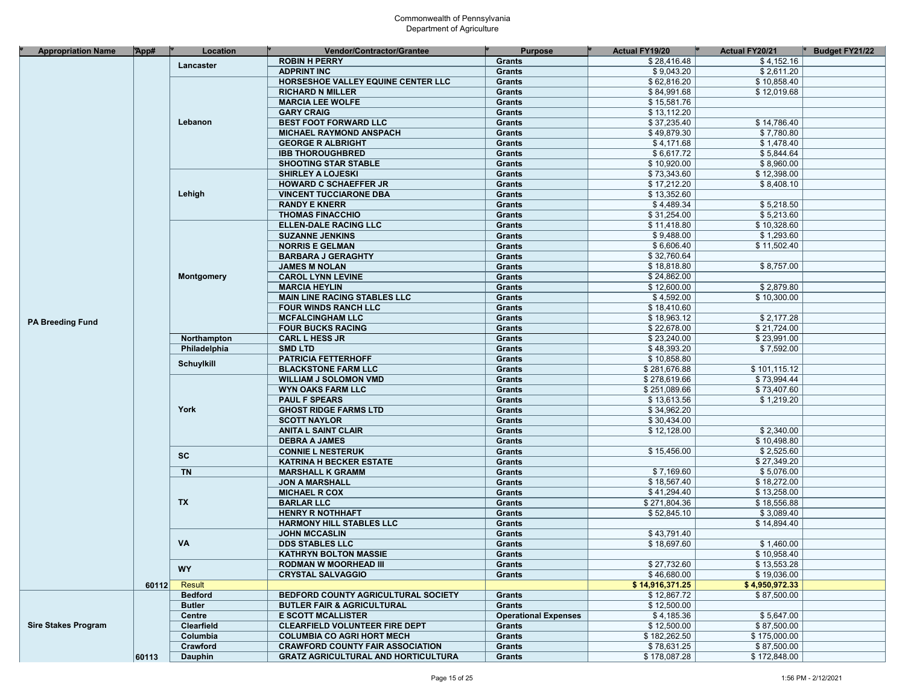Commonwealth of Pennsylvania
Department of Agriculture

| Appropriation Name | App# | Location | Vendor/Contractor/Grantee | Purpose | Actual FY19/20 | Actual FY20/21 | Budget FY21/22 |
|---|---|---|---|---|---|---|---|
| PA Breeding Fund | | Lancaster | ROBIN H PERRY | Grants | $ 28,416.48 | $ 4,152.16 | |
| | | | ADPRINT INC | Grants | $ 9,043.20 | $ 2,611.20 | |
| | | Lebanon | HORSESHOE VALLEY EQUINE CENTER LLC | Grants | $ 62,816.20 | $ 10,858.40 | |
| | | | RICHARD N MILLER | Grants | $ 84,991.68 | $ 12,019.68 | |
| | | | MARCIA LEE WOLFE | Grants | $ 15,581.76 | | |
| | | | GARY CRAIG | Grants | $ 13,112.20 | | |
| | | | BEST FOOT FORWARD LLC | Grants | $ 37,235.40 | $ 14,786.40 | |
| | | | MICHAEL RAYMOND ANSPACH | Grants | $ 49,879.30 | $ 7,780.80 | |
| | | | GEORGE R ALBRIGHT | Grants | $ 4,171.68 | $ 1,478.40 | |
| | | | IBB THOROUGHBRED | Grants | $ 6,617.72 | $ 5,844.64 | |
| | | | SHOOTING STAR STABLE | Grants | $ 10,920.00 | $ 8,960.00 | |
| | | Lehigh | SHIRLEY A LOJESKI | Grants | $ 73,343.60 | $ 12,398.00 | |
| | | | HOWARD C SCHAEFFER JR | Grants | $ 17,212.20 | $ 8,408.10 | |
| | | | VINCENT TUCCIARONE DBA | Grants | $ 13,352.60 | | |
| | | | RANDY E KNERR | Grants | $ 4,489.34 | $ 5,218.50 | |
| | | | THOMAS FINACCHIO | Grants | $ 31,254.00 | $ 5,213.60 | |
| | | Montgomery | ELLEN-DALE RACING LLC | Grants | $ 11,418.80 | $ 10,328.60 | |
| | | | SUZANNE JENKINS | Grants | $ 9,488.00 | $ 1,293.60 | |
| | | | NORRIS E GELMAN | Grants | $ 6,606.40 | $ 11,502.40 | |
| | | | BARBARA J GERAGHTY | Grants | $ 32,760.64 | | |
| | | | JAMES M NOLAN | Grants | $ 18,818.80 | $ 8,757.00 | |
| | | | CAROL LYNN LEVINE | Grants | $ 24,862.00 | | |
| | | | MARCIA HEYLIN | Grants | $ 12,600.00 | $ 2,879.80 | |
| | | | MAIN LINE RACING STABLES LLC | Grants | $ 4,592.00 | $ 10,300.00 | |
| | | | FOUR WINDS RANCH LLC | Grants | $ 18,410.60 | | |
| | | | MCFALCINGHAM LLC | Grants | $ 18,963.12 | $ 2,177.28 | |
| | | | FOUR BUCKS RACING | Grants | $ 22,678.00 | $ 21,724.00 | |
| | | Northampton | CARL L HESS JR | Grants | $ 23,240.00 | $ 23,991.00 | |
| | | Philadelphia | SMD LTD | Grants | $ 48,393.20 | $ 7,592.00 | |
| | | Schuylkill | PATRICIA FETTERHOFF | Grants | $ 10,858.80 | | |
| | | | BLACKSTONE FARM LLC | Grants | $ 281,676.88 | $ 101,115.12 | |
| | | York | WILLIAM J SOLOMON VMD | Grants | $ 278,619.66 | $ 73,994.44 | |
| | | | WYN OAKS FARM LLC | Grants | $ 251,089.66 | $ 73,407.60 | |
| | | | PAUL F SPEARS | Grants | $ 13,613.56 | $ 1,219.20 | |
| | | | GHOST RIDGE FARMS LTD | Grants | $ 34,962.20 | | |
| | | | SCOTT NAYLOR | Grants | $ 30,434.00 | | |
| | | | ANITA L SAINT CLAIR | Grants | $ 12,128.00 | $ 2,340.00 | |
| | | | DEBRA A JAMES | Grants | | $ 10,498.80 | |
| | | SC | CONNIE L NESTERUK | Grants | $ 15,456.00 | $ 2,525.60 | |
| | | | KATRINA H BECKER ESTATE | Grants | | $ 27,349.20 | |
| | | TN | MARSHALL K GRAMM | Grants | $ 7,169.60 | $ 5,076.00 | |
| | | TX | JON A MARSHALL | Grants | $ 18,567.40 | $ 18,272.00 | |
| | | | MICHAEL R COX | Grants | $ 41,294.40 | $ 13,258.00 | |
| | | | BARLAR LLC | Grants | $ 271,804.36 | $ 18,556.88 | |
| | | | HENRY R NOTHHAFT | Grants | $ 52,845.10 | $ 3,089.40 | |
| | | | HARMONY HILL STABLES LLC | Grants | | $ 14,894.40 | |
| | | VA | JOHN MCCASLIN | Grants | $ 43,791.40 | | |
| | | | DDS STABLES LLC | Grants | $ 18,697.60 | $ 1,460.00 | |
| | | | KATHRYN BOLTON MASSIE | Grants | | $ 10,958.40 | |
| | | WY | RODMAN W MOORHEAD III | Grants | $ 27,732.60 | $ 13,553.28 | |
| | | | CRYSTAL SALVAGGIO | Grants | $ 46,680.00 | $ 19,036.00 | |
| | 60112 | Result | | | **$ 14,916,371.25** | **$ 4,950,972.33** | |
| Sire Stakes Program | | Bedford | BEDFORD COUNTY AGRICULTURAL SOCIETY | Grants | $ 12,867.72 | $ 87,500.00 | |
| | | Butler | BUTLER FAIR & AGRICULTURAL | Grants | $ 12,500.00 | | |
| | | Centre | E SCOTT MCALLISTER | Operational Expenses | $ 4,185.36 | $ 5,647.00 | |
| | | Clearfield | CLEARFIELD VOLUNTEER FIRE DEPT | Grants | $ 12,500.00 | $ 87,500.00 | |
| | | Columbia | COLUMBIA CO AGRI HORT MECH | Grants | $ 182,262.50 | $ 175,000.00 | |
| | | Crawford | CRAWFORD COUNTY FAIR ASSOCIATION | Grants | $ 78,631.25 | $ 87,500.00 | |
| | 60113 | Dauphin | GRATZ AGRICULTURAL AND HORTICULTURA | Grants | $ 178,087.28 | $ 172,848.00 | |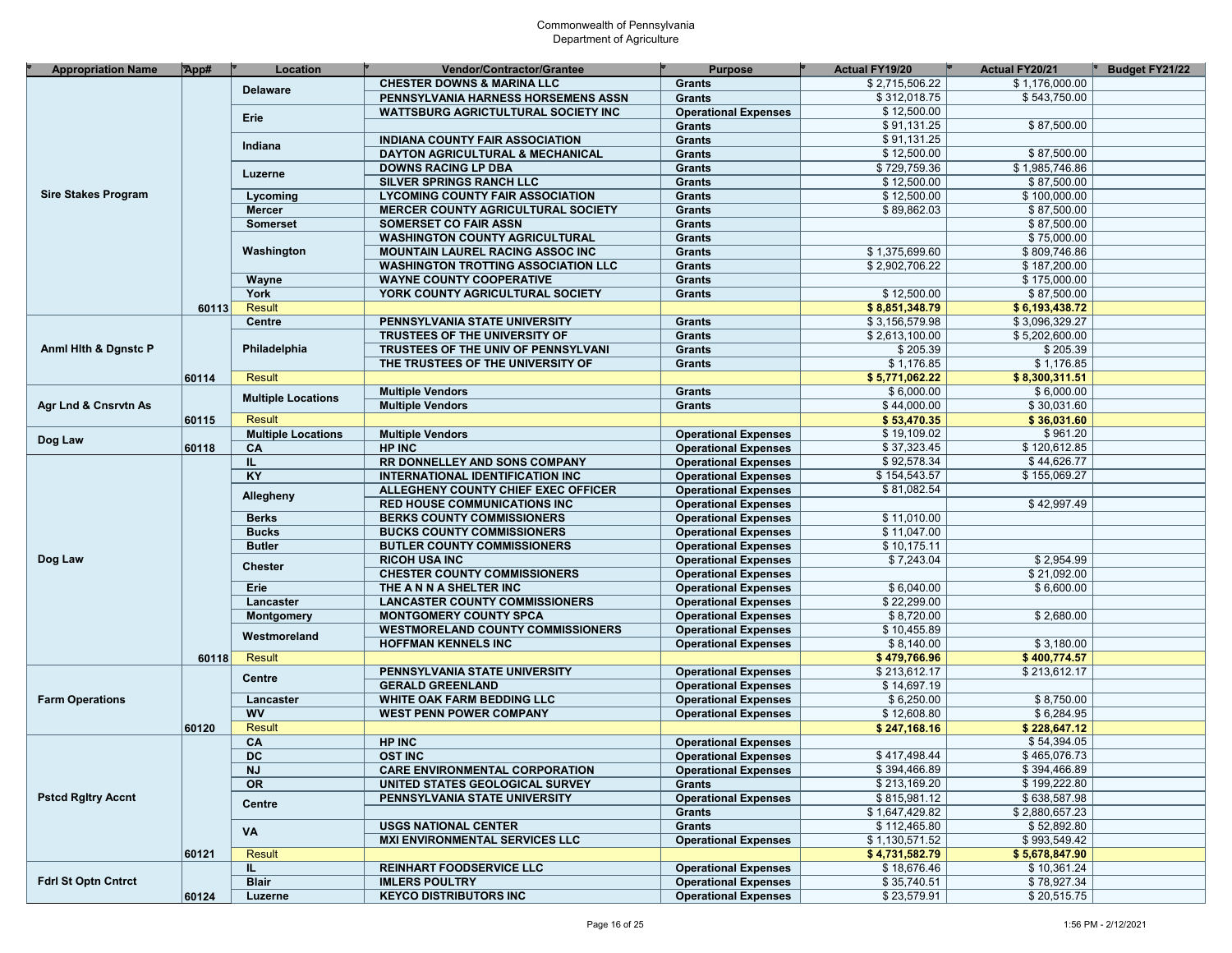Commonwealth of Pennsylvania
Department of Agriculture

| Appropriation Name | App# | Location | Vendor/Contractor/Grantee | Purpose | Actual FY19/20 | Actual FY20/21 | Budget FY21/22 |
|---|---|---|---|---|---|---|---|
| Sire Stakes Program | | Delaware | CHESTER DOWNS & MARINA LLC | Grants | $ 2,715,506.22 | $ 1,176,000.00 | |
| | | | PENNSYLVANIA HARNESS HORSEMENS ASSN | Grants | $ 312,018.75 | $ 543,750.00 | |
| | | Erie | WATTSBURG AGRICTULTURAL SOCIETY INC | Operational Expenses | $ 12,500.00 | | |
| | | | | Grants | $ 91,131.25 | $ 87,500.00 | |
| | | Indiana | INDIANA COUNTY FAIR ASSOCIATION | Grants | $ 91,131.25 | | |
| | | | DAYTON AGRICULTURAL & MECHANICAL | Grants | $ 12,500.00 | $ 87,500.00 | |
| | | Luzerne | DOWNS RACING LP DBA | Grants | $ 729,759.36 | $ 1,985,746.86 | |
| | | | SILVER SPRINGS RANCH LLC | Grants | $ 12,500.00 | $ 87,500.00 | |
| | | Lycoming | LYCOMING COUNTY FAIR ASSOCIATION | Grants | $ 12,500.00 | $ 100,000.00 | |
| | | Mercer | MERCER COUNTY AGRICULTURAL SOCIETY | Grants | $ 89,862.03 | $ 87,500.00 | |
| | | Somerset | SOMERSET CO FAIR ASSN | Grants | | $ 87,500.00 | |
| | | Washington | WASHINGTON COUNTY AGRICULTURAL | Grants | | $ 75,000.00 | |
| | | | MOUNTAIN LAUREL RACING ASSOC INC | Grants | $ 1,375,699.60 | $ 809,746.86 | |
| | | | WASHINGTON TROTTING ASSOCIATION LLC | Grants | $ 2,902,706.22 | $ 187,200.00 | |
| | | Wayne | WAYNE COUNTY COOPERATIVE | Grants | | $ 175,000.00 | |
| | | York | YORK COUNTY AGRICULTURAL SOCIETY | Grants | $ 12,500.00 | $ 87,500.00 | |
| | 60113 | Result | | | **$ 8,851,348.79** | **$ 6,193,438.72** | |
| Anml Hlth & Dgnstc P | | Centre | PENNSYLVANIA STATE UNIVERSITY | Grants | $ 3,156,579.98 | $ 3,096,329.27 | |
| | | Philadelphia | TRUSTEES OF THE UNIVERSITY OF | Grants | $ 2,613,100.00 | $ 5,202,600.00 | |
| | | | TRUSTEES OF THE UNIV OF PENNSYLVANI | Grants | $ 205.39 | $ 205.39 | |
| | | | THE TRUSTEES OF THE UNIVERSITY OF | Grants | $ 1,176.85 | $ 1,176.85 | |
| | 60114 | Result | | | **$ 5,771,062.22** | **$ 8,300,311.51** | |
| Agr Lnd & Cnsrvtn As | | Multiple Locations | Multiple Vendors | Grants | $ 6,000.00 | $ 6,000.00 | |
| | | | Multiple Vendors | Grants | $ 44,000.00 | $ 30,031.60 | |
| | 60115 | Result | | | **$ 53,470.35** | **$ 36,031.60** | |
| Dog Law | | Multiple Locations | Multiple Vendors | Operational Expenses | $ 19,109.02 | $ 961.20 | |
| | 60118 | CA | HP INC | Operational Expenses | $ 37,323.45 | $ 120,612.85 | |
| Dog Law | | IL | RR DONNELLEY AND SONS COMPANY | Operational Expenses | $ 92,578.34 | $ 44,626.77 | |
| | | KY | INTERNATIONAL IDENTIFICATION INC | Operational Expenses | $ 154,543.57 | $ 155,069.27 | |
| | | Allegheny | ALLEGHENY COUNTY CHIEF EXEC OFFICER | Operational Expenses | $ 81,082.54 | | |
| | | | RED HOUSE COMMUNICATIONS INC | Operational Expenses | | $ 42,997.49 | |
| | | Berks | BERKS COUNTY COMMISSIONERS | Operational Expenses | $ 11,010.00 | | |
| | | Bucks | BUCKS COUNTY COMMISSIONERS | Operational Expenses | $ 11,047.00 | | |
| | | Butler | BUTLER COUNTY COMMISSIONERS | Operational Expenses | $ 10,175.11 | | |
| | | Chester | RICOH USA INC | Operational Expenses | $ 7,243.04 | $ 2,954.99 | |
| | | | CHESTER COUNTY COMMISSIONERS | Operational Expenses | | $ 21,092.00 | |
| | | Erie | THE A N N A SHELTER INC | Operational Expenses | $ 6,040.00 | $ 6,600.00 | |
| | | Lancaster | LANCASTER COUNTY COMMISSIONERS | Operational Expenses | $ 22,299.00 | | |
| | | Montgomery | MONTGOMERY COUNTY SPCA | Operational Expenses | $ 8,720.00 | $ 2,680.00 | |
| | | Westmoreland | WESTMORELAND COUNTY COMMISSIONERS | Operational Expenses | $ 10,455.89 | | |
| | | | HOFFMAN KENNELS INC | Operational Expenses | $ 8,140.00 | $ 3,180.00 | |
| | 60118 | Result | | | **$ 479,766.96** | **$ 400,774.57** | |
| Farm Operations | | Centre | PENNSYLVANIA STATE UNIVERSITY | Operational Expenses | $ 213,612.17 | $ 213,612.17 | |
| | | | GERALD GREENLAND | Operational Expenses | $ 14,697.19 | | |
| | | Lancaster | WHITE OAK FARM BEDDING LLC | Operational Expenses | $ 6,250.00 | $ 8,750.00 | |
| | | WV | WEST PENN POWER COMPANY | Operational Expenses | $ 12,608.80 | $ 6,284.95 | |
| | 60120 | Result | | | **$ 247,168.16** | **$ 228,647.12** | |
| Pstcd Rgltry Accnt | | CA | HP INC | Operational Expenses | | $ 54,394.05 | |
| | | DC | OST INC | Operational Expenses | $ 417,498.44 | $ 465,076.73 | |
| | | NJ | CARE ENVIRONMENTAL CORPORATION | Operational Expenses | $ 394,466.89 | $ 394,466.89 | |
| | | OR | UNITED STATES GEOLOGICAL SURVEY | Grants | $ 213,169.20 | $ 199,222.80 | |
| | | Centre | PENNSYLVANIA STATE UNIVERSITY | Operational Expenses | $ 815,981.12 | $ 638,587.98 | |
| | | | | Grants | $ 1,647,429.82 | $ 2,880,657.23 | |
| | | VA | USGS NATIONAL CENTER | Grants | $ 112,465.80 | $ 52,892.80 | |
| | | | MXI ENVIRONMENTAL SERVICES LLC | Operational Expenses | $ 1,130,571.52 | $ 993,549.42 | |
| | 60121 | Result | | | **$ 4,731,582.79** | **$ 5,678,847.90** | |
| Fdrl St Optn Cntrct | | IL | REINHART FOODSERVICE LLC | Operational Expenses | $ 18,676.46 | $ 10,361.24 | |
| | | Blair | IMLERS POULTRY | Operational Expenses | $ 35,740.51 | $ 78,927.34 | |
| | 60124 | Luzerne | KEYCO DISTRIBUTORS INC | Operational Expenses | $ 23,579.91 | $ 20,515.75 | |

1:56 PM - 2/12/2021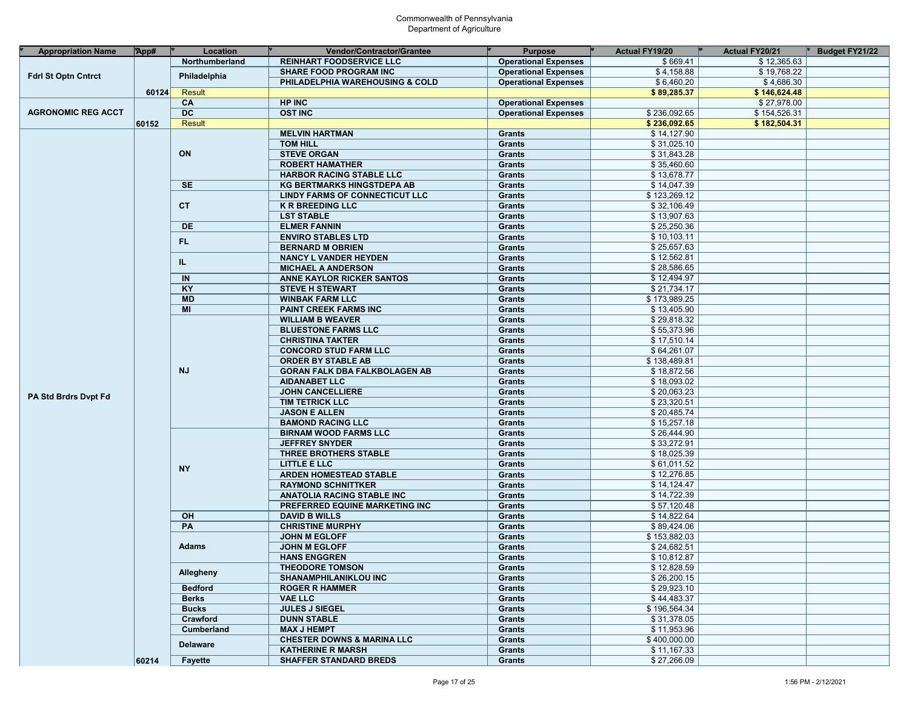# Commonwealth of Pennsylvania
## Department of Agriculture

| Appropriation Name | App# | Location | Vendor/Contractor/Grantee | Purpose | Actual FY19/20 | Actual FY20/21 | Budget FY21/22 |
|---|---|---|---|---|---|---|---|
| Fdrl St Optn Cntrct | | Northumberland | REINHART FOODSERVICE LLC | Operational Expenses | $ 669.41 | $ 12,365.63 | |
| | | Philadelphia | SHARE FOOD PROGRAM INC | Operational Expenses | $ 4,158.88 | $ 19,768.22 | |
| | | | PHILADELPHIA WAREHOUSING & COLD | Operational Expenses | $ 6,460.20 | $ 4,686.30 | |
| | 60124 | Result | | | **$ 89,285.37** | **$ 146,624.48** | |
| AGRONOMIC REG ACCT | | CA | HP INC | Operational Expenses | | $ 27,978.00 | |
| | | DC | OST INC | Operational Expenses | $ 236,092.65 | $ 154,526.31 | |
| | 60152 | Result | | | **$ 236,092.65** | **$ 182,504.31** | |
| PA Std Brdrs Dvpt Fd | | ON | MELVIN HARTMAN | Grants | $ 14,127.90 | | |
| | | | TOM HILL | Grants | $ 31,025.10 | | |
| | | | STEVE ORGAN | Grants | $ 31,843.28 | | |
| | | | ROBERT HAMATHER | Grants | $ 35,460.60 | | |
| | | | HARBOR RACING STABLE LLC | Grants | $ 13,678.77 | | |
| | | SE | KG BERTMARKS HINGSTDEPA AB | Grants | $ 14,047.39 | | |
| | | CT | LINDY FARMS OF CONNECTICUT LLC | Grants | $ 123,269.12 | | |
| | | | K R BREEDING LLC | Grants | $ 32,106.49 | | |
| | | | LST STABLE | Grants | $ 13,907.63 | | |
| | | DE | ELMER FANNIN | Grants | $ 25,250.36 | | |
| | | FL | ENVIRO STABLES LTD | Grants | $ 10,103.11 | | |
| | | | BERNARD M OBRIEN | Grants | $ 25,657.63 | | |
| | | IL | NANCY L VANDER HEYDEN | Grants | $ 12,562.81 | | |
| | | | MICHAEL A ANDERSON | Grants | $ 28,586.65 | | |
| | | IN | ANNE KAYLOR RICKER SANTOS | Grants | $ 12,494.97 | | |
| | | KY | STEVE H STEWART | Grants | $ 21,734.17 | | |
| | | MD | WINBAK FARM LLC | Grants | $ 173,989.25 | | |
| | | MI | PAINT CREEK FARMS INC | Grants | $ 13,405.90 | | |
| | | NJ | WILLIAM B WEAVER | Grants | $ 29,818.32 | | |
| | | | BLUESTONE FARMS LLC | Grants | $ 55,373.96 | | |
| | | | CHRISTINA TAKTER | Grants | $ 17,510.14 | | |
| | | | CONCORD STUD FARM LLC | Grants | $ 64,261.07 | | |
| | | | ORDER BY STABLE AB | Grants | $ 138,489.81 | | |
| | | | GORAN FALK DBA FALKBOLAGEN AB | Grants | $ 18,872.56 | | |
| | | | AIDANABET LLC | Grants | $ 18,093.02 | | |
| | | | JOHN CANCELLIERE | Grants | $ 20,063.23 | | |
| | | | TIM TETRICK LLC | Grants | $ 23,320.51 | | |
| | | | JASON E ALLEN | Grants | $ 20,485.74 | | |
| | | | BAMOND RACING LLC | Grants | $ 15,257.18 | | |
| | | NY | BIRNAM WOOD FARMS LLC | Grants | $ 26,444.90 | | |
| | | | JEFFREY SNYDER | Grants | $ 33,272.91 | | |
| | | | THREE BROTHERS STABLE | Grants | $ 18,025.39 | | |
| | | | LITTLE E LLC | Grants | $ 61,011.52 | | |
| | | | ARDEN HOMESTEAD STABLE | Grants | $ 12,276.85 | | |
| | | | RAYMOND SCHNITTKER | Grants | $ 14,124.47 | | |
| | | | ANATOLIA RACING STABLE INC | Grants | $ 14,722.39 | | |
| | | | PREFERRED EQUINE MARKETING INC | Grants | $ 57,120.48 | | |
| | | OH | DAVID B WILLS | Grants | $ 14,822.64 | | |
| | | PA | CHRISTINE MURPHY | Grants | $ 89,424.06 | | |
| | | Adams | JOHN M EGLOFF | Grants | $ 153,882.03 | | |
| | | | JOHN M EGLOFF | Grants | $ 24,682.51 | | |
| | | | HANS ENGGREN | Grants | $ 10,812.87 | | |
| | | Allegheny | THEODORE TOMSON | Grants | $ 12,828.59 | | |
| | | | SHANAMPHILANIKLOU INC | Grants | $ 26,200.15 | | |
| | | Bedford | ROGER R HAMMER | Grants | $ 29,923.10 | | |
| | | Berks | VAE LLC | Grants | $ 44,483.37 | | |
| | | Bucks | JULES J SIEGEL | Grants | $ 196,564.34 | | |
| | | Crawford | DUNN STABLE | Grants | $ 31,378.05 | | |
| | | Cumberland | MAX J HEMPT | Grants | $ 11,953.96 | | |
| | | Delaware | CHESTER DOWNS & MARINA LLC | Grants | $ 400,000.00 | | |
| | | | KATHERINE R MARSH | Grants | $ 11,167.33 | | |
| | 60214 | Fayette | SHAFFER STANDARD BREDS | Grants | $ 27,266.09 | | |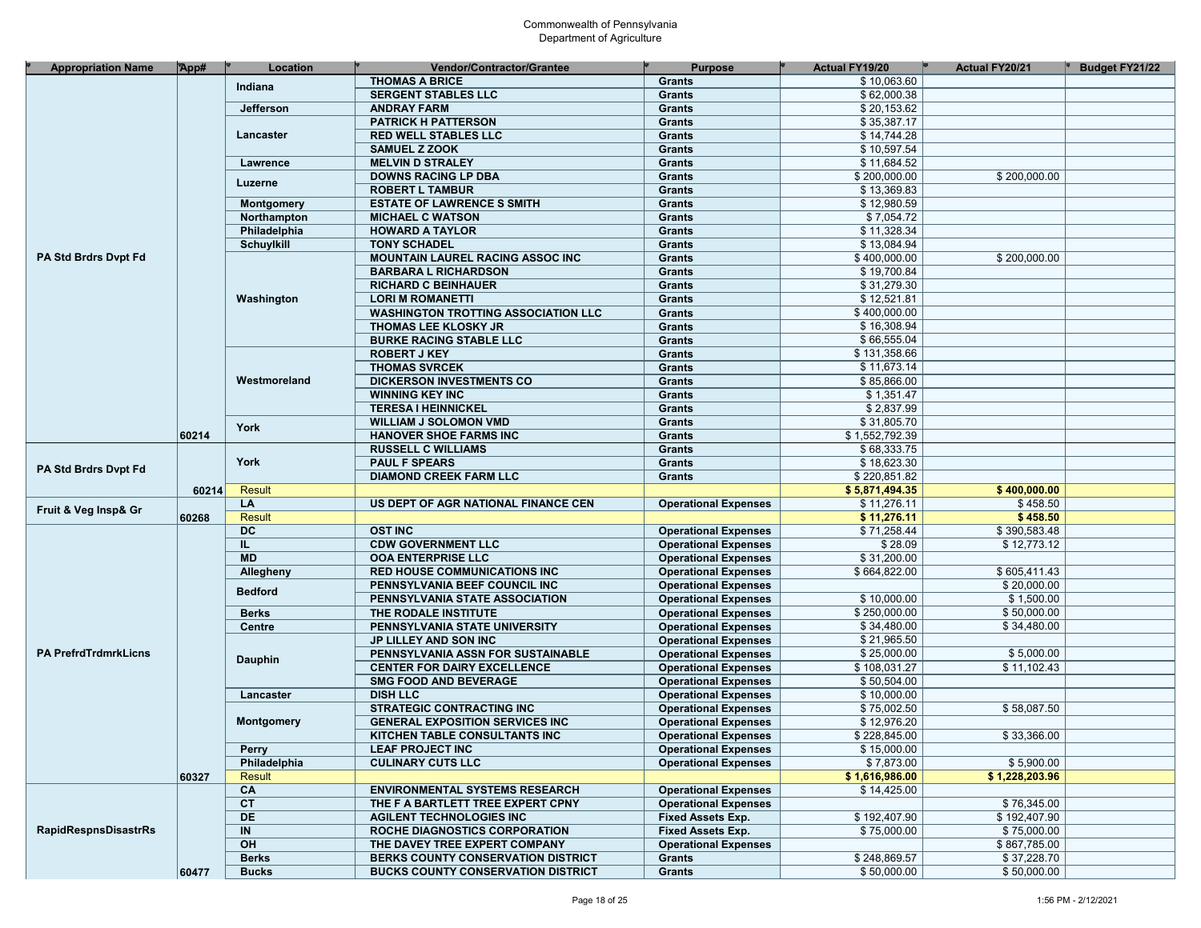Commonwealth of Pennsylvania
Department of Agriculture

| Appropriation Name | App# | Location | Vendor/Contractor/Grantee | Purpose | Actual FY19/20 | Actual FY20/21 | Budget FY21/22 |
|---|---|---|---|---|---|---|---|
| PA Std Brdrs Dvpt Fd | 60214 | Indiana | THOMAS A BRICE | Grants | $ 10,063.60 | | |
| | | | SERGENT STABLES LLC | Grants | $ 62,000.38 | | |
| | | Jefferson | ANDRAY FARM | Grants | $ 20,153.62 | | |
| | | Lancaster | PATRICK H PATTERSON | Grants | $ 35,387.17 | | |
| | | | RED WELL STABLES LLC | Grants | $ 14,744.28 | | |
| | | | SAMUEL Z ZOOK | Grants | $ 10,597.54 | | |
| | | Lawrence | MELVIN D STRALEY | Grants | $ 11,684.52 | | |
| | | Luzerne | DOWNS RACING LP DBA | Grants | $ 200,000.00 | $ 200,000.00 | |
| | | | ROBERT L TAMBUR | Grants | $ 13,369.83 | | |
| | | Montgomery | ESTATE OF LAWRENCE S SMITH | Grants | $ 12,980.59 | | |
| | | Northampton | MICHAEL C WATSON | Grants | $ 7,054.72 | | |
| | | Philadelphia | HOWARD A TAYLOR | Grants | $ 11,328.34 | | |
| | | Schuylkill | TONY SCHADEL | Grants | $ 13,084.94 | | |
| | | Washington | MOUNTAIN LAUREL RACING ASSOC INC | Grants | $ 400,000.00 | $ 200,000.00 | |
| | | | BARBARA L RICHARDSON | Grants | $ 19,700.84 | | |
| | | | RICHARD C BEINHAUER | Grants | $ 31,279.30 | | |
| | | | LORI M ROMANETTI | Grants | $ 12,521.81 | | |
| | | | WASHINGTON TROTTING ASSOCIATION LLC | Grants | $ 400,000.00 | | |
| | | | THOMAS LEE KLOSKY JR | Grants | $ 16,308.94 | | |
| | | | BURKE RACING STABLE LLC | Grants | $ 66,555.04 | | |
| | | Westmoreland | ROBERT J KEY | Grants | $ 131,358.66 | | |
| | | | THOMAS SVRCEK | Grants | $ 11,673.14 | | |
| | | | DICKERSON INVESTMENTS CO | Grants | $ 85,866.00 | | |
| | | | WINNING KEY INC | Grants | $ 1,351.47 | | |
| | | | TERESA I HEINNICKEL | Grants | $ 2,837.99 | | |
| | | York | WILLIAM J SOLOMON VMD | Grants | $ 31,805.70 | | |
| | | | HANOVER SHOE FARMS INC | Grants | $ 1,552,792.39 | | |
| PA Std Brdrs Dvpt Fd | | York | RUSSELL C WILLIAMS | Grants | $ 68,333.75 | | |
| | | | PAUL F SPEARS | Grants | $ 18,623.30 | | |
| | | | DIAMOND CREEK FARM LLC | Grants | $ 220,851.82 | | |
| | 60214 | Result | | | **$ 5,871,494.35** | **$ 400,000.00** | |
| Fruit & Veg Insp& Gr | 60268 | LA | US DEPT OF AGR NATIONAL FINANCE CEN | Operational Expenses | $ 11,276.11 | $ 458.50 | |
| | | Result | | | **$ 11,276.11** | **$ 458.50** | |
| PA PrefrdTrdmrkLicns | 60327 | DC | OST INC | Operational Expenses | $ 71,258.44 | $ 390,583.48 | |
| | | IL | CDW GOVERNMENT LLC | Operational Expenses | $ 28.09 | $ 12,773.12 | |
| | | MD | OOA ENTERPRISE LLC | Operational Expenses | $ 31,200.00 | | |
| | | Allegheny | RED HOUSE COMMUNICATIONS INC | Operational Expenses | $ 664,822.00 | $ 605,411.43 | |
| | | Bedford | PENNSYLVANIA BEEF COUNCIL INC | Operational Expenses | | $ 20,000.00 | |
| | | | PENNSYLVANIA STATE ASSOCIATION | Operational Expenses | $ 10,000.00 | $ 1,500.00 | |
| | | Berks | THE RODALE INSTITUTE | Operational Expenses | $ 250,000.00 | $ 50,000.00 | |
| | | Centre | PENNSYLVANIA STATE UNIVERSITY | Operational Expenses | $ 34,480.00 | $ 34,480.00 | |
| | | Dauphin | JP LILLEY AND SON INC | Operational Expenses | $ 21,965.50 | | |
| | | | PENNSYLVANIA ASSN FOR SUSTAINABLE | Operational Expenses | $ 25,000.00 | $ 5,000.00 | |
| | | | CENTER FOR DAIRY EXCELLENCE | Operational Expenses | $ 108,031.27 | $ 11,102.43 | |
| | | | SMG FOOD AND BEVERAGE | Operational Expenses | $ 50,504.00 | | |
| | | Lancaster | DISH LLC | Operational Expenses | $ 10,000.00 | | |
| | | Montgomery | STRATEGIC CONTRACTING INC | Operational Expenses | $ 75,002.50 | $ 58,087.50 | |
| | | | GENERAL EXPOSITION SERVICES INC | Operational Expenses | $ 12,976.20 | | |
| | | | KITCHEN TABLE CONSULTANTS INC | Operational Expenses | $ 228,845.00 | $ 33,366.00 | |
| | | Perry | LEAF PROJECT INC | Operational Expenses | $ 15,000.00 | | |
| | | Philadelphia | CULINARY CUTS LLC | Operational Expenses | $ 7,873.00 | $ 5,900.00 | |
| | | Result | | | **$ 1,616,986.00** | **$ 1,228,203.96** | |
| RapidRespnsDisastrRs | 60477 | CA | ENVIRONMENTAL SYSTEMS RESEARCH | Operational Expenses | $ 14,425.00 | | |
| | | CT | THE F A BARTLETT TREE EXPERT CPNY | Operational Expenses | | $ 76,345.00 | |
| | | DE | AGILENT TECHNOLOGIES INC | Fixed Assets Exp. | $ 192,407.90 | $ 192,407.90 | |
| | | IN | ROCHE DIAGNOSTICS CORPORATION | Fixed Assets Exp. | $ 75,000.00 | $ 75,000.00 | |
| | | OH | THE DAVEY TREE EXPERT COMPANY | Operational Expenses | | $ 867,785.00 | |
| | | Berks | BERKS COUNTY CONSERVATION DISTRICT | Grants | $ 248,869.57 | $ 37,228.70 | |
| | | Bucks | BUCKS COUNTY CONSERVATION DISTRICT | Grants | $ 50,000.00 | $ 50,000.00 | |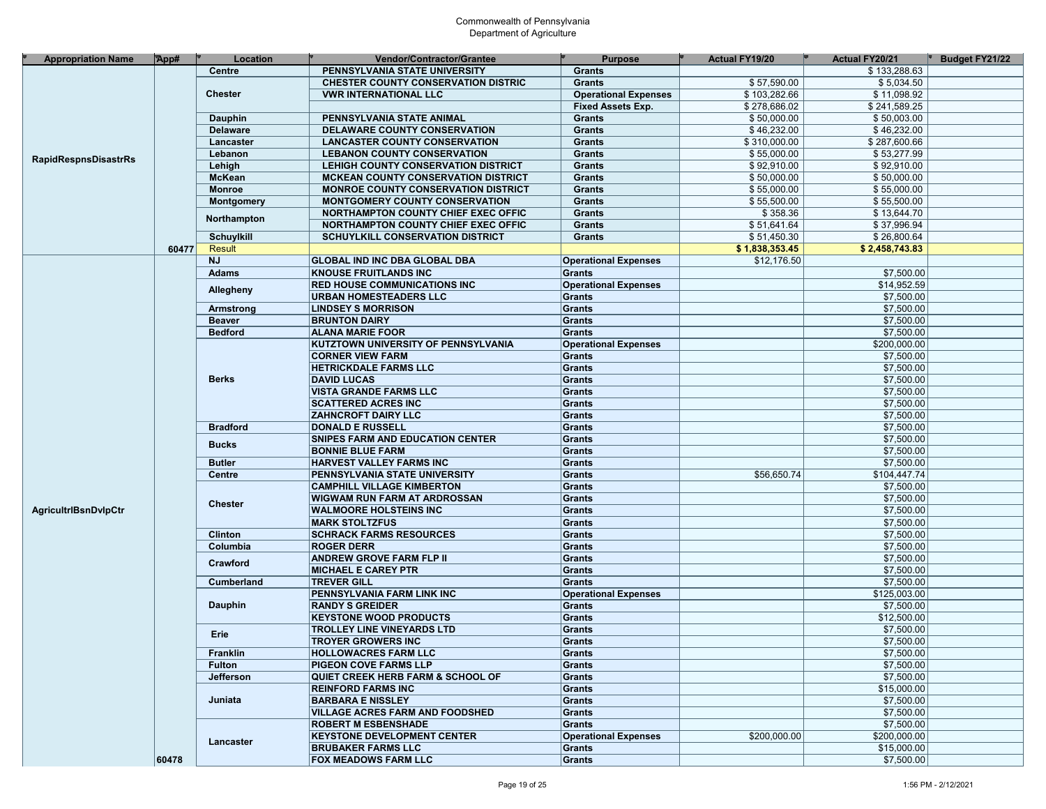Commonwealth of Pennsylvania
Department of Agriculture

| Appropriation Name | App# | Location | Vendor/Contractor/Grantee | Purpose | Actual FY19/20 | Actual FY20/21 | Budget FY21/22 |
|---|---|---|---|---|---|---|---|
| RapidRespnsDisastrRs | | Centre | PENNSYLVANIA STATE UNIVERSITY | Grants | | $ 133,288.63 | |
| | | Chester | CHESTER COUNTY CONSERVATION DISTRIC | Grants | $ 57,590.00 | $ 5,034.50 | |
| | | | VWR INTERNATIONAL LLC | Operational Expenses | $ 103,282.66 | $ 11,098.92 | |
| | | | | Fixed Assets Exp. | $ 278,686.02 | $ 241,589.25 | |
| | | Dauphin | PENNSYLVANIA STATE ANIMAL | Grants | $ 50,000.00 | $ 50,003.00 | |
| | | Delaware | DELAWARE COUNTY CONSERVATION | Grants | $ 46,232.00 | $ 46,232.00 | |
| | | Lancaster | LANCASTER COUNTY CONSERVATION | Grants | $ 310,000.00 | $ 287,600.66 | |
| | | Lebanon | LEBANON COUNTY CONSERVATION | Grants | $ 55,000.00 | $ 53,277.99 | |
| | | Lehigh | LEHIGH COUNTY CONSERVATION DISTRICT | Grants | $ 92,910.00 | $ 92,910.00 | |
| | | McKean | MCKEAN COUNTY CONSERVATION DISTRICT | Grants | $ 50,000.00 | $ 50,000.00 | |
| | | Monroe | MONROE COUNTY CONSERVATION DISTRICT | Grants | $ 55,000.00 | $ 55,000.00 | |
| | | Montgomery | MONTGOMERY COUNTY CONSERVATION | Grants | $ 55,500.00 | $ 55,500.00 | |
| | | Northampton | NORTHAMPTON COUNTY CHIEF EXEC OFFIC | Grants | $ 358.36 | $ 13,644.70 | |
| | | | NORTHAMPTON COUNTY CHIEF EXEC OFFIC | Grants | $ 51,641.64 | $ 37,996.94 | |
| | | Schuylkill | SCHUYLKILL CONSERVATION DISTRICT | Grants | $ 51,450.30 | $ 26,800.64 | |
| | 60477 | Result | | | $ 1,838,353.45 | $ 2,458,743.83 | |
| AgricultrlBsnDvlpCtr | | NJ | GLOBAL IND INC DBA GLOBAL DBA | Operational Expenses | $12,176.50 | | |
| | | Adams | KNOUSE FRUITLANDS INC | Grants | | $7,500.00 | |
| | | Allegheny | RED HOUSE COMMUNICATIONS INC | Operational Expenses | | $14,952.59 | |
| | | | URBAN HOMESTEADERS LLC | Grants | | $7,500.00 | |
| | | Armstrong | LINDSEY S MORRISON | Grants | | $7,500.00 | |
| | | Beaver | BRUNTON DAIRY | Grants | | $7,500.00 | |
| | | Bedford | ALANA MARIE FOOR | Grants | | $7,500.00 | |
| | | Berks | KUTZTOWN UNIVERSITY OF PENNSYLVANIA | Operational Expenses | | $200,000.00 | |
| | | | CORNER VIEW FARM | Grants | | $7,500.00 | |
| | | | HETRICKDALE FARMS LLC | Grants | | $7,500.00 | |
| | | | DAVID LUCAS | Grants | | $7,500.00 | |
| | | | VISTA GRANDE FARMS LLC | Grants | | $7,500.00 | |
| | | | SCATTERED ACRES INC | Grants | | $7,500.00 | |
| | | | ZAHNCROFT DAIRY LLC | Grants | | $7,500.00 | |
| | | Bradford | DONALD E RUSSELL | Grants | | $7,500.00 | |
| | | Bucks | SNIPES FARM AND EDUCATION CENTER | Grants | | $7,500.00 | |
| | | | BONNIE BLUE FARM | Grants | | $7,500.00 | |
| | | Butler | HARVEST VALLEY FARMS INC | Grants | | $7,500.00 | |
| | | Centre | PENNSYLVANIA STATE UNIVERSITY | Grants | $56,650.74 | $104,447.74 | |
| | | Chester | CAMPHILL VILLAGE KIMBERTON | Grants | | $7,500.00 | |
| | | | WIGWAM RUN FARM AT ARDROSSAN | Grants | | $7,500.00 | |
| | | | WALMOORE HOLSTEINS INC | Grants | | $7,500.00 | |
| | | | MARK STOLTZFUS | Grants | | $7,500.00 | |
| | | Clinton | SCHRACK FARMS RESOURCES | Grants | | $7,500.00 | |
| | | Columbia | ROGER DERR | Grants | | $7,500.00 | |
| | | Crawford | ANDREW GROVE FARM FLP II | Grants | | $7,500.00 | |
| | | | MICHAEL E CAREY PTR | Grants | | $7,500.00 | |
| | | Cumberland | TREVER GILL | Grants | | $7,500.00 | |
| | | Dauphin | PENNSYLVANIA FARM LINK INC | Operational Expenses | | $125,003.00 | |
| | | | RANDY S GREIDER | Grants | | $7,500.00 | |
| | | | KEYSTONE WOOD PRODUCTS | Grants | | $12,500.00 | |
| | | Erie | TROLLEY LINE VINEYARDS LTD | Grants | | $7,500.00 | |
| | | | TROYER GROWERS INC | Grants | | $7,500.00 | |
| | | Franklin | HOLLOWACRES FARM LLC | Grants | | $7,500.00 | |
| | | Fulton | PIGEON COVE FARMS LLP | Grants | | $7,500.00 | |
| | | Jefferson | QUIET CREEK HERB FARM & SCHOOL OF | Grants | | $7,500.00 | |
| | | Juniata | REINFORD FARMS INC | Grants | | $15,000.00 | |
| | | | BARBARA E NISSLEY | Grants | | $7,500.00 | |
| | | | VILLAGE ACRES FARM AND FOODSHED | Grants | | $7,500.00 | |
| | | Lancaster | ROBERT M ESBENSHADE | Grants | | $7,500.00 | |
| | | | KEYSTONE DEVELOPMENT CENTER | Operational Expenses | $200,000.00 | $200,000.00 | |
| | | | BRUBAKER FARMS LLC | Grants | | $15,000.00 | |
| | 60478 | | FOX MEADOWS FARM LLC | Grants | | $7,500.00 | |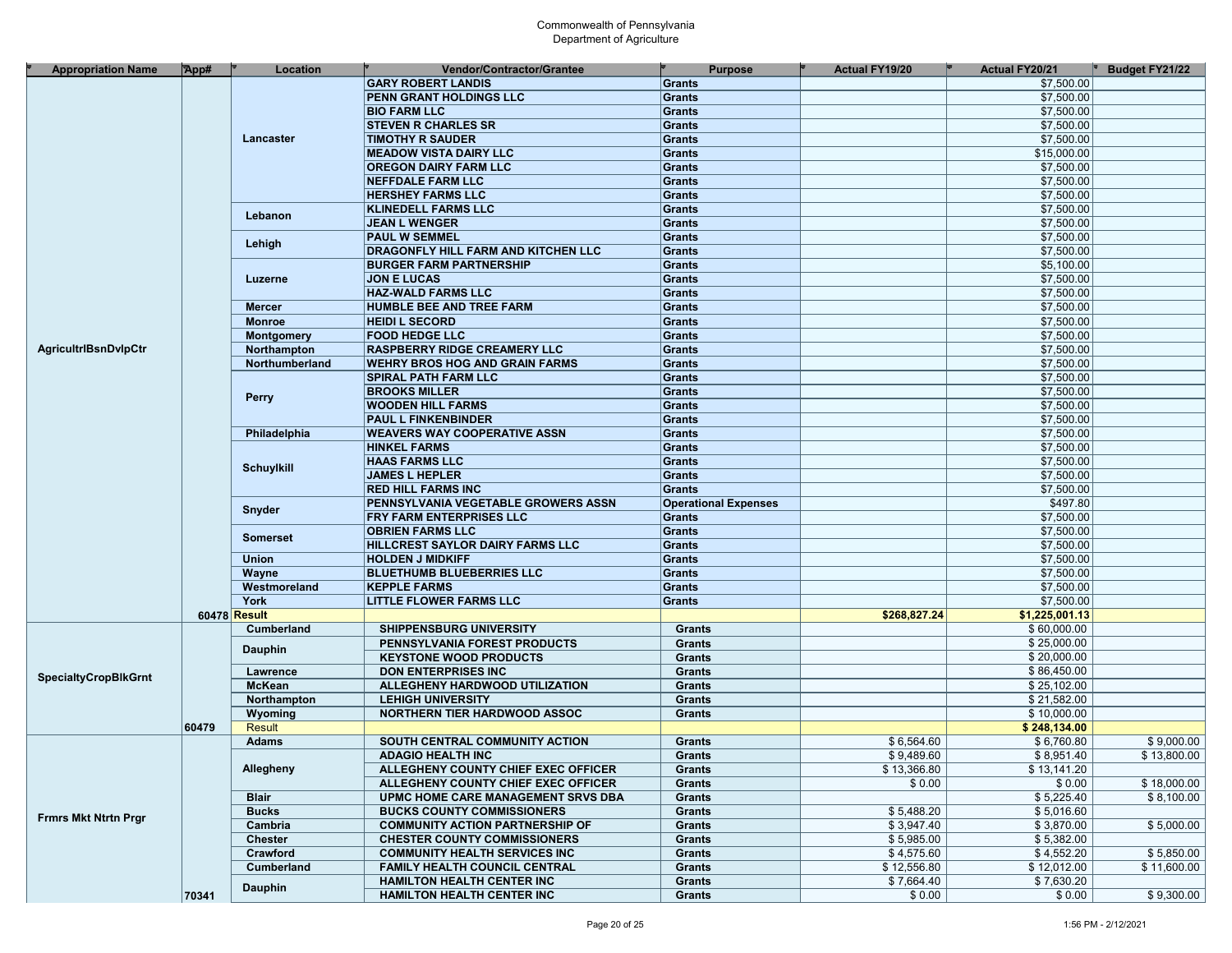Commonwealth of Pennsylvania
Department of Agriculture

| Appropriation Name | App# | Location | Vendor/Contractor/Grantee | Purpose | Actual FY19/20 | Actual FY20/21 | Budget FY21/22 |
|---|---|---|---|---|---|---|---|
| AgricultrlBsnDvlpCtr | | Lancaster | GARY ROBERT LANDIS | Grants | | $7,500.00 | |
| | | | PENN GRANT HOLDINGS LLC | Grants | | $7,500.00 | |
| | | | BIO FARM LLC | Grants | | $7,500.00 | |
| | | | STEVEN R CHARLES SR | Grants | | $7,500.00 | |
| | | | TIMOTHY R SAUDER | Grants | | $7,500.00 | |
| | | | MEADOW VISTA DAIRY LLC | Grants | | $15,000.00 | |
| | | | OREGON DAIRY FARM LLC | Grants | | $7,500.00 | |
| | | | NEFFDALE FARM LLC | Grants | | $7,500.00 | |
| | | | HERSHEY FARMS LLC | Grants | | $7,500.00 | |
| | | Lebanon | KLINEDELL FARMS LLC | Grants | | $7,500.00 | |
| | | | JEAN L WENGER | Grants | | $7,500.00 | |
| | | Lehigh | PAUL W SEMMEL | Grants | | $7,500.00 | |
| | | | DRAGONFLY HILL FARM AND KITCHEN LLC | Grants | | $7,500.00 | |
| | | Luzerne | BURGER FARM PARTNERSHIP | Grants | | $5,100.00 | |
| | | | JON E LUCAS | Grants | | $7,500.00 | |
| | | | HAZ-WALD FARMS LLC | Grants | | $7,500.00 | |
| | | Mercer | HUMBLE BEE AND TREE FARM | Grants | | $7,500.00 | |
| | | Monroe | HEIDI L SECORD | Grants | | $7,500.00 | |
| | | Montgomery | FOOD HEDGE LLC | Grants | | $7,500.00 | |
| | | Northampton | RASPBERRY RIDGE CREAMERY LLC | Grants | | $7,500.00 | |
| | | Northumberland | WEHRY BROS HOG AND GRAIN FARMS | Grants | | $7,500.00 | |
| | | Perry | SPIRAL PATH FARM LLC | Grants | | $7,500.00 | |
| | | | BROOKS MILLER | Grants | | $7,500.00 | |
| | | | WOODEN HILL FARMS | Grants | | $7,500.00 | |
| | | | PAUL L FINKENBINDER | Grants | | $7,500.00 | |
| | | Philadelphia | WEAVERS WAY COOPERATIVE ASSN | Grants | | $7,500.00 | |
| | | Schuylkill | HINKEL FARMS | Grants | | $7,500.00 | |
| | | | HAAS FARMS LLC | Grants | | $7,500.00 | |
| | | | JAMES L HEPLER | Grants | | $7,500.00 | |
| | | | RED HILL FARMS INC | Grants | | $7,500.00 | |
| | | Snyder | PENNSYLVANIA VEGETABLE GROWERS ASSN | Operational Expenses | | $497.80 | |
| | | | FRY FARM ENTERPRISES LLC | Grants | | $7,500.00 | |
| | | Somerset | OBRIEN FARMS LLC | Grants | | $7,500.00 | |
| | | | HILLCREST SAYLOR DAIRY FARMS LLC | Grants | | $7,500.00 | |
| | | Union | HOLDEN J MIDKIFF | Grants | | $7,500.00 | |
| | | Wayne | BLUETHUMB BLUEBERRIES LLC | Grants | | $7,500.00 | |
| | | Westmoreland | KEPPLE FARMS | Grants | | $7,500.00 | |
| | | York | LITTLE FLOWER FARMS LLC | Grants | | $7,500.00 | |
| | 60478 | Result | | | $268,827.24 | $1,225,001.13 | |
| SpecialtyCropBlkGrnt | | Cumberland | SHIPPENSBURG UNIVERSITY | Grants | | $ 60,000.00 | |
| | | Dauphin | PENNSYLVANIA FOREST PRODUCTS | Grants | | $ 25,000.00 | |
| | | | KEYSTONE WOOD PRODUCTS | Grants | | $ 20,000.00 | |
| | | Lawrence | DON ENTERPRISES INC | Grants | | $ 86,450.00 | |
| | | McKean | ALLEGHENY HARDWOOD UTILIZATION | Grants | | $ 25,102.00 | |
| | | Northampton | LEHIGH UNIVERSITY | Grants | | $ 21,582.00 | |
| | | Wyoming | NORTHERN TIER HARDWOOD ASSOC | Grants | | $ 10,000.00 | |
| | 60479 | Result | | | | $ 248,134.00 | |
| Frmrs Mkt Ntrtn Prgr | | Adams | SOUTH CENTRAL COMMUNITY ACTION | Grants | $ 6,564.60 | $ 6,760.80 | $ 9,000.00 |
| | | Allegheny | ADAGIO HEALTH INC | Grants | $ 9,489.60 | $ 8,951.40 | $ 13,800.00 |
| | | | ALLEGHENY COUNTY CHIEF EXEC OFFICER | Grants | $ 13,366.80 | $ 13,141.20 | |
| | | | ALLEGHENY COUNTY CHIEF EXEC OFFICER | Grants | $ 0.00 | $ 0.00 | $ 18,000.00 |
| | | Blair | UPMC HOME CARE MANAGEMENT SRVS DBA | Grants | | $ 5,225.40 | $ 8,100.00 |
| | | Bucks | BUCKS COUNTY COMMISSIONERS | Grants | $ 5,488.20 | $ 5,016.60 | |
| | | Cambria | COMMUNITY ACTION PARTNERSHIP OF | Grants | $ 3,947.40 | $ 3,870.00 | $ 5,000.00 |
| | | Chester | CHESTER COUNTY COMMISSIONERS | Grants | $ 5,985.00 | $ 5,382.00 | |
| | | Crawford | COMMUNITY HEALTH SERVICES INC | Grants | $ 4,575.60 | $ 4,552.20 | $ 5,850.00 |
| | | Cumberland | FAMILY HEALTH COUNCIL CENTRAL | Grants | $ 12,556.80 | $ 12,012.00 | $ 11,600.00 |
| | | Dauphin | HAMILTON HEALTH CENTER INC | Grants | $ 7,664.40 | $ 7,630.20 | |
| | 70341 | | HAMILTON HEALTH CENTER INC | Grants | $ 0.00 | $ 0.00 | $ 9,300.00 |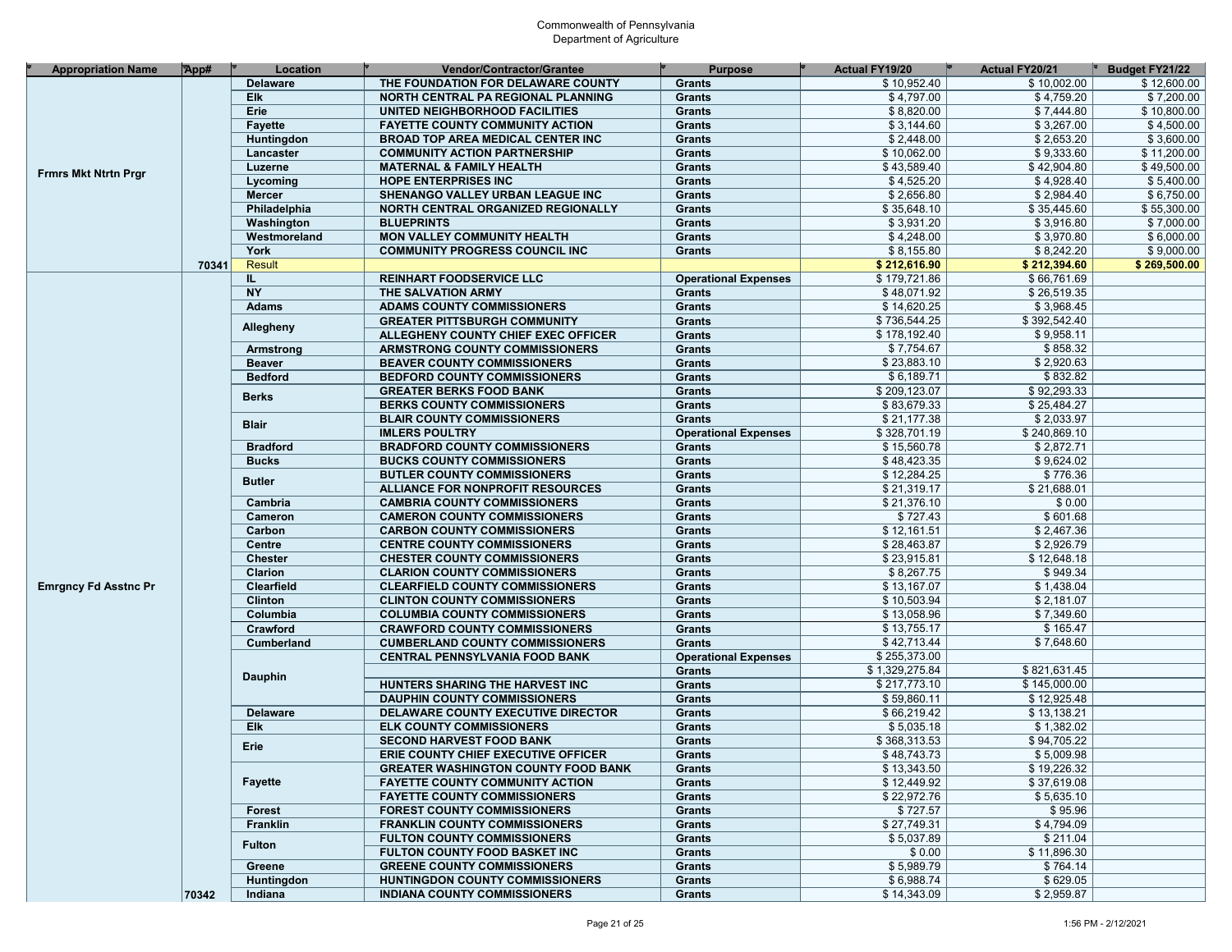Commonwealth of Pennsylvania
Department of Agriculture

| Appropriation Name | App# | Location | Vendor/Contractor/Grantee | Purpose | Actual FY19/20 | Actual FY20/21 | Budget FY21/22 |
|---|---|---|---|---|---|---|---|
| Frmrs Mkt Ntrtn Prgr | | Delaware | THE FOUNDATION FOR DELAWARE COUNTY | Grants | $ 10,952.40 | $ 10,002.00 | $ 12,600.00 |
| | | Elk | NORTH CENTRAL PA REGIONAL PLANNING | Grants | $ 4,797.00 | $ 4,759.20 | $ 7,200.00 |
| | | Erie | UNITED NEIGHBORHOOD FACILITIES | Grants | $ 8,820.00 | $ 7,444.80 | $ 10,800.00 |
| | | Fayette | FAYETTE COUNTY COMMUNITY ACTION | Grants | $ 3,144.60 | $ 3,267.00 | $ 4,500.00 |
| | | Huntingdon | BROAD TOP AREA MEDICAL CENTER INC | Grants | $ 2,448.00 | $ 2,653.20 | $ 3,600.00 |
| | | Lancaster | COMMUNITY ACTION PARTNERSHIP | Grants | $ 10,062.00 | $ 9,333.60 | $ 11,200.00 |
| | | Luzerne | MATERNAL & FAMILY HEALTH | Grants | $ 43,589.40 | $ 42,904.80 | $ 49,500.00 |
| | | Lycoming | HOPE ENTERPRISES INC | Grants | $ 4,525.20 | $ 4,928.40 | $ 5,400.00 |
| | | Mercer | SHENANGO VALLEY URBAN LEAGUE INC | Grants | $ 2,656.80 | $ 2,984.40 | $ 6,750.00 |
| | | Philadelphia | NORTH CENTRAL ORGANIZED REGIONALLY | Grants | $ 35,648.10 | $ 35,445.60 | $ 55,300.00 |
| | | Washington | BLUEPRINTS | Grants | $ 3,931.20 | $ 3,916.80 | $ 7,000.00 |
| | | Westmoreland | MON VALLEY COMMUNITY HEALTH | Grants | $ 4,248.00 | $ 3,970.80 | $ 6,000.00 |
| | | York | COMMUNITY PROGRESS COUNCIL INC | Grants | $ 8,155.80 | $ 8,242.20 | $ 9,000.00 |
| | 70341 | Result | | | **$ 212,616.90** | **$ 212,394.60** | **$ 269,500.00** |
| Emrgncy Fd Asstnc Pr | | IL | REINHART FOODSERVICE LLC | Operational Expenses | $ 179,721.86 | $ 66,761.69 | |
| | | NY | THE SALVATION ARMY | Grants | $ 48,071.92 | $ 26,519.35 | |
| | | Adams | ADAMS COUNTY COMMISSIONERS | Grants | $ 14,620.25 | $ 3,968.45 | |
| | | Allegheny | GREATER PITTSBURGH COMMUNITY | Grants | $ 736,544.25 | $ 392,542.40 | |
| | | | ALLEGHENY COUNTY CHIEF EXEC OFFICER | Grants | $ 178,192.40 | $ 9,958.11 | |
| | | Armstrong | ARMSTRONG COUNTY COMMISSIONERS | Grants | $ 7,754.67 | $ 858.32 | |
| | | Beaver | BEAVER COUNTY COMMISSIONERS | Grants | $ 23,883.10 | $ 2,920.63 | |
| | | Bedford | BEDFORD COUNTY COMMISSIONERS | Grants | $ 6,189.71 | $ 832.82 | |
| | | Berks | GREATER BERKS FOOD BANK | Grants | $ 209,123.07 | $ 92,293.33 | |
| | | | BERKS COUNTY COMMISSIONERS | Grants | $ 83,679.33 | $ 25,484.27 | |
| | | Blair | BLAIR COUNTY COMMISSIONERS | Grants | $ 21,177.38 | $ 2,033.97 | |
| | | | IMLERS POULTRY | Operational Expenses | $ 328,701.19 | $ 240,869.10 | |
| | | Bradford | BRADFORD COUNTY COMMISSIONERS | Grants | $ 15,560.78 | $ 2,872.71 | |
| | | Bucks | BUCKS COUNTY COMMISSIONERS | Grants | $ 48,423.35 | $ 9,624.02 | |
| | | Butler | BUTLER COUNTY COMMISSIONERS | Grants | $ 12,284.25 | $ 776.36 | |
| | | | ALLIANCE FOR NONPROFIT RESOURCES | Grants | $ 21,319.17 | $ 21,688.01 | |
| | | Cambria | CAMBRIA COUNTY COMMISSIONERS | Grants | $ 21,376.10 | $ 0.00 | |
| | | Cameron | CAMERON COUNTY COMMISSIONERS | Grants | $ 727.43 | $ 601.68 | |
| | | Carbon | CARBON COUNTY COMMISSIONERS | Grants | $ 12,161.51 | $ 2,467.36 | |
| | | Centre | CENTRE COUNTY COMMISSIONERS | Grants | $ 28,463.87 | $ 2,926.79 | |
| | | Chester | CHESTER COUNTY COMMISSIONERS | Grants | $ 23,915.81 | $ 12,648.18 | |
| | | Clarion | CLARION COUNTY COMMISSIONERS | Grants | $ 8,267.75 | $ 949.34 | |
| | | Clearfield | CLEARFIELD COUNTY COMMISSIONERS | Grants | $ 13,167.07 | $ 1,438.04 | |
| | | Clinton | CLINTON COUNTY COMMISSIONERS | Grants | $ 10,503.94 | $ 2,181.07 | |
| | | Columbia | COLUMBIA COUNTY COMMISSIONERS | Grants | $ 13,058.96 | $ 7,349.60 | |
| | | Crawford | CRAWFORD COUNTY COMMISSIONERS | Grants | $ 13,755.17 | $ 165.47 | |
| | | Cumberland | CUMBERLAND COUNTY COMMISSIONERS | Grants | $ 42,713.44 | $ 7,648.60 | |
| | | Dauphin | CENTRAL PENNSYLVANIA FOOD BANK | Operational Expenses | $ 255,373.00 | | |
| | | | | Grants | $ 1,329,275.84 | $ 821,631.45 | |
| | | | HUNTERS SHARING THE HARVEST INC | Grants | $ 217,773.10 | $ 145,000.00 | |
| | | | DAUPHIN COUNTY COMMISSIONERS | Grants | $ 59,860.11 | $ 12,925.48 | |
| | | Delaware | DELAWARE COUNTY EXECUTIVE DIRECTOR | Grants | $ 66,219.42 | $ 13,138.21 | |
| | | Elk | ELK COUNTY COMMISSIONERS | Grants | $ 5,035.18 | $ 1,382.02 | |
| | | Erie | SECOND HARVEST FOOD BANK | Grants | $ 368,313.53 | $ 94,705.22 | |
| | | | ERIE COUNTY CHIEF EXECUTIVE OFFICER | Grants | $ 48,743.73 | $ 5,009.98 | |
| | | Fayette | GREATER WASHINGTON COUNTY FOOD BANK | Grants | $ 13,343.50 | $ 19,226.32 | |
| | | | FAYETTE COUNTY COMMUNITY ACTION | Grants | $ 12,449.92 | $ 37,619.08 | |
| | | | FAYETTE COUNTY COMMISSIONERS | Grants | $ 22,972.76 | $ 5,635.10 | |
| | | Forest | FOREST COUNTY COMMISSIONERS | Grants | $ 727.57 | $ 95.96 | |
| | | Franklin | FRANKLIN COUNTY COMMISSIONERS | Grants | $ 27,749.31 | $ 4,794.09 | |
| | | Fulton | FULTON COUNTY COMMISSIONERS | Grants | $ 5,037.89 | $ 211.04 | |
| | | | FULTON COUNTY FOOD BASKET INC | Grants | $ 0.00 | $ 11,896.30 | |
| | | Greene | GREENE COUNTY COMMISSIONERS | Grants | $ 5,989.79 | $ 764.14 | |
| | | Huntingdon | HUNTINGDON COUNTY COMMISSIONERS | Grants | $ 6,988.74 | $ 629.05 | |
| | 70342 | Indiana | INDIANA COUNTY COMMISSIONERS | Grants | $ 14,343.09 | $ 2,959.87 | |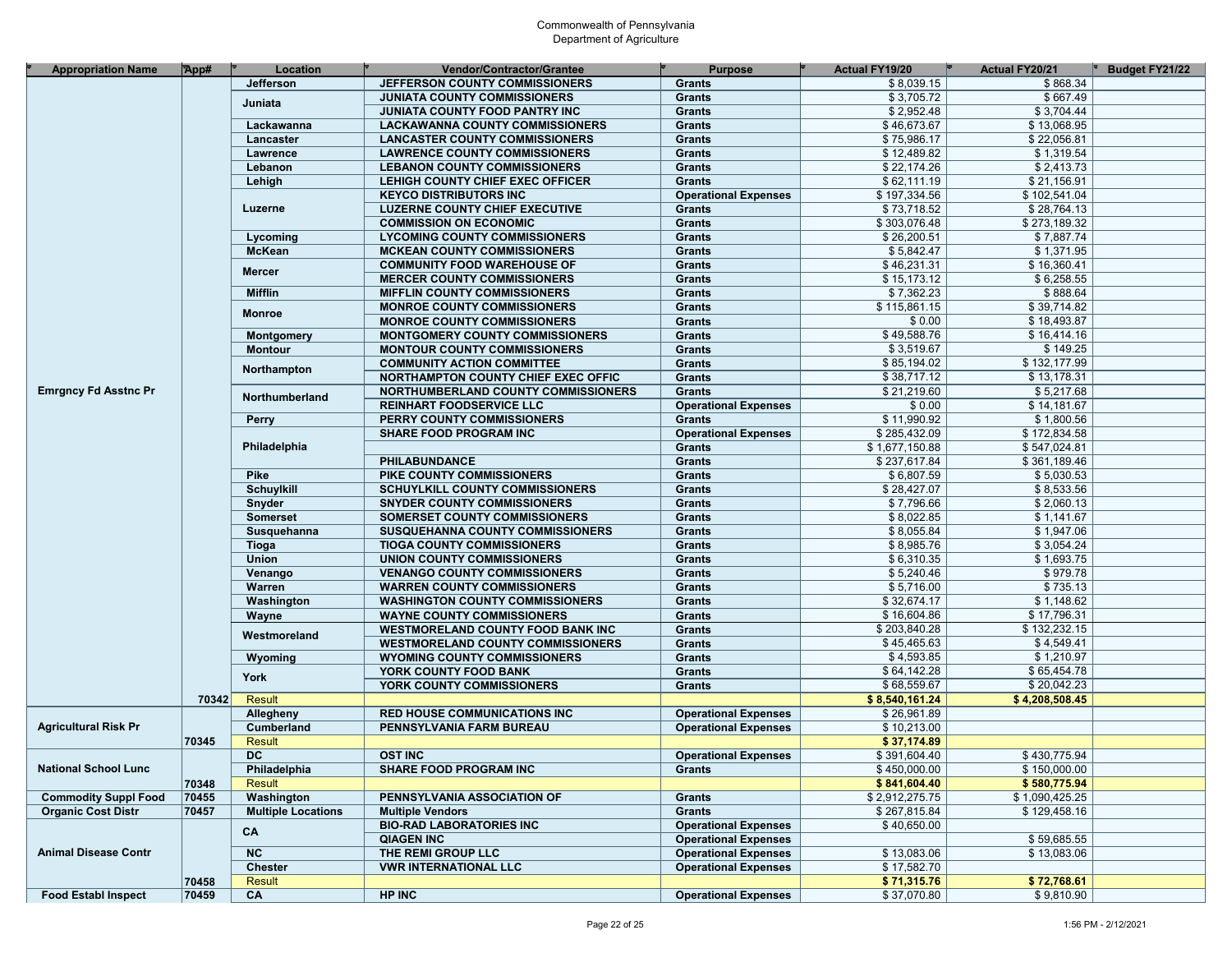Commonwealth of Pennsylvania
Department of Agriculture

| Appropriation Name | App# | Location | Vendor/Contractor/Grantee | Purpose | Actual FY19/20 | Actual FY20/21 | Budget FY21/22 |
|---|---|---|---|---|---|---|---|
| Emrgncy Fd Asstnc Pr | | Jefferson | JEFFERSON COUNTY COMMISSIONERS | Grants | $ 8,039.15 | $ 868.34 | |
| | | Juniata | JUNIATA COUNTY COMMISSIONERS | Grants | $ 3,705.72 | $ 667.49 | |
| | | | JUNIATA COUNTY FOOD PANTRY INC | Grants | $ 2,952.48 | $ 3,704.44 | |
| | | Lackawanna | LACKAWANNA COUNTY COMMISSIONERS | Grants | $ 46,673.67 | $ 13,068.95 | |
| | | Lancaster | LANCASTER COUNTY COMMISSIONERS | Grants | $ 75,986.17 | $ 22,056.81 | |
| | | Lawrence | LAWRENCE COUNTY COMMISSIONERS | Grants | $ 12,489.82 | $ 1,319.54 | |
| | | Lebanon | LEBANON COUNTY COMMISSIONERS | Grants | $ 22,174.26 | $ 2,413.73 | |
| | | Lehigh | LEHIGH COUNTY CHIEF EXEC OFFICER | Grants | $ 62,111.19 | $ 21,156.91 | |
| | | Luzerne | KEYCO DISTRIBUTORS INC | Operational Expenses | $ 197,334.56 | $ 102,541.04 | |
| | | | LUZERNE COUNTY CHIEF EXECUTIVE | Grants | $ 73,718.52 | $ 28,764.13 | |
| | | | COMMISSION ON ECONOMIC | Grants | $ 303,076.48 | $ 273,189.32 | |
| | | Lycoming | LYCOMING COUNTY COMMISSIONERS | Grants | $ 26,200.51 | $ 7,887.74 | |
| | | McKean | MCKEAN COUNTY COMMISSIONERS | Grants | $ 5,842.47 | $ 1,371.95 | |
| | | Mercer | COMMUNITY FOOD WAREHOUSE OF | Grants | $ 46,231.31 | $ 16,360.41 | |
| | | | MERCER COUNTY COMMISSIONERS | Grants | $ 15,173.12 | $ 6,258.55 | |
| | | Mifflin | MIFFLIN COUNTY COMMISSIONERS | Grants | $ 7,362.23 | $ 888.64 | |
| | | Monroe | MONROE COUNTY COMMISSIONERS | Grants | $ 115,861.15 | $ 39,714.82 | |
| | | | MONROE COUNTY COMMISSIONERS | Grants | $ 0.00 | $ 18,493.87 | |
| | | Montgomery | MONTGOMERY COUNTY COMMISSIONERS | Grants | $ 49,588.76 | $ 16,414.16 | |
| | | Montour | MONTOUR COUNTY COMMISSIONERS | Grants | $ 3,519.67 | $ 149.25 | |
| | | Northampton | COMMUNITY ACTION COMMITTEE | Grants | $ 85,194.02 | $ 132,177.99 | |
| | | | NORTHAMPTON COUNTY CHIEF EXEC OFFIC | Grants | $ 38,717.12 | $ 13,178.31 | |
| | | Northumberland | NORTHUMBERLAND COUNTY COMMISSIONERS | Grants | $ 21,219.60 | $ 5,217.68 | |
| | | | REINHART FOODSERVICE LLC | Operational Expenses | $ 0.00 | $ 14,181.67 | |
| | | Perry | PERRY COUNTY COMMISSIONERS | Grants | $ 11,990.92 | $ 1,800.56 | |
| | | Philadelphia | SHARE FOOD PROGRAM INC | Operational Expenses | $ 285,432.09 | $ 172,834.58 | |
| | | | | Grants | $ 1,677,150.88 | $ 547,024.81 | |
| | | | PHILABUNDANCE | Grants | $ 237,617.84 | $ 361,189.46 | |
| | | Pike | PIKE COUNTY COMMISSIONERS | Grants | $ 6,807.59 | $ 5,030.53 | |
| | | Schuylkill | SCHUYLKILL COUNTY COMMISSIONERS | Grants | $ 28,427.07 | $ 8,533.56 | |
| | | Snyder | SNYDER COUNTY COMMISSIONERS | Grants | $ 7,796.66 | $ 2,060.13 | |
| | | Somerset | SOMERSET COUNTY COMMISSIONERS | Grants | $ 8,022.85 | $ 1,141.67 | |
| | | Susquehanna | SUSQUEHANNA COUNTY COMMISSIONERS | Grants | $ 8,055.84 | $ 1,947.06 | |
| | | Tioga | TIOGA COUNTY COMMISSIONERS | Grants | $ 8,985.76 | $ 3,054.24 | |
| | | Union | UNION COUNTY COMMISSIONERS | Grants | $ 6,310.35 | $ 1,693.75 | |
| | | Venango | VENANGO COUNTY COMMISSIONERS | Grants | $ 5,240.46 | $ 979.78 | |
| | | Warren | WARREN COUNTY COMMISSIONERS | Grants | $ 5,716.00 | $ 735.13 | |
| | | Washington | WASHINGTON COUNTY COMMISSIONERS | Grants | $ 32,674.17 | $ 1,148.62 | |
| | | Wayne | WAYNE COUNTY COMMISSIONERS | Grants | $ 16,604.86 | $ 17,796.31 | |
| | | Westmoreland | WESTMORELAND COUNTY FOOD BANK INC | Grants | $ 203,840.28 | $ 132,232.15 | |
| | | | WESTMORELAND COUNTY COMMISSIONERS | Grants | $ 45,465.63 | $ 4,549.41 | |
| | | Wyoming | WYOMING COUNTY COMMISSIONERS | Grants | $ 4,593.85 | $ 1,210.97 | |
| | | York | YORK COUNTY FOOD BANK | Grants | $ 64,142.28 | $ 65,454.78 | |
| | | | YORK COUNTY COMMISSIONERS | Grants | $ 68,559.67 | $ 20,042.23 | |
| | 70342 | Result | | | **$ 8,540,161.24** | **$ 4,208,508.45** | |
| Agricultural Risk Pr | | Allegheny | RED HOUSE COMMUNICATIONS INC | Operational Expenses | $ 26,961.89 | | |
| | | Cumberland | PENNSYLVANIA FARM BUREAU | Operational Expenses | $ 10,213.00 | | |
| | 70345 | Result | | | **$ 37,174.89** | | |
| National School Lunc | | DC | OST INC | Operational Expenses | $ 391,604.40 | $ 430,775.94 | |
| | | Philadelphia | SHARE FOOD PROGRAM INC | Grants | $ 450,000.00 | $ 150,000.00 | |
| | 70348 | Result | | | **$ 841,604.40** | **$ 580,775.94** | |
| Commodity Suppl Food | 70455 | Washington | PENNSYLVANIA ASSOCIATION OF | Grants | $ 2,912,275.75 | $ 1,090,425.25 | |
| Organic Cost Distr | 70457 | Multiple Locations | Multiple Vendors | Grants | $ 267,815.84 | $ 129,458.16 | |
| Animal Disease Contr | | CA | BIO-RAD LABORATORIES INC | Operational Expenses | $ 40,650.00 | | |
| | | | QIAGEN INC | Operational Expenses | | $ 59,685.55 | |
| | | NC | THE REMI GROUP LLC | Operational Expenses | $ 13,083.06 | $ 13,083.06 | |
| | | Chester | VWR INTERNATIONAL LLC | Operational Expenses | $ 17,582.70 | | |
| | 70458 | Result | | | **$ 71,315.76** | **$ 72,768.61** | |
| Food Establ Inspect | 70459 | CA | HP INC | Operational Expenses | $ 37,070.80 | $ 9,810.90 | |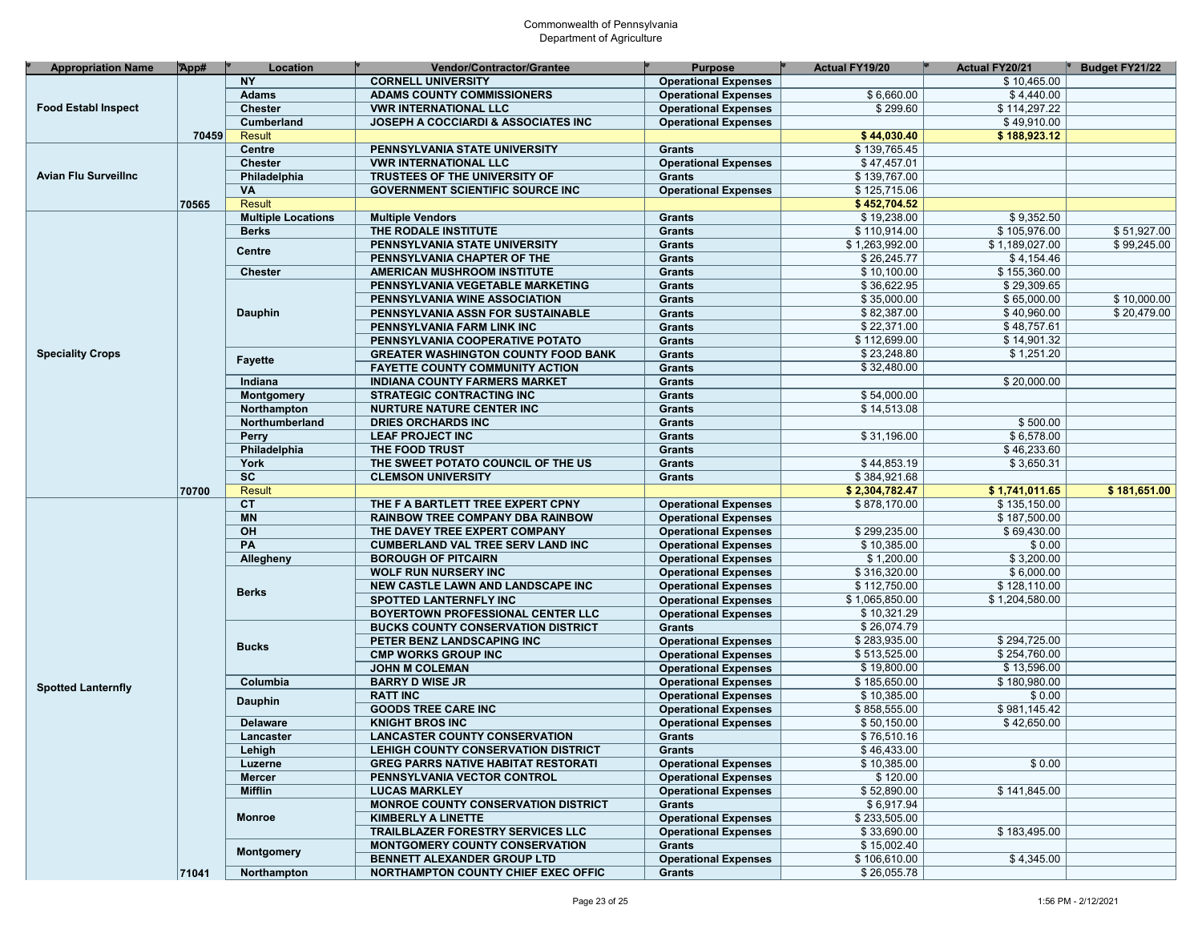Commonwealth of Pennsylvania
Department of Agriculture

| Appropriation Name | App# | Location | Vendor/Contractor/Grantee | Purpose | Actual FY19/20 | Actual FY20/21 | Budget FY21/22 |
|---|---|---|---|---|---|---|---|
| Food Establ Inspect | | NY | CORNELL UNIVERSITY | Operational Expenses | | $ 10,465.00 | |
| | | Adams | ADAMS COUNTY COMMISSIONERS | Operational Expenses | $ 6,660.00 | $ 4,440.00 | |
| | | Chester | VWR INTERNATIONAL LLC | Operational Expenses | $ 299.60 | $ 114,297.22 | |
| | | Cumberland | JOSEPH A COCCIARDI & ASSOCIATES INC | Operational Expenses | | $ 49,910.00 | |
| | 70459 | Result | | | **$ 44,030.40** | **$ 188,923.12** | |
| Avian Flu Surveillnc | | Centre | PENNSYLVANIA STATE UNIVERSITY | Grants | $ 139,765.45 | | |
| | | Chester | VWR INTERNATIONAL LLC | Operational Expenses | $ 47,457.01 | | |
| | | Philadelphia | TRUSTEES OF THE UNIVERSITY OF | Grants | $ 139,767.00 | | |
| | | VA | GOVERNMENT SCIENTIFIC SOURCE INC | Operational Expenses | $ 125,715.06 | | |
| | 70565 | Result | | | **$ 452,704.52** | | |
| Speciality Crops | | Multiple Locations | Multiple Vendors | Grants | $ 19,238.00 | $ 9,352.50 | |
| | | Berks | THE RODALE INSTITUTE | Grants | $ 110,914.00 | $ 105,976.00 | $ 51,927.00 |
| | | Centre | PENNSYLVANIA STATE UNIVERSITY | Grants | $ 1,263,992.00 | $ 1,189,027.00 | $ 99,245.00 |
| | | | PENNSYLVANIA CHAPTER OF THE | Grants | $ 26,245.77 | $ 4,154.46 | |
| | | Chester | AMERICAN MUSHROOM INSTITUTE | Grants | $ 10,100.00 | $ 155,360.00 | |
| | | Dauphin | PENNSYLVANIA VEGETABLE MARKETING | Grants | $ 36,622.95 | $ 29,309.65 | |
| | | | PENNSYLVANIA WINE ASSOCIATION | Grants | $ 35,000.00 | $ 65,000.00 | $ 10,000.00 |
| | | | PENNSYLVANIA ASSN FOR SUSTAINABLE | Grants | $ 82,387.00 | $ 40,960.00 | $ 20,479.00 |
| | | | PENNSYLVANIA FARM LINK INC | Grants | $ 22,371.00 | $ 48,757.61 | |
| | | | PENNSYLVANIA COOPERATIVE POTATO | Grants | $ 112,699.00 | $ 14,901.32 | |
| | | Fayette | GREATER WASHINGTON COUNTY FOOD BANK | Grants | $ 23,248.80 | $ 1,251.20 | |
| | | | FAYETTE COUNTY COMMUNITY ACTION | Grants | $ 32,480.00 | | |
| | | Indiana | INDIANA COUNTY FARMERS MARKET | Grants | | $ 20,000.00 | |
| | | Montgomery | STRATEGIC CONTRACTING INC | Grants | $ 54,000.00 | | |
| | | Northampton | NURTURE NATURE CENTER INC | Grants | $ 14,513.08 | | |
| | | Northumberland | DRIES ORCHARDS INC | Grants | | $ 500.00 | |
| | | Perry | LEAF PROJECT INC | Grants | $ 31,196.00 | $ 6,578.00 | |
| | | Philadelphia | THE FOOD TRUST | Grants | | $ 46,233.60 | |
| | | York | THE SWEET POTATO COUNCIL OF THE US | Grants | $ 44,853.19 | $ 3,650.31 | |
| | | SC | CLEMSON UNIVERSITY | Grants | $ 384,921.68 | | |
| | 70700 | Result | | | **$ 2,304,782.47** | **$ 1,741,011.65** | **$ 181,651.00** |
| Spotted Lanternfly | | CT | THE F A BARTLETT TREE EXPERT CPNY | Operational Expenses | $ 878,170.00 | $ 135,150.00 | |
| | | MN | RAINBOW TREE COMPANY DBA RAINBOW | Operational Expenses | | $ 187,500.00 | |
| | | OH | THE DAVEY TREE EXPERT COMPANY | Operational Expenses | $ 299,235.00 | $ 69,430.00 | |
| | | PA | CUMBERLAND VAL TREE SERV LAND INC | Operational Expenses | $ 10,385.00 | $ 0.00 | |
| | | Allegheny | BOROUGH OF PITCAIRN | Operational Expenses | $ 1,200.00 | $ 3,200.00 | |
| | | Berks | WOLF RUN NURSERY INC | Operational Expenses | $ 316,320.00 | $ 6,000.00 | |
| | | | NEW CASTLE LAWN AND LANDSCAPE INC | Operational Expenses | $ 112,750.00 | $ 128,110.00 | |
| | | | SPOTTED LANTERNFLY INC | Operational Expenses | $ 1,065,850.00 | $ 1,204,580.00 | |
| | | | BOYERTOWN PROFESSIONAL CENTER LLC | Operational Expenses | $ 10,321.29 | | |
| | | Bucks | BUCKS COUNTY CONSERVATION DISTRICT | Grants | $ 26,074.79 | | |
| | | | PETER BENZ LANDSCAPING INC | Operational Expenses | $ 283,935.00 | $ 294,725.00 | |
| | | | CMP WORKS GROUP INC | Operational Expenses | $ 513,525.00 | $ 254,760.00 | |
| | | | JOHN M COLEMAN | Operational Expenses | $ 19,800.00 | $ 13,596.00 | |
| | | Columbia | BARRY D WISE JR | Operational Expenses | $ 185,650.00 | $ 180,980.00 | |
| | | Dauphin | RATT INC | Operational Expenses | $ 10,385.00 | $ 0.00 | |
| | | | GOODS TREE CARE INC | Operational Expenses | $ 858,555.00 | $ 981,145.42 | |
| | | Delaware | KNIGHT BROS INC | Operational Expenses | $ 50,150.00 | $ 42,650.00 | |
| | | Lancaster | LANCASTER COUNTY CONSERVATION | Grants | $ 76,510.16 | | |
| | | Lehigh | LEHIGH COUNTY CONSERVATION DISTRICT | Grants | $ 46,433.00 | | |
| | | Luzerne | GREG PARRS NATIVE HABITAT RESTORATI | Operational Expenses | $ 10,385.00 | $ 0.00 | |
| | | Mercer | PENNSYLVANIA VECTOR CONTROL | Operational Expenses | $ 120.00 | | |
| | | Mifflin | LUCAS MARKLEY | Operational Expenses | $ 52,890.00 | $ 141,845.00 | |
| | | Monroe | MONROE COUNTY CONSERVATION DISTRICT | Grants | $ 6,917.94 | | |
| | | | KIMBERLY A LINETTE | Operational Expenses | $ 233,505.00 | | |
| | | | TRAILBLAZER FORESTRY SERVICES LLC | Operational Expenses | $ 33,690.00 | $ 183,495.00 | |
| | | Montgomery | MONTGOMERY COUNTY CONSERVATION | Grants | $ 15,002.40 | | |
| | | | BENNETT ALEXANDER GROUP LTD | Operational Expenses | $ 106,610.00 | $ 4,345.00 | |
| | 71041 | Northampton | NORTHAMPTON COUNTY CHIEF EXEC OFFIC | Grants | $ 26,055.78 | | |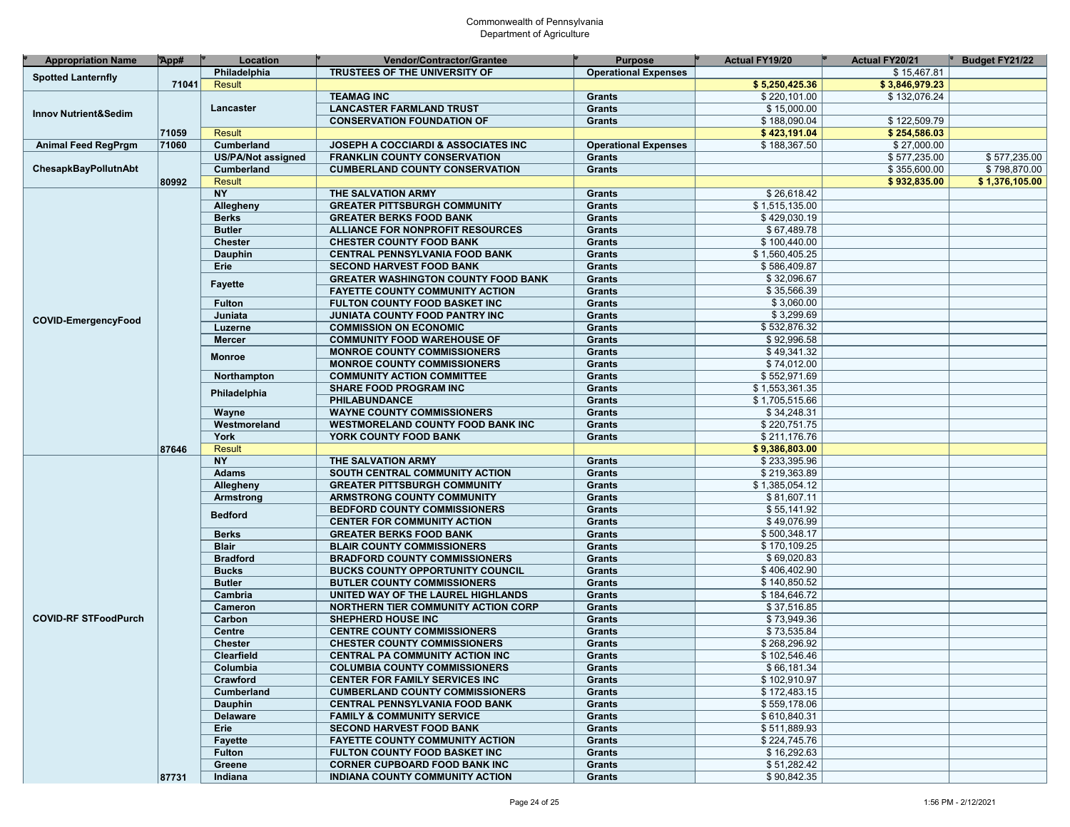Commonwealth of Pennsylvania
Department of Agriculture

| Appropriation Name | App# | Location | Vendor/Contractor/Grantee | Purpose | Actual FY19/20 | Actual FY20/21 | Budget FY21/22 |
|---|---|---|---|---|---|---|---|
| Spotted Lanternfly | | Philadelphia | TRUSTEES OF THE UNIVERSITY OF | Operational Expenses | | $ 15,467.81 | |
| | 71041 | Result | | | $ 5,250,425.36 | $ 3,846,979.23 | |
| Innov Nutrient&Sedim | | Lancaster | TEAMAG INC | Grants | $ 220,101.00 | $ 132,076.24 | |
| | | | LANCASTER FARMLAND TRUST | Grants | $ 15,000.00 | | |
| | | | CONSERVATION FOUNDATION OF | Grants | $ 188,090.04 | $ 122,509.79 | |
| | 71059 | Result | | | $ 423,191.04 | $ 254,586.03 | |
| Animal Feed RegPrgm | 71060 | Cumberland | JOSEPH A COCCIARDI & ASSOCIATES INC | Operational Expenses | $ 188,367.50 | $ 27,000.00 | |
| ChesapkBayPollutnAbt | | US/PA/Not assigned | FRANKLIN COUNTY CONSERVATION | Grants | | $ 577,235.00 | $ 577,235.00 |
| | | Cumberland | CUMBERLAND COUNTY CONSERVATION | Grants | | $ 355,600.00 | $ 798,870.00 |
| | 80992 | Result | | | | $ 932,835.00 | $ 1,376,105.00 |
| COVID-EmergencyFood | | NY | THE SALVATION ARMY | Grants | $ 26,618.42 | | |
| | | Allegheny | GREATER PITTSBURGH COMMUNITY | Grants | $ 1,515,135.00 | | |
| | | Berks | GREATER BERKS FOOD BANK | Grants | $ 429,030.19 | | |
| | | Butler | ALLIANCE FOR NONPROFIT RESOURCES | Grants | $ 67,489.78 | | |
| | | Chester | CHESTER COUNTY FOOD BANK | Grants | $ 100,440.00 | | |
| | | Dauphin | CENTRAL PENNSYLVANIA FOOD BANK | Grants | $ 1,560,405.25 | | |
| | | Erie | SECOND HARVEST FOOD BANK | Grants | $ 586,409.87 | | |
| | | Fayette | GREATER WASHINGTON COUNTY FOOD BANK | Grants | $ 32,096.67 | | |
| | | | FAYETTE COUNTY COMMUNITY ACTION | Grants | $ 35,566.39 | | |
| | | Fulton | FULTON COUNTY FOOD BASKET INC | Grants | $ 3,060.00 | | |
| | | Juniata | JUNIATA COUNTY FOOD PANTRY INC | Grants | $ 3,299.69 | | |
| | | Luzerne | COMMISSION ON ECONOMIC | Grants | $ 532,876.32 | | |
| | | Mercer | COMMUNITY FOOD WAREHOUSE OF | Grants | $ 92,996.58 | | |
| | | Monroe | MONROE COUNTY COMMISSIONERS | Grants | $ 49,341.32 | | |
| | | | MONROE COUNTY COMMISSIONERS | Grants | $ 74,012.00 | | |
| | | Northampton | COMMUNITY ACTION COMMITTEE | Grants | $ 552,971.69 | | |
| | | Philadelphia | SHARE FOOD PROGRAM INC | Grants | $ 1,553,361.35 | | |
| | | | PHILABUNDANCE | Grants | $ 1,705,515.66 | | |
| | | Wayne | WAYNE COUNTY COMMISSIONERS | Grants | $ 34,248.31 | | |
| | | Westmoreland | WESTMORELAND COUNTY FOOD BANK INC | Grants | $ 220,751.75 | | |
| | | York | YORK COUNTY FOOD BANK | Grants | $ 211,176.76 | | |
| | 87646 | Result | | | $ 9,386,803.00 | | |
| COVID-RF STFoodPurch | | NY | THE SALVATION ARMY | Grants | $ 233,395.96 | | |
| | | Adams | SOUTH CENTRAL COMMUNITY ACTION | Grants | $ 219,363.89 | | |
| | | Allegheny | GREATER PITTSBURGH COMMUNITY | Grants | $ 1,385,054.12 | | |
| | | Armstrong | ARMSTRONG COUNTY COMMUNITY | Grants | $ 81,607.11 | | |
| | | Bedford | BEDFORD COUNTY COMMISSIONERS | Grants | $ 55,141.92 | | |
| | | | CENTER FOR COMMUNITY ACTION | Grants | $ 49,076.99 | | |
| | | Berks | GREATER BERKS FOOD BANK | Grants | $ 500,348.17 | | |
| | | Blair | BLAIR COUNTY COMMISSIONERS | Grants | $ 170,109.25 | | |
| | | Bradford | BRADFORD COUNTY COMMISSIONERS | Grants | $ 69,020.83 | | |
| | | Bucks | BUCKS COUNTY OPPORTUNITY COUNCIL | Grants | $ 406,402.90 | | |
| | | Butler | BUTLER COUNTY COMMISSIONERS | Grants | $ 140,850.52 | | |
| | | Cambria | UNITED WAY OF THE LAUREL HIGHLANDS | Grants | $ 184,646.72 | | |
| | | Cameron | NORTHERN TIER COMMUNITY ACTION CORP | Grants | $ 37,516.85 | | |
| | | Carbon | SHEPHERD HOUSE INC | Grants | $ 73,949.36 | | |
| | | Centre | CENTRE COUNTY COMMISSIONERS | Grants | $ 73,535.84 | | |
| | | Chester | CHESTER COUNTY COMMISSIONERS | Grants | $ 268,296.92 | | |
| | | Clearfield | CENTRAL PA COMMUNITY ACTION INC | Grants | $ 102,546.46 | | |
| | | Columbia | COLUMBIA COUNTY COMMISSIONERS | Grants | $ 66,181.34 | | |
| | | Crawford | CENTER FOR FAMILY SERVICES INC | Grants | $ 102,910.97 | | |
| | | Cumberland | CUMBERLAND COUNTY COMMISSIONERS | Grants | $ 172,483.15 | | |
| | | Dauphin | CENTRAL PENNSYLVANIA FOOD BANK | Grants | $ 559,178.06 | | |
| | | Delaware | FAMILY & COMMUNITY SERVICE | Grants | $ 610,840.31 | | |
| | | Erie | SECOND HARVEST FOOD BANK | Grants | $ 511,889.93 | | |
| | | Fayette | FAYETTE COUNTY COMMUNITY ACTION | Grants | $ 224,745.76 | | |
| | | Fulton | FULTON COUNTY FOOD BASKET INC | Grants | $ 16,292.63 | | |
| | | Greene | CORNER CUPBOARD FOOD BANK INC | Grants | $ 51,282.42 | | |
| | 87731 | Indiana | INDIANA COUNTY COMMUNITY ACTION | Grants | $ 90,842.35 | | |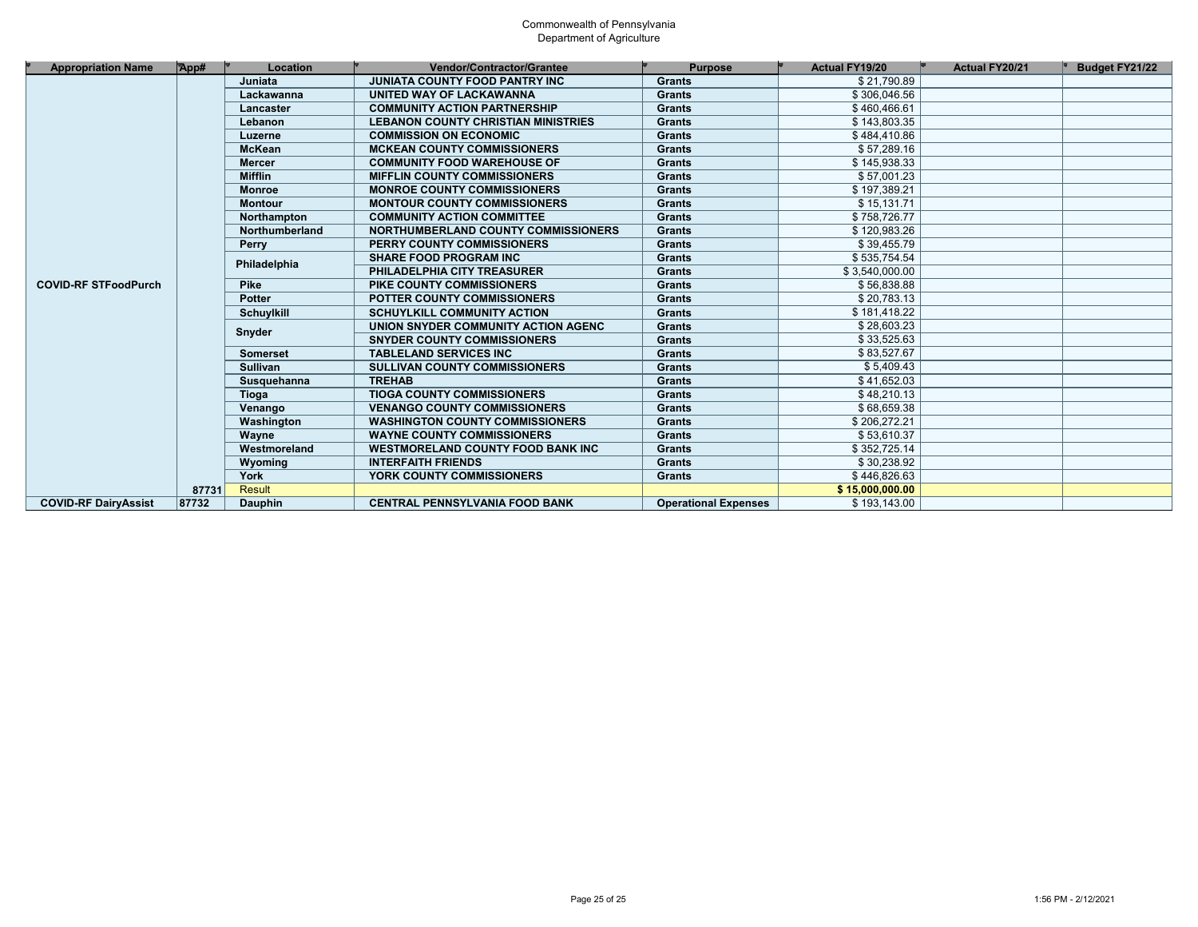Commonwealth of Pennsylvania
Department of Agriculture

| Appropriation Name | App# | Location | Vendor/Contractor/Grantee | Purpose | Actual FY19/20 | Actual FY20/21 | Budget FY21/22 |
|---|---|---|---|---|---|---|---|
| COVID-RF STFoodPurch | | Juniata | JUNIATA COUNTY FOOD PANTRY INC | Grants | $ 21,790.89 | | |
| | | Lackawanna | UNITED WAY OF LACKAWANNA | Grants | $ 306,046.56 | | |
| | | Lancaster | COMMUNITY ACTION PARTNERSHIP | Grants | $ 460,466.61 | | |
| | | Lebanon | LEBANON COUNTY CHRISTIAN MINISTRIES | Grants | $ 143,803.35 | | |
| | | Luzerne | COMMISSION ON ECONOMIC | Grants | $ 484,410.86 | | |
| | | McKean | MCKEAN COUNTY COMMISSIONERS | Grants | $ 57,289.16 | | |
| | | Mercer | COMMUNITY FOOD WAREHOUSE OF | Grants | $ 145,938.33 | | |
| | | Mifflin | MIFFLIN COUNTY COMMISSIONERS | Grants | $ 57,001.23 | | |
| | | Monroe | MONROE COUNTY COMMISSIONERS | Grants | $ 197,389.21 | | |
| | | Montour | MONTOUR COUNTY COMMISSIONERS | Grants | $ 15,131.71 | | |
| | | Northampton | COMMUNITY ACTION COMMITTEE | Grants | $ 758,726.77 | | |
| | | Northumberland | NORTHUMBERLAND COUNTY COMMISSIONERS | Grants | $ 120,983.26 | | |
| | | Perry | PERRY COUNTY COMMISSIONERS | Grants | $ 39,455.79 | | |
| | | Philadelphia | SHARE FOOD PROGRAM INC | Grants | $ 535,754.54 | | |
| | | | PHILADELPHIA CITY TREASURER | Grants | $ 3,540,000.00 | | |
| | | Pike | PIKE COUNTY COMMISSIONERS | Grants | $ 56,838.88 | | |
| | | Potter | POTTER COUNTY COMMISSIONERS | Grants | $ 20,783.13 | | |
| | | Schuylkill | SCHUYLKILL COMMUNITY ACTION | Grants | $ 181,418.22 | | |
| | | Snyder | UNION SNYDER COMMUNITY ACTION AGENC | Grants | $ 28,603.23 | | |
| | | | SNYDER COUNTY COMMISSIONERS | Grants | $ 33,525.63 | | |
| | | Somerset | TABLELAND SERVICES INC | Grants | $ 83,527.67 | | |
| | | Sullivan | SULLIVAN COUNTY COMMISSIONERS | Grants | $ 5,409.43 | | |
| | | Susquehanna | TREHAB | Grants | $ 41,652.03 | | |
| | | Tioga | TIOGA COUNTY COMMISSIONERS | Grants | $ 48,210.13 | | |
| | | Venango | VENANGO COUNTY COMMISSIONERS | Grants | $ 68,659.38 | | |
| | | Washington | WASHINGTON COUNTY COMMISSIONERS | Grants | $ 206,272.21 | | |
| | | Wayne | WAYNE COUNTY COMMISSIONERS | Grants | $ 53,610.37 | | |
| | | Westmoreland | WESTMORELAND COUNTY FOOD BANK INC | Grants | $ 352,725.14 | | |
| | | Wyoming | INTERFAITH FRIENDS | Grants | $ 30,238.92 | | |
| | | York | YORK COUNTY COMMISSIONERS | Grants | $ 446,826.63 | | |
| | 87731 | Result | | | **$ 15,000,000.00** | | |
| COVID-RF DairyAssist | 87732 | Dauphin | CENTRAL PENNSYLVANIA FOOD BANK | Operational Expenses | $ 193,143.00 | | |

1:56 PM - 2/12/2021